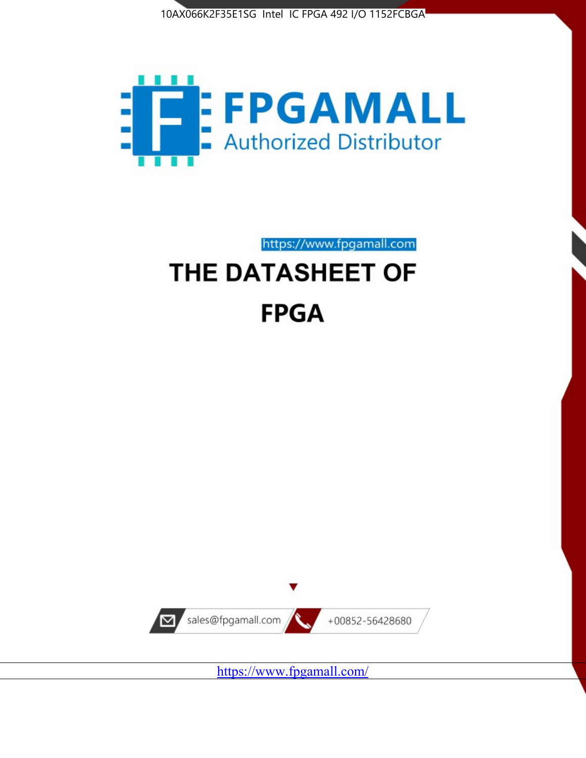10AX066K2F35E1SG Intel IC FPGA 492 I/O 1152FCBGA

FPGAMALL

Authorized Distributor

https://www.fpgamall.com

# THE DATASHEET OF

# FPGA

sales@fpgamall.com

+00852-56428680

https://www.fpgamall.com/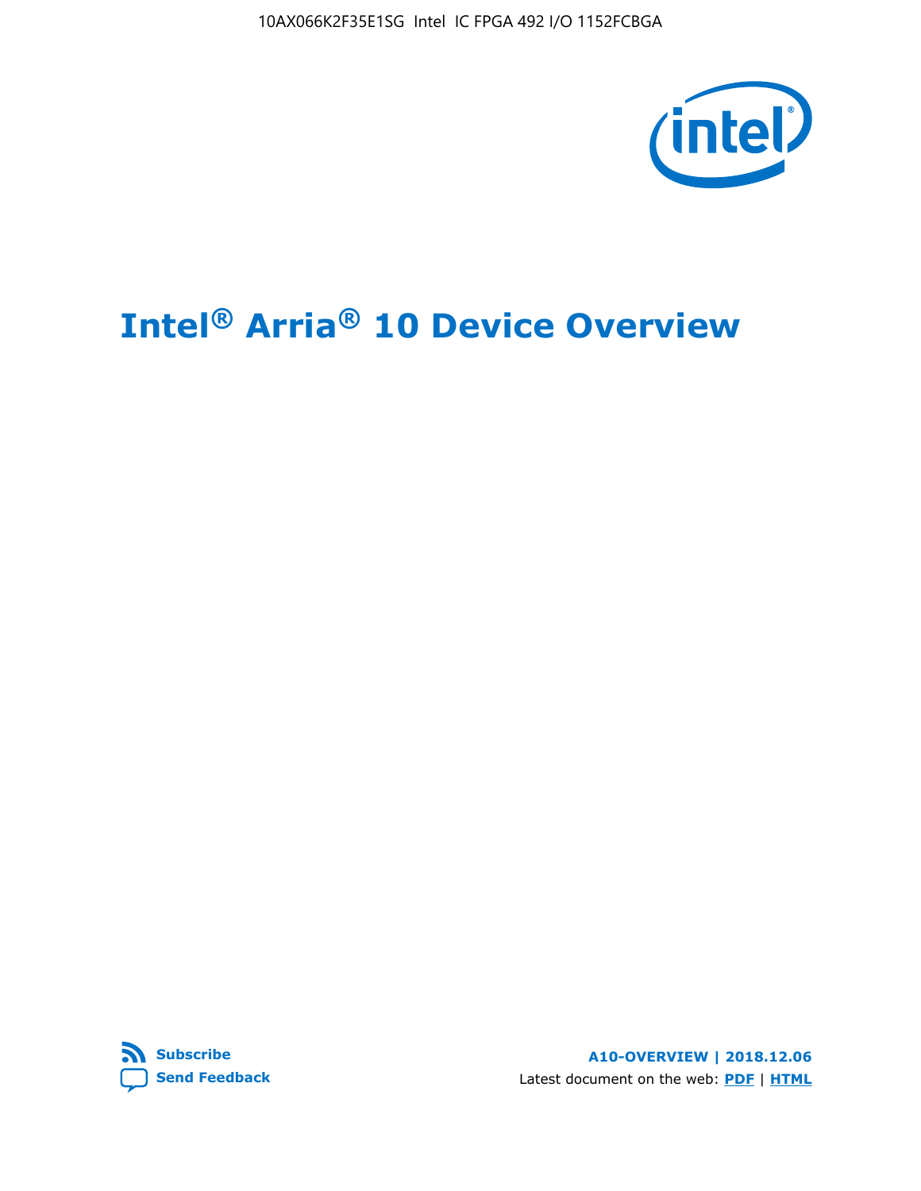# Intel® Arria® 10 Device Overview

Subscribe

Send Feedback

A10-OVERVIEW | 2018.12.06

Latest document on the web: PDF | HTML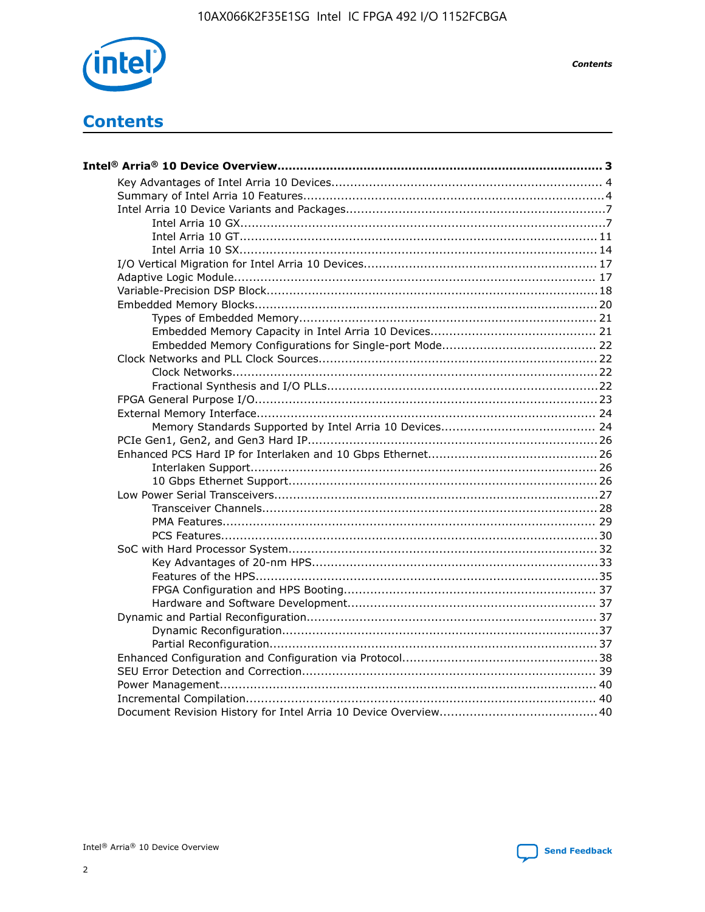# Contents

**Intel® Arria® 10 Device Overview....................................................................................... 3**

- Key Advantages of Intel Arria 10 Devices........................................................................ 4
- Summary of Intel Arria 10 Features................................................................................4
- Intel Arria 10 Device Variants and Packages.....................................................................7
  - Intel Arria 10 GX................................................................................................7
  - Intel Arria 10 GT.............................................................................................. 11
  - Intel Arria 10 SX.............................................................................................. 14
- I/O Vertical Migration for Intel Arria 10 Devices.............................................................. 17
- Adaptive Logic Module................................................................................................ 17
- Variable-Precision DSP Block........................................................................................18
- Embedded Memory Blocks........................................................................................... 20
  - Types of Embedded Memory............................................................................... 21
  - Embedded Memory Capacity in Intel Arria 10 Devices............................................ 21
  - Embedded Memory Configurations for Single-port Mode......................................... 22
- Clock Networks and PLL Clock Sources.......................................................................... 22
  - Clock Networks.................................................................................................22
  - Fractional Synthesis and I/O PLLs........................................................................22
- FPGA General Purpose I/O...........................................................................................23
- External Memory Interface.......................................................................................... 24
  - Memory Standards Supported by Intel Arria 10 Devices......................................... 24
- PCIe Gen1, Gen2, and Gen3 Hard IP.............................................................................26
- Enhanced PCS Hard IP for Interlaken and 10 Gbps Ethernet.............................................26
  - Interlaken Support............................................................................................ 26
  - 10 Gbps Ethernet Support.................................................................................. 26
- Low Power Serial Transceivers......................................................................................27
  - Transceiver Channels.........................................................................................28
  - PMA Features................................................................................................... 29
  - PCS Features....................................................................................................30
- SoC with Hard Processor System..................................................................................32
  - Key Advantages of 20-nm HPS............................................................................33
  - Features of the HPS...........................................................................................35
  - FPGA Configuration and HPS Booting................................................................... 37
  - Hardware and Software Development.................................................................. 37
- Dynamic and Partial Reconfiguration.............................................................................37
  - Dynamic Reconfiguration....................................................................................37
  - Partial Reconfiguration.......................................................................................37
- Enhanced Configuration and Configuration via Protocol....................................................38
- SEU Error Detection and Correction.............................................................................. 39
- Power Management.................................................................................................... 40
- Incremental Compilation............................................................................................. 40
- Document Revision History for Intel Arria 10 Device Overview..........................................40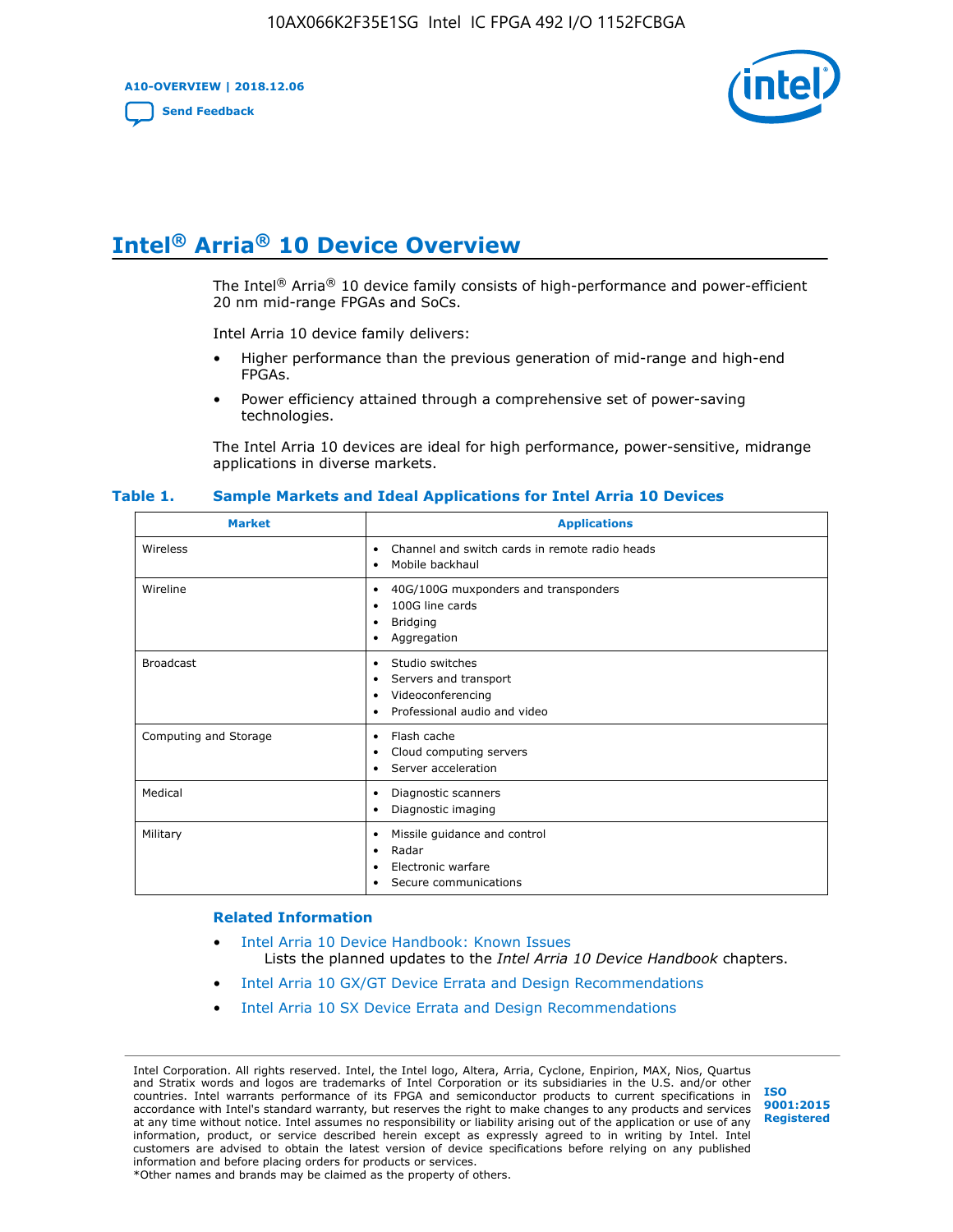# Intel® Arria® 10 Device Overview

The Intel® Arria® 10 device family consists of high-performance and power-efficient 20 nm mid-range FPGAs and SoCs.

Intel Arria 10 device family delivers:

- Higher performance than the previous generation of mid-range and high-end FPGAs.
- Power efficiency attained through a comprehensive set of power-saving technologies.

The Intel Arria 10 devices are ideal for high performance, power-sensitive, midrange applications in diverse markets.

**Table 1. Sample Markets and Ideal Applications for Intel Arria 10 Devices**

| Market | Applications |
| --- | --- |
| Wireless | • Channel and switch cards in remote radio heads<br>• Mobile backhaul |
| Wireline | • 40G/100G muxponders and transponders<br>• 100G line cards<br>• Bridging<br>• Aggregation |
| Broadcast | • Studio switches<br>• Servers and transport<br>• Videoconferencing<br>• Professional audio and video |
| Computing and Storage | • Flash cache<br>• Cloud computing servers<br>• Server acceleration |
| Medical | • Diagnostic scanners<br>• Diagnostic imaging |
| Military | • Missile guidance and control<br>• Radar<br>• Electronic warfare<br>• Secure communications |

**Related Information**

- Intel Arria 10 Device Handbook: Known Issues
  Lists the planned updates to the *Intel Arria 10 Device Handbook* chapters.
- Intel Arria 10 GX/GT Device Errata and Design Recommendations
- Intel Arria 10 SX Device Errata and Design Recommendations

Intel Corporation. All rights reserved. Intel, the Intel logo, Altera, Arria, Cyclone, Enpirion, MAX, Nios, Quartus and Stratix words and logos are trademarks of Intel Corporation or its subsidiaries in the U.S. and/or other countries. Intel warrants performance of its FPGA and semiconductor products to current specifications in accordance with Intel's standard warranty, but reserves the right to make changes to any products and services at any time without notice. Intel assumes no responsibility or liability arising out of the application or use of any information, product, or service described herein except as expressly agreed to in writing by Intel. Intel customers are advised to obtain the latest version of device specifications before relying on any published information and before placing orders for products or services.
*Other names and brands may be claimed as the property of others.

ISO 9001:2015 Registered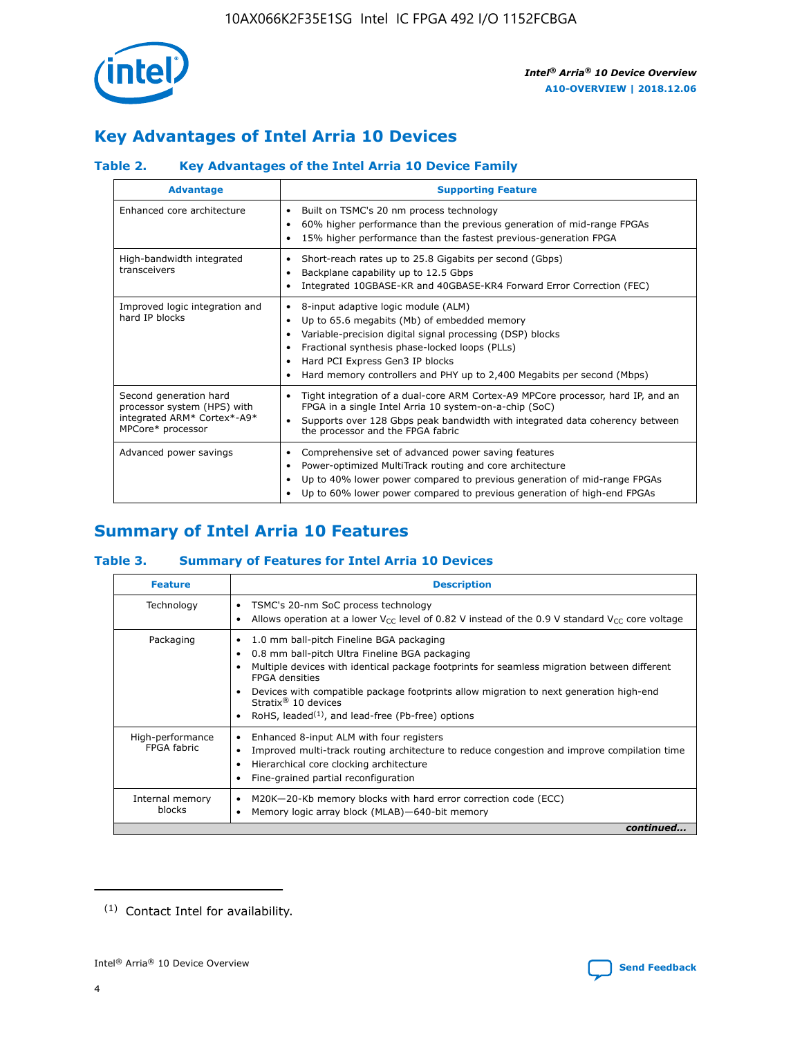## Key Advantages of Intel Arria 10 Devices

### Table 2. Key Advantages of the Intel Arria 10 Device Family

| Advantage | Supporting Feature |
|---|---|
| Enhanced core architecture | • Built on TSMC's 20 nm process technology<br>• 60% higher performance than the previous generation of mid-range FPGAs<br>• 15% higher performance than the fastest previous-generation FPGA |
| High-bandwidth integrated transceivers | • Short-reach rates up to 25.8 Gigabits per second (Gbps)<br>• Backplane capability up to 12.5 Gbps<br>• Integrated 10GBASE-KR and 40GBASE-KR4 Forward Error Correction (FEC) |
| Improved logic integration and hard IP blocks | • 8-input adaptive logic module (ALM)<br>• Up to 65.6 megabits (Mb) of embedded memory<br>• Variable-precision digital signal processing (DSP) blocks<br>• Fractional synthesis phase-locked loops (PLLs)<br>• Hard PCI Express Gen3 IP blocks<br>• Hard memory controllers and PHY up to 2,400 Megabits per second (Mbps) |
| Second generation hard processor system (HPS) with integrated ARM* Cortex*-A9* MPCore* processor | • Tight integration of a dual-core ARM Cortex-A9 MPCore processor, hard IP, and an FPGA in a single Intel Arria 10 system-on-a-chip (SoC)<br>• Supports over 128 Gbps peak bandwidth with integrated data coherency between the processor and the FPGA fabric |
| Advanced power savings | • Comprehensive set of advanced power saving features<br>• Power-optimized MultiTrack routing and core architecture<br>• Up to 40% lower power compared to previous generation of mid-range FPGAs<br>• Up to 60% lower power compared to previous generation of high-end FPGAs |

## Summary of Intel Arria 10 Features

### Table 3. Summary of Features for Intel Arria 10 Devices

| Feature | Description |
|---|---|
| Technology | • TSMC's 20-nm SoC process technology<br>• Allows operation at a lower $V_{CC}$ level of 0.82 V instead of the 0.9 V standard $V_{CC}$ core voltage |
| Packaging | • 1.0 mm ball-pitch Fineline BGA packaging<br>• 0.8 mm ball-pitch Ultra Fineline BGA packaging<br>• Multiple devices with identical package footprints for seamless migration between different FPGA densities<br>• Devices with compatible package footprints allow migration to next generation high-end Stratix® 10 devices<br>• RoHS, leaded[(1)], and lead-free (Pb-free) options |
| High-performance FPGA fabric | • Enhanced 8-input ALM with four registers<br>• Improved multi-track routing architecture to reduce congestion and improve compilation time<br>• Hierarchical core clocking architecture<br>• Fine-grained partial reconfiguration |
| Internal memory blocks | • M20K—20-Kb memory blocks with hard error correction code (ECC)<br>• Memory logic array block (MLAB)—640-bit memory |

*continued...*

(1) Contact Intel for availability.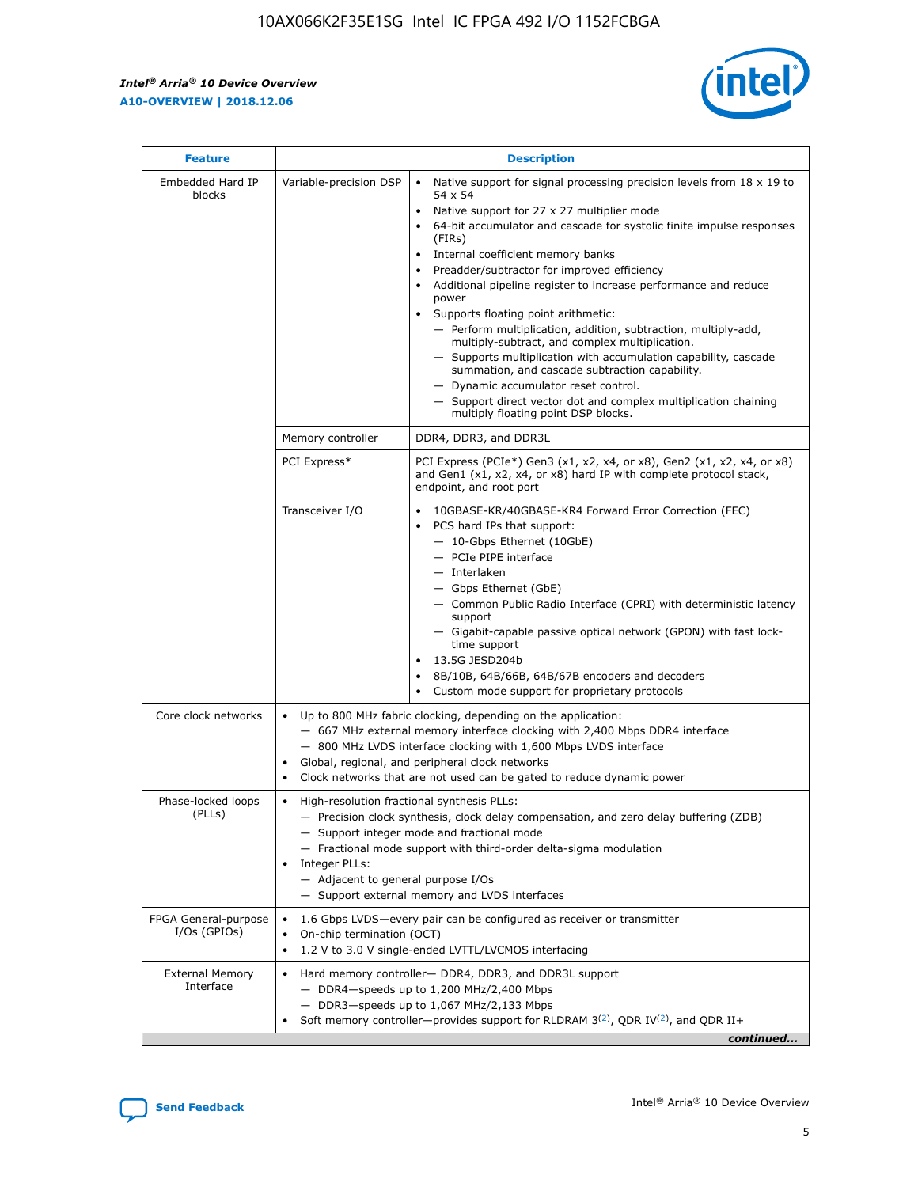| Feature | Description | |
|---|---|---|
| Embedded Hard IP blocks | Variable-precision DSP | • Native support for signal processing precision levels from 18 x 19 to 54 x 54<br>• Native support for 27 x 27 multiplier mode<br>• 64-bit accumulator and cascade for systolic finite impulse responses (FIRs)<br>• Internal coefficient memory banks<br>• Preadder/subtractor for improved efficiency<br>• Additional pipeline register to increase performance and reduce power<br>• Supports floating point arithmetic:<br>— Perform multiplication, addition, subtraction, multiply-add, multiply-subtract, and complex multiplication.<br>— Supports multiplication with accumulation capability, cascade summation, and cascade subtraction capability.<br>— Dynamic accumulator reset control.<br>— Support direct vector dot and complex multiplication chaining multiply floating point DSP blocks. |
| | Memory controller | DDR4, DDR3, and DDR3L |
| | PCI Express* | PCI Express (PCIe*) Gen3 (x1, x2, x4, or x8), Gen2 (x1, x2, x4, or x8) and Gen1 (x1, x2, x4, or x8) hard IP with complete protocol stack, endpoint, and root port |
| | Transceiver I/O | • 10GBASE-KR/40GBASE-KR4 Forward Error Correction (FEC)<br>• PCS hard IPs that support:<br>— 10-Gbps Ethernet (10GbE)<br>— PCIe PIPE interface<br>— Interlaken<br>— Gbps Ethernet (GbE)<br>— Common Public Radio Interface (CPRI) with deterministic latency support<br>— Gigabit-capable passive optical network (GPON) with fast lock-time support<br>• 13.5G JESD204b<br>• 8B/10B, 64B/66B, 64B/67B encoders and decoders<br>• Custom mode support for proprietary protocols |
| Core clock networks | • Up to 800 MHz fabric clocking, depending on the application:<br>— 667 MHz external memory interface clocking with 2,400 Mbps DDR4 interface<br>— 800 MHz LVDS interface clocking with 1,600 Mbps LVDS interface<br>• Global, regional, and peripheral clock networks<br>• Clock networks that are not used can be gated to reduce dynamic power | |
| Phase-locked loops (PLLs) | • High-resolution fractional synthesis PLLs:<br>— Precision clock synthesis, clock delay compensation, and zero delay buffering (ZDB)<br>— Support integer mode and fractional mode<br>— Fractional mode support with third-order delta-sigma modulation<br>• Integer PLLs:<br>— Adjacent to general purpose I/Os<br>— Support external memory and LVDS interfaces | |
| FPGA General-purpose I/Os (GPIOs) | • 1.6 Gbps LVDS—every pair can be configured as receiver or transmitter<br>• On-chip termination (OCT)<br>• 1.2 V to 3.0 V single-ended LVTTL/LVCMOS interfacing | |
| External Memory Interface | • Hard memory controller— DDR4, DDR3, and DDR3L support<br>— DDR4—speeds up to 1,200 MHz/2,400 Mbps<br>— DDR3—speeds up to 1,067 MHz/2,133 Mbps<br>• Soft memory controller—provides support for RLDRAM 3[(2)], QDR IV[(2)], and QDR II+ | |

*continued...*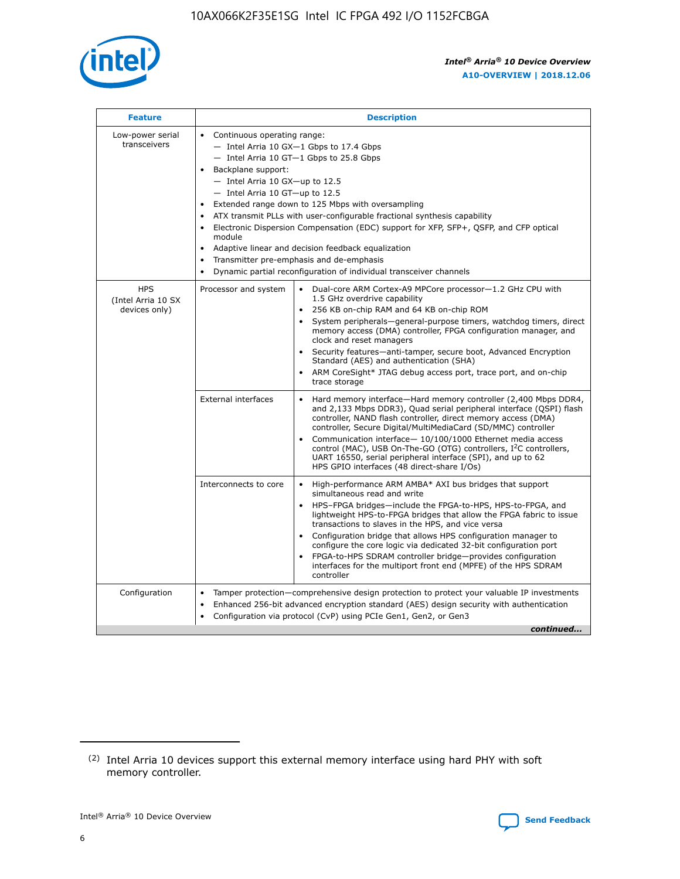| Feature | Description | |
|---|---|---|
| Low-power serial transceivers | • Continuous operating range:<br>— Intel Arria 10 GX—1 Gbps to 17.4 Gbps<br>— Intel Arria 10 GT—1 Gbps to 25.8 Gbps<br>• Backplane support:<br>— Intel Arria 10 GX—up to 12.5<br>— Intel Arria 10 GT—up to 12.5<br>• Extended range down to 125 Mbps with oversampling<br>• ATX transmit PLLs with user-configurable fractional synthesis capability<br>• Electronic Dispersion Compensation (EDC) support for XFP, SFP+, QSFP, and CFP optical module<br>• Adaptive linear and decision feedback equalization<br>• Transmitter pre-emphasis and de-emphasis<br>• Dynamic partial reconfiguration of individual transceiver channels | |
| HPS (Intel Arria 10 SX devices only) | Processor and system | • Dual-core ARM Cortex-A9 MPCore processor—1.2 GHz CPU with 1.5 GHz overdrive capability<br>• 256 KB on-chip RAM and 64 KB on-chip ROM<br>• System peripherals—general-purpose timers, watchdog timers, direct memory access (DMA) controller, FPGA configuration manager, and clock and reset managers<br>• Security features—anti-tamper, secure boot, Advanced Encryption Standard (AES) and authentication (SHA)<br>• ARM CoreSight* JTAG debug access port, trace port, and on-chip trace storage |
| | External interfaces | • Hard memory interface—Hard memory controller (2,400 Mbps DDR4, and 2,133 Mbps DDR3), Quad serial peripheral interface (QSPI) flash controller, NAND flash controller, direct memory access (DMA) controller, Secure Digital/MultiMediaCard (SD/MMC) controller<br>• Communication interface— 10/100/1000 Ethernet media access control (MAC), USB On-The-GO (OTG) controllers, I²C controllers, UART 16550, serial peripheral interface (SPI), and up to 62 HPS GPIO interfaces (48 direct-share I/Os) |
| | Interconnects to core | • High-performance ARM AMBA* AXI bus bridges that support simultaneous read and write<br>• HPS–FPGA bridges—include the FPGA-to-HPS, HPS-to-FPGA, and lightweight HPS-to-FPGA bridges that allow the FPGA fabric to issue transactions to slaves in the HPS, and vice versa<br>• Configuration bridge that allows HPS configuration manager to configure the core logic via dedicated 32-bit configuration port<br>• FPGA-to-HPS SDRAM controller bridge—provides configuration interfaces for the multiport front end (MPFE) of the HPS SDRAM controller |
| Configuration | • Tamper protection—comprehensive design protection to protect your valuable IP investments<br>• Enhanced 256-bit advanced encryption standard (AES) design security with authentication<br>• Configuration via protocol (CvP) using PCIe Gen1, Gen2, or Gen3 | |

*continued...*

(2) Intel Arria 10 devices support this external memory interface using hard PHY with soft memory controller.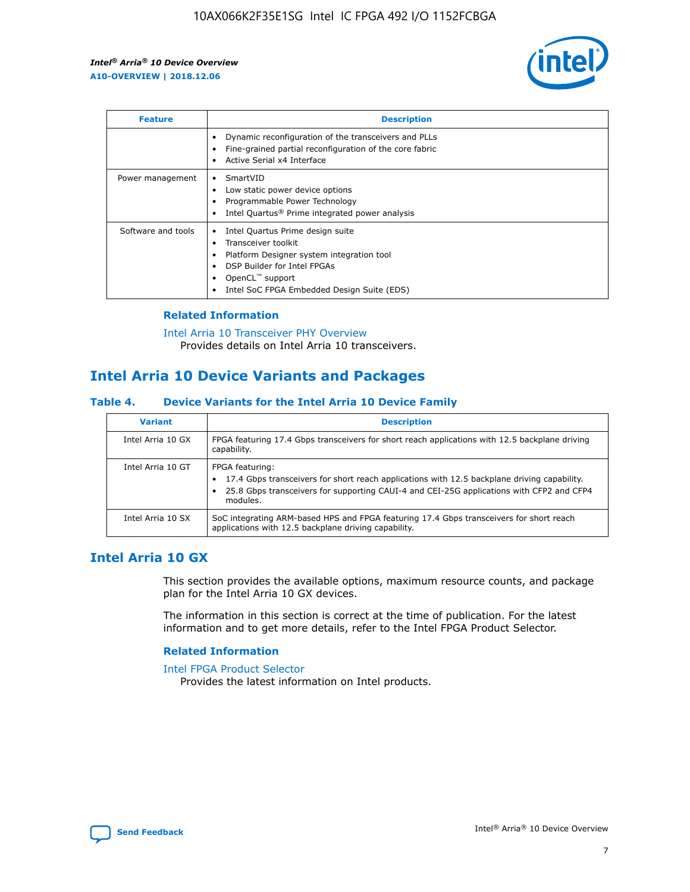| Feature | Description |
| --- | --- |
| | • Dynamic reconfiguration of the transceivers and PLLs<br>• Fine-grained partial reconfiguration of the core fabric<br>• Active Serial x4 Interface |
| Power management | • SmartVID<br>• Low static power device options<br>• Programmable Power Technology<br>• Intel Quartus® Prime integrated power analysis |
| Software and tools | • Intel Quartus Prime design suite<br>• Transceiver toolkit<br>• Platform Designer system integration tool<br>• DSP Builder for Intel FPGAs<br>• OpenCL™ support<br>• Intel SoC FPGA Embedded Design Suite (EDS) |

### Related Information

Intel Arria 10 Transceiver PHY Overview
Provides details on Intel Arria 10 transceivers.

## Intel Arria 10 Device Variants and Packages

### Table 4. Device Variants for the Intel Arria 10 Device Family

| Variant | Description |
| --- | --- |
| Intel Arria 10 GX | FPGA featuring 17.4 Gbps transceivers for short reach applications with 12.5 backplane driving capability. |
| Intel Arria 10 GT | FPGA featuring:<br>• 17.4 Gbps transceivers for short reach applications with 12.5 backplane driving capability.<br>• 25.8 Gbps transceivers for supporting CAUI-4 and CEI-25G applications with CFP2 and CFP4 modules. |
| Intel Arria 10 SX | SoC integrating ARM-based HPS and FPGA featuring 17.4 Gbps transceivers for short reach applications with 12.5 backplane driving capability. |

## Intel Arria 10 GX

This section provides the available options, maximum resource counts, and package plan for the Intel Arria 10 GX devices.

The information in this section is correct at the time of publication. For the latest information and to get more details, refer to the Intel FPGA Product Selector.

### Related Information

Intel FPGA Product Selector
Provides the latest information on Intel products.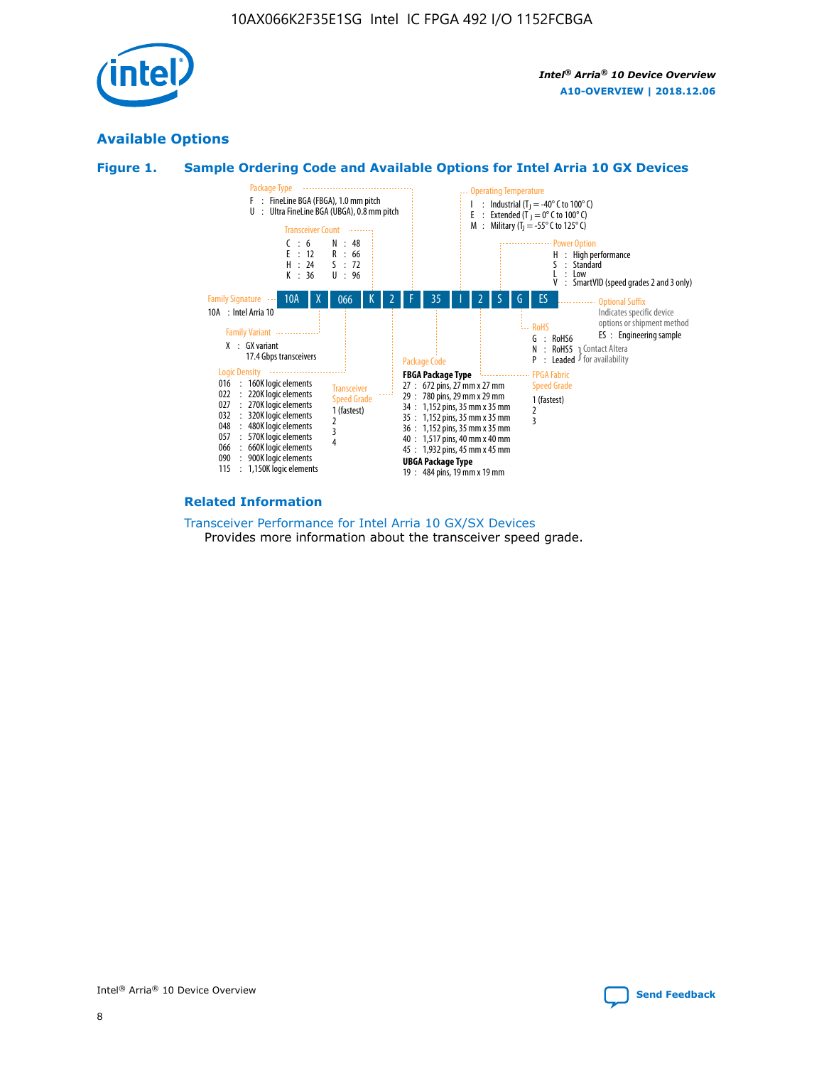## Available Options

### Figure 1. Sample Ordering Code and Available Options for Intel Arria 10 GX Devices

Sample ordering code: 10A X 066 K 2 F 35 I 2 S G ES

**Family Signature**
- 10A : Intel Arria 10

**Family Variant**
- X : GX variant 17.4 Gbps transceivers

**Logic Density**
- 016 : 160K logic elements
- 022 : 220K logic elements
- 027 : 270K logic elements
- 032 : 320K logic elements
- 048 : 480K logic elements
- 057 : 570K logic elements
- 066 : 660K logic elements
- 090 : 900K logic elements
- 115 : 1,150K logic elements

**Transceiver Count**
- C : 6
- E : 12
- H : 24
- K : 36
- N : 48
- R : 66
- S : 72
- U : 96

**Transceiver Speed Grade**
- 1 (fastest)
- 2
- 3
- 4

**Package Type**
- F : FineLine BGA (FBGA), 1.0 mm pitch
- U : Ultra FineLine BGA (UBGA), 0.8 mm pitch

**Package Code**

**FBGA Package Type**
- 27 : 672 pins, 27 mm x 27 mm
- 29 : 780 pins, 29 mm x 29 mm
- 34 : 1,152 pins, 35 mm x 35 mm
- 35 : 1,152 pins, 35 mm x 35 mm
- 36 : 1,152 pins, 35 mm x 35 mm
- 40 : 1,517 pins, 40 mm x 40 mm
- 45 : 1,932 pins, 45 mm x 45 mm

**UBGA Package Type**
- 19 : 484 pins, 19 mm x 19 mm

**Operating Temperature**
- I : Industrial ($T_J$ = -40° C to 100° C)
- E : Extended ($T_J$ = 0° C to 100° C)
- M : Military ($T_J$ = -55° C to 125° C)

**FPGA Fabric Speed Grade**
- 1 (fastest)
- 2
- 3

**Power Option**
- H : High performance
- S : Standard
- L : Low
- V : SmartVID (speed grades 2 and 3 only)

**RoHS**
- G : RoHS6
- N : RoHS5 (Contact Altera for availability)
- P : Leaded (Contact Altera for availability)

**Optional Suffix**

Indicates specific device options or shipment method
- ES : Engineering sample

### Related Information

Transceiver Performance for Intel Arria 10 GX/SX Devices
Provides more information about the transceiver speed grade.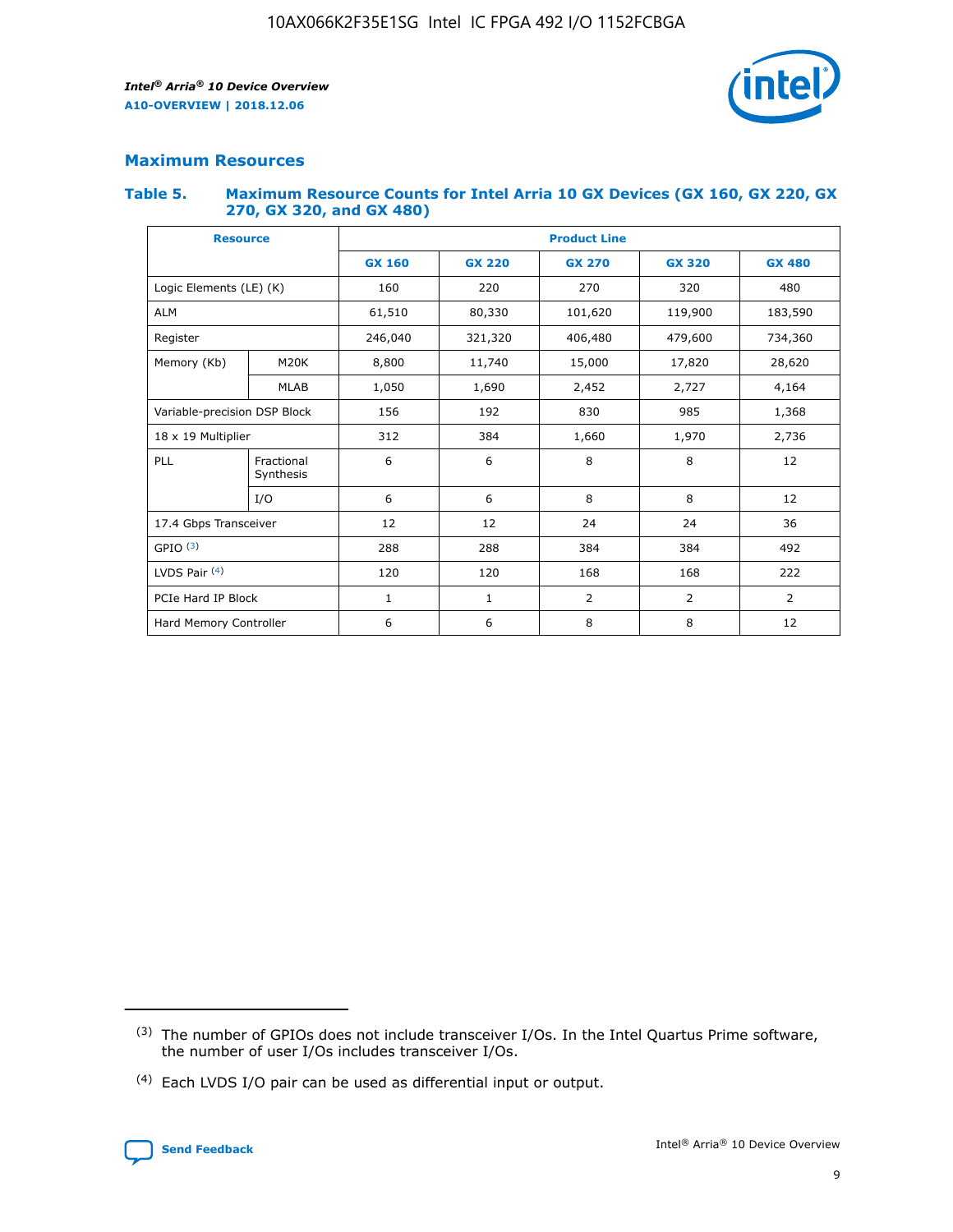## Maximum Resources

### Table 5. Maximum Resource Counts for Intel Arria 10 GX Devices (GX 160, GX 220, GX 270, GX 320, and GX 480)

| Resource | | Product Line | | | | |
|---|---|---|---|---|---|---|
| | | GX 160 | GX 220 | GX 270 | GX 320 | GX 480 |
| Logic Elements (LE) (K) | | 160 | 220 | 270 | 320 | 480 |
| ALM | | 61,510 | 80,330 | 101,620 | 119,900 | 183,590 |
| Register | | 246,040 | 321,320 | 406,480 | 479,600 | 734,360 |
| Memory (Kb) | M20K | 8,800 | 11,740 | 15,000 | 17,820 | 28,620 |
| | MLAB | 1,050 | 1,690 | 2,452 | 2,727 | 4,164 |
| Variable-precision DSP Block | | 156 | 192 | 830 | 985 | 1,368 |
| 18 x 19 Multiplier | | 312 | 384 | 1,660 | 1,970 | 2,736 |
| PLL | Fractional Synthesis | 6 | 6 | 8 | 8 | 12 |
| | I/O | 6 | 6 | 8 | 8 | 12 |
| 17.4 Gbps Transceiver | | 12 | 12 | 24 | 24 | 36 |
| GPIO [(3)] | | 288 | 288 | 384 | 384 | 492 |
| LVDS Pair [(4)] | | 120 | 120 | 168 | 168 | 222 |
| PCIe Hard IP Block | | 1 | 1 | 2 | 2 | 2 |
| Hard Memory Controller | | 6 | 6 | 8 | 8 | 12 |

(3) The number of GPIOs does not include transceiver I/Os. In the Intel Quartus Prime software, the number of user I/Os includes transceiver I/Os.

(4) Each LVDS I/O pair can be used as differential input or output.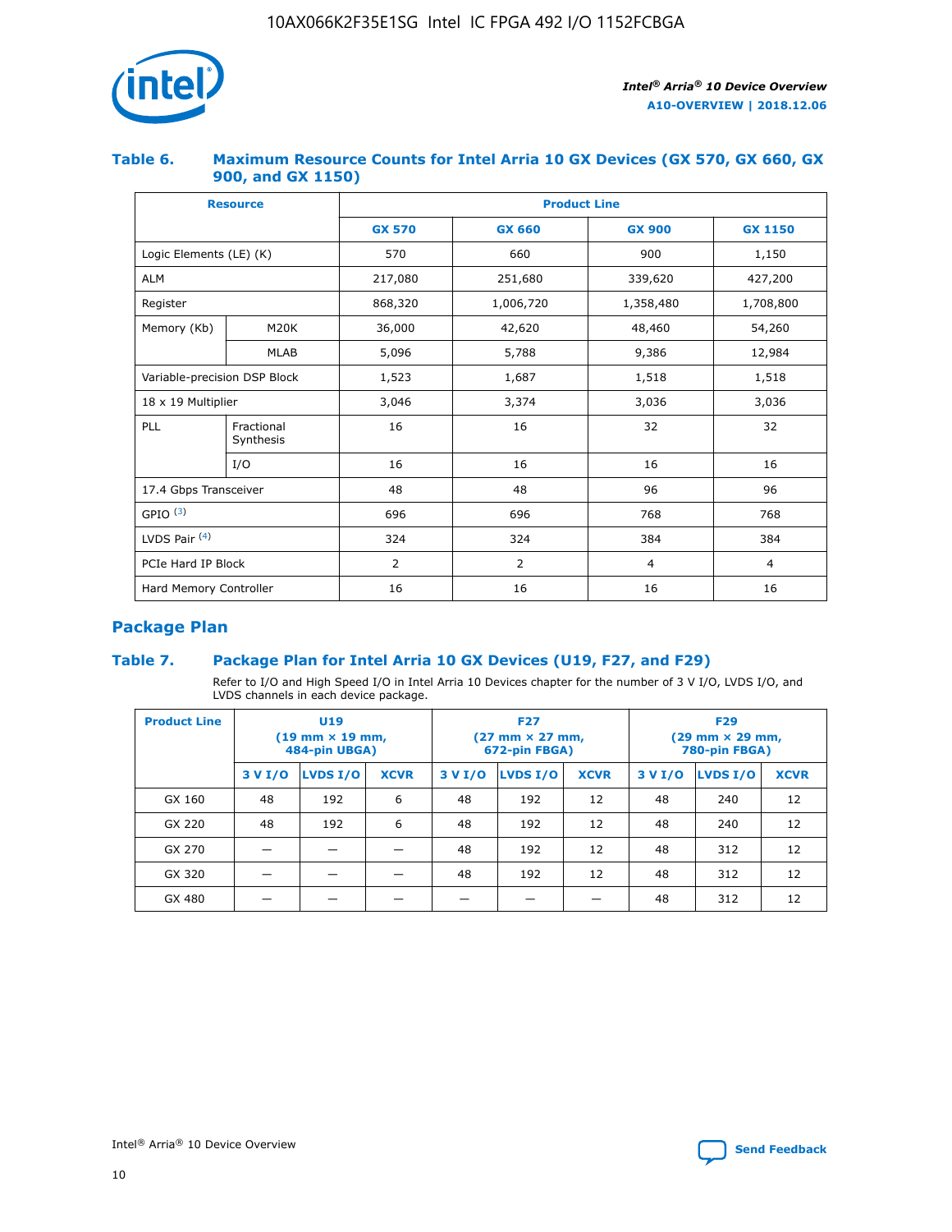### Table 6. Maximum Resource Counts for Intel Arria 10 GX Devices (GX 570, GX 660, GX 900, and GX 1150)

| Resource | | Product Line | | | |
|---|---|---|---|---|---|
| | | GX 570 | GX 660 | GX 900 | GX 1150 |
| Logic Elements (LE) (K) | | 570 | 660 | 900 | 1,150 |
| ALM | | 217,080 | 251,680 | 339,620 | 427,200 |
| Register | | 868,320 | 1,006,720 | 1,358,480 | 1,708,800 |
| Memory (Kb) | M20K | 36,000 | 42,620 | 48,460 | 54,260 |
| | MLAB | 5,096 | 5,788 | 9,386 | 12,984 |
| Variable-precision DSP Block | | 1,523 | 1,687 | 1,518 | 1,518 |
| 18 x 19 Multiplier | | 3,046 | 3,374 | 3,036 | 3,036 |
| PLL | Fractional Synthesis | 16 | 16 | 32 | 32 |
| | I/O | 16 | 16 | 16 | 16 |
| 17.4 Gbps Transceiver | | 48 | 48 | 96 | 96 |
| GPIO [(3)] | | 696 | 696 | 768 | 768 |
| LVDS Pair [(4)] | | 324 | 324 | 384 | 384 |
| PCIe Hard IP Block | | 2 | 2 | 4 | 4 |
| Hard Memory Controller | | 16 | 16 | 16 | 16 |

## Package Plan

### Table 7. Package Plan for Intel Arria 10 GX Devices (U19, F27, and F29)

Refer to I/O and High Speed I/O in Intel Arria 10 Devices chapter for the number of 3 V I/O, LVDS I/O, and LVDS channels in each device package.

| Product Line | U19 (19 mm × 19 mm, 484-pin UBGA) | | | F27 (27 mm × 27 mm, 672-pin FBGA) | | | F29 (29 mm × 29 mm, 780-pin FBGA) | | |
|---|---|---|---|---|---|---|---|---|---|
| | 3 V I/O | LVDS I/O | XCVR | 3 V I/O | LVDS I/O | XCVR | 3 V I/O | LVDS I/O | XCVR |
| GX 160 | 48 | 192 | 6 | 48 | 192 | 12 | 48 | 240 | 12 |
| GX 220 | 48 | 192 | 6 | 48 | 192 | 12 | 48 | 240 | 12 |
| GX 270 | — | — | — | 48 | 192 | 12 | 48 | 312 | 12 |
| GX 320 | — | — | — | 48 | 192 | 12 | 48 | 312 | 12 |
| GX 480 | — | — | — | — | — | — | 48 | 312 | 12 |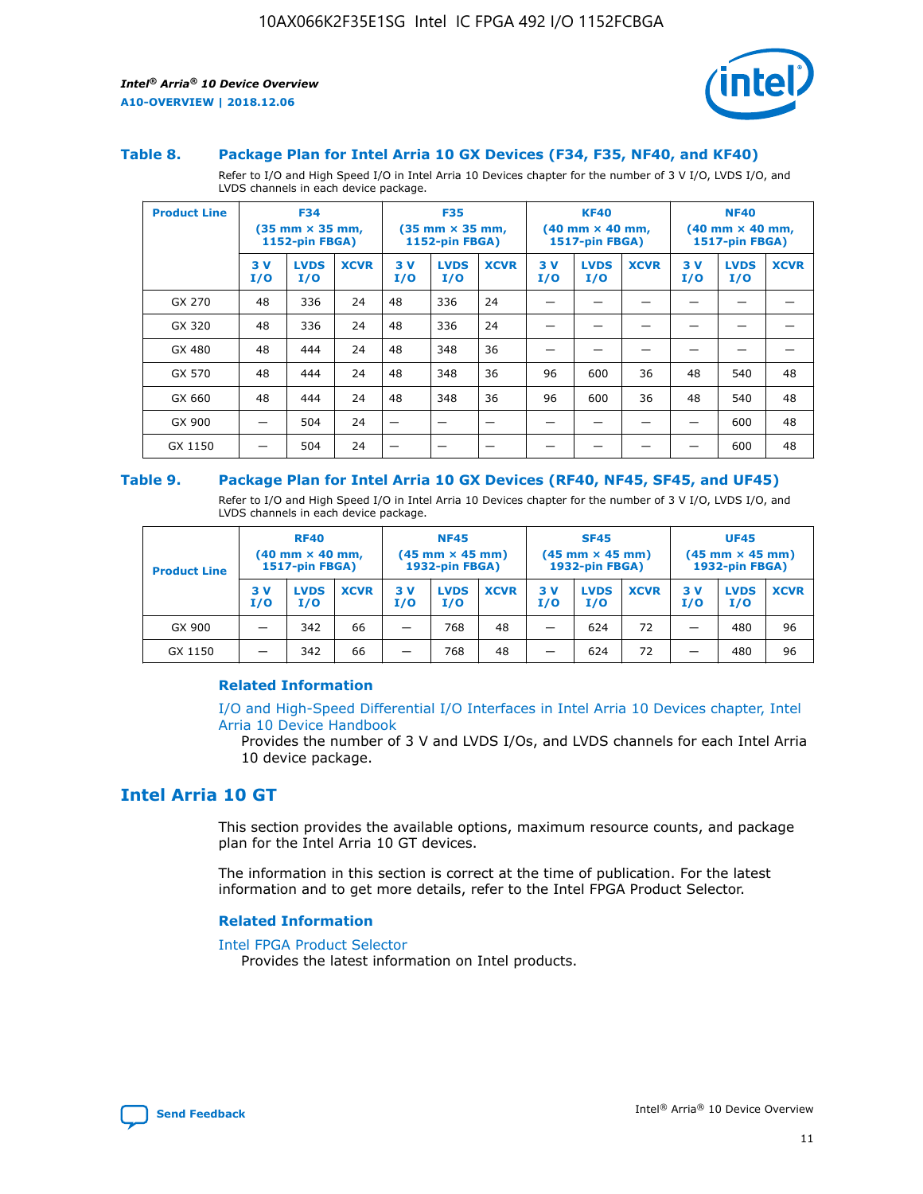### Table 8. Package Plan for Intel Arria 10 GX Devices (F34, F35, NF40, and KF40)

Refer to I/O and High Speed I/O in Intel Arria 10 Devices chapter for the number of 3 V I/O, LVDS I/O, and LVDS channels in each device package.

| Product Line | F34 (35 mm × 35 mm, 1152-pin FBGA) | | | F35 (35 mm × 35 mm, 1152-pin FBGA) | | | KF40 (40 mm × 40 mm, 1517-pin FBGA) | | | NF40 (40 mm × 40 mm, 1517-pin FBGA) | | |
|---|---|---|---|---|---|---|---|---|---|---|---|---|
| | 3 V I/O | LVDS I/O | XCVR | 3 V I/O | LVDS I/O | XCVR | 3 V I/O | LVDS I/O | XCVR | 3 V I/O | LVDS I/O | XCVR |
| GX 270 | 48 | 336 | 24 | 48 | 336 | 24 | — | — | — | — | — | — |
| GX 320 | 48 | 336 | 24 | 48 | 336 | 24 | — | — | — | — | — | — |
| GX 480 | 48 | 444 | 24 | 48 | 348 | 36 | — | — | — | — | — | — |
| GX 570 | 48 | 444 | 24 | 48 | 348 | 36 | 96 | 600 | 36 | 48 | 540 | 48 |
| GX 660 | 48 | 444 | 24 | 48 | 348 | 36 | 96 | 600 | 36 | 48 | 540 | 48 |
| GX 900 | — | 504 | 24 | — | — | — | — | — | — | — | 600 | 48 |
| GX 1150 | — | 504 | 24 | — | — | — | — | — | — | — | 600 | 48 |

### Table 9. Package Plan for Intel Arria 10 GX Devices (RF40, NF45, SF45, and UF45)

Refer to I/O and High Speed I/O in Intel Arria 10 Devices chapter for the number of 3 V I/O, LVDS I/O, and LVDS channels in each device package.

| Product Line | RF40 (40 mm × 40 mm, 1517-pin FBGA) | | | NF45 (45 mm × 45 mm) 1932-pin FBGA) | | | SF45 (45 mm × 45 mm) 1932-pin FBGA) | | | UF45 (45 mm × 45 mm) 1932-pin FBGA) | | |
|---|---|---|---|---|---|---|---|---|---|---|---|---|
| | 3 V I/O | LVDS I/O | XCVR | 3 V I/O | LVDS I/O | XCVR | 3 V I/O | LVDS I/O | XCVR | 3 V I/O | LVDS I/O | XCVR |
| GX 900 | — | 342 | 66 | — | 768 | 48 | — | 624 | 72 | — | 480 | 96 |
| GX 1150 | — | 342 | 66 | — | 768 | 48 | — | 624 | 72 | — | 480 | 96 |

#### Related Information

I/O and High-Speed Differential I/O Interfaces in Intel Arria 10 Devices chapter, Intel Arria 10 Device Handbook
Provides the number of 3 V and LVDS I/Os, and LVDS channels for each Intel Arria 10 device package.

## Intel Arria 10 GT

This section provides the available options, maximum resource counts, and package plan for the Intel Arria 10 GT devices.

The information in this section is correct at the time of publication. For the latest information and to get more details, refer to the Intel FPGA Product Selector.

#### Related Information

Intel FPGA Product Selector
Provides the latest information on Intel products.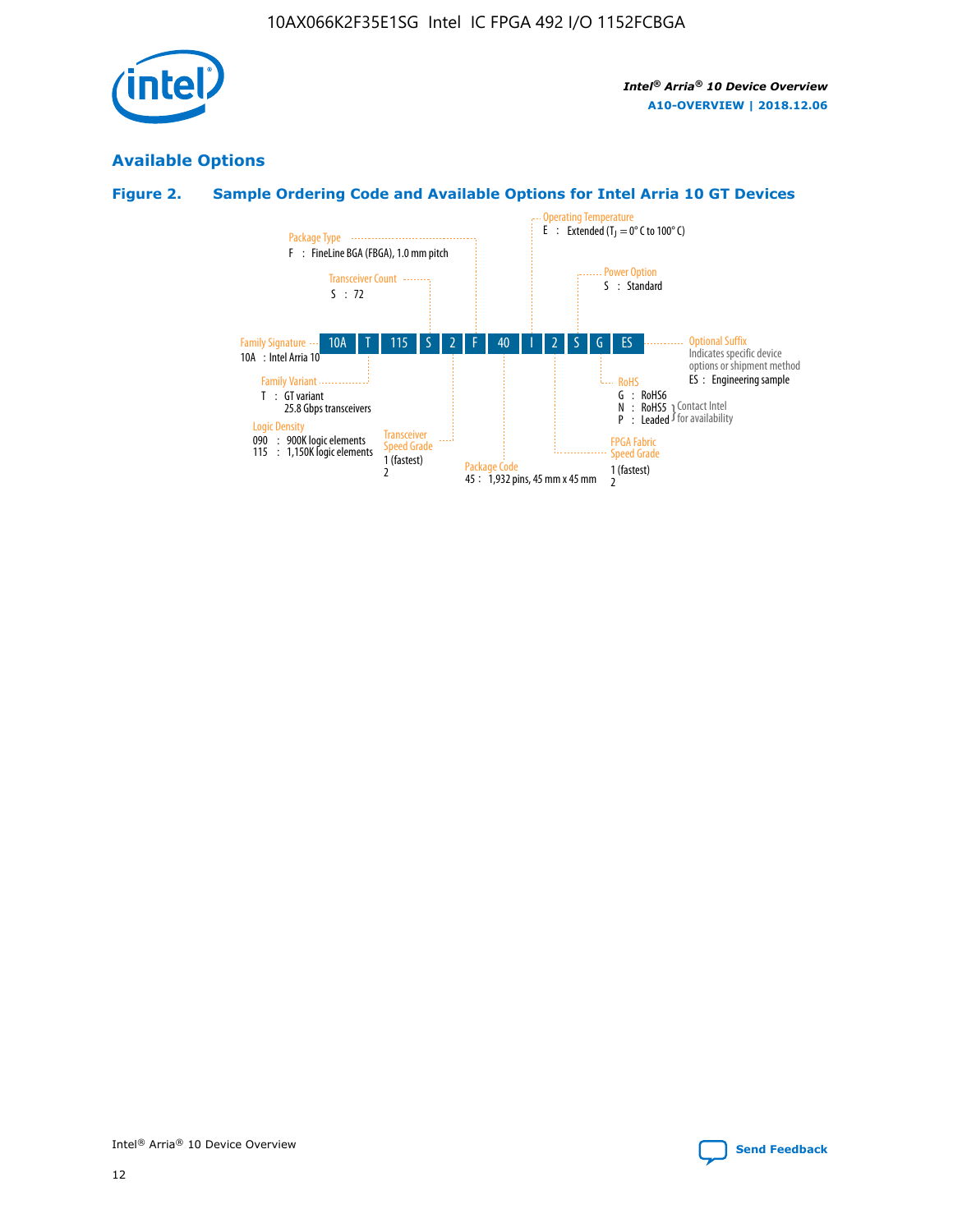## Available Options

### Figure 2. Sample Ordering Code and Available Options for Intel Arria 10 GT Devices

Sample ordering code: **10A T 115 S 2 F 40 I 2 S G ES**

- **Family Signature**
  - 10A : Intel Arria 10
- **Family Variant**
  - T : GT variant, 25.8 Gbps transceivers
- **Logic Density**
  - 090 : 900K logic elements
  - 115 : 1,150K logic elements
- **Transceiver Count**
  - S : 72
- **Transceiver Speed Grade**
  - 1 (fastest)
  - 2
- **Package Type**
  - F : FineLine BGA (FBGA), 1.0 mm pitch
- **Package Code**
  - 45 : 1,932 pins, 45 mm x 45 mm
- **Operating Temperature**
  - E : Extended ($T_J$ = 0° C to 100° C)
- **FPGA Fabric Speed Grade**
  - 1 (fastest)
  - 2
- **Power Option**
  - S : Standard
- **RoHS**
  - G : RoHS6
  - N : RoHS5 (Contact Intel for availability)
  - P : Leaded (Contact Intel for availability)
- **Optional Suffix**
  - Indicates specific device options or shipment method
  - ES : Engineering sample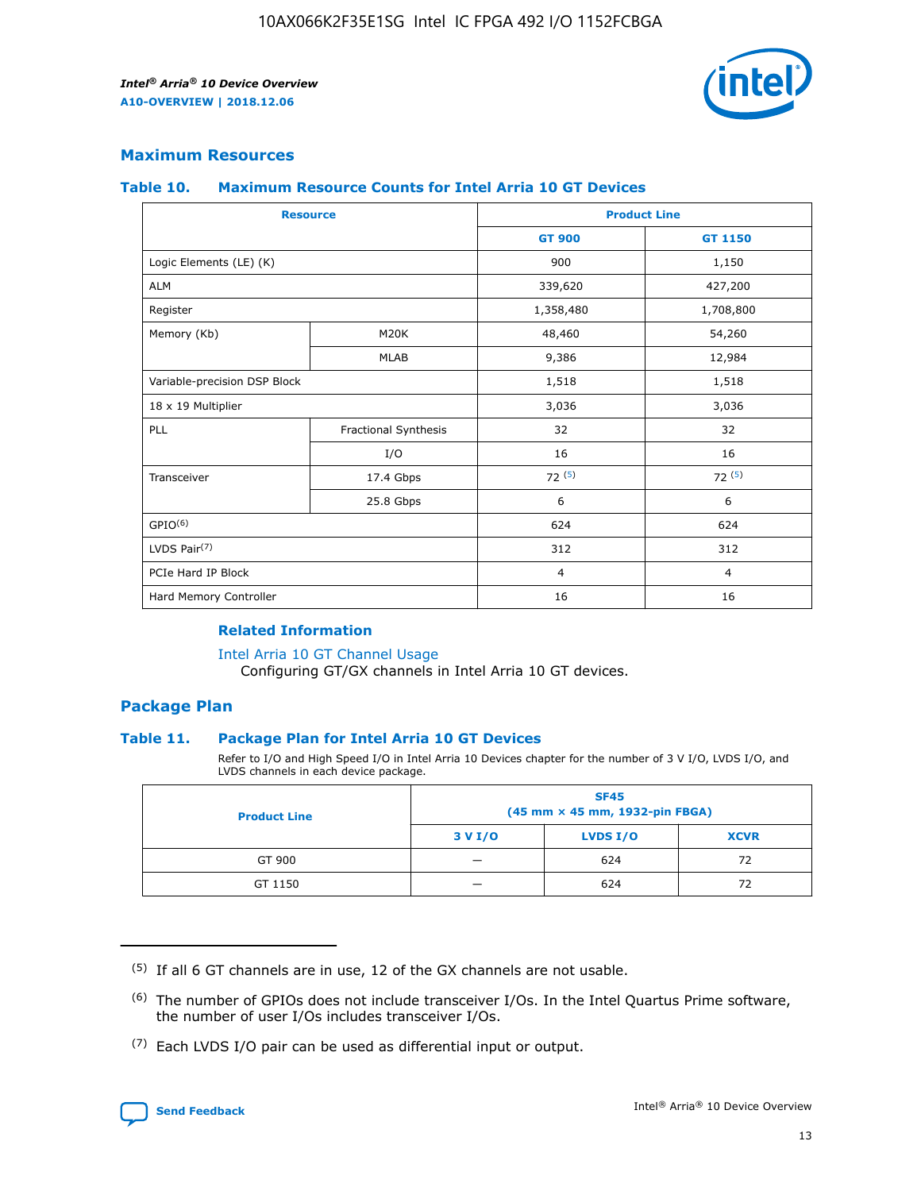## Maximum Resources

### Table 10. Maximum Resource Counts for Intel Arria 10 GT Devices

| Resource | | Product Line | |
|---|---|---|---|
| | | GT 900 | GT 1150 |
| Logic Elements (LE) (K) | | 900 | 1,150 |
| ALM | | 339,620 | 427,200 |
| Register | | 1,358,480 | 1,708,800 |
| Memory (Kb) | M20K | 48,460 | 54,260 |
| | MLAB | 9,386 | 12,984 |
| Variable-precision DSP Block | | 1,518 | 1,518 |
| 18 x 19 Multiplier | | 3,036 | 3,036 |
| PLL | Fractional Synthesis | 32 | 32 |
| | I/O | 16 | 16 |
| Transceiver | 17.4 Gbps | 72 (5) | 72 (5) |
| | 25.8 Gbps | 6 | 6 |
| GPIO(6) | | 624 | 624 |
| LVDS Pair(7) | | 312 | 312 |
| PCIe Hard IP Block | | 4 | 4 |
| Hard Memory Controller | | 16 | 16 |

#### Related Information

Intel Arria 10 GT Channel Usage
Configuring GT/GX channels in Intel Arria 10 GT devices.

## Package Plan

### Table 11. Package Plan for Intel Arria 10 GT Devices

Refer to I/O and High Speed I/O in Intel Arria 10 Devices chapter for the number of 3 V I/O, LVDS I/O, and LVDS channels in each device package.

| Product Line | SF45 (45 mm × 45 mm, 1932-pin FBGA) | | |
|---|---|---|---|
| | 3 V I/O | LVDS I/O | XCVR |
| GT 900 | — | 624 | 72 |
| GT 1150 | — | 624 | 72 |

(5) If all 6 GT channels are in use, 12 of the GX channels are not usable.

(6) The number of GPIOs does not include transceiver I/Os. In the Intel Quartus Prime software, the number of user I/Os includes transceiver I/Os.

(7) Each LVDS I/O pair can be used as differential input or output.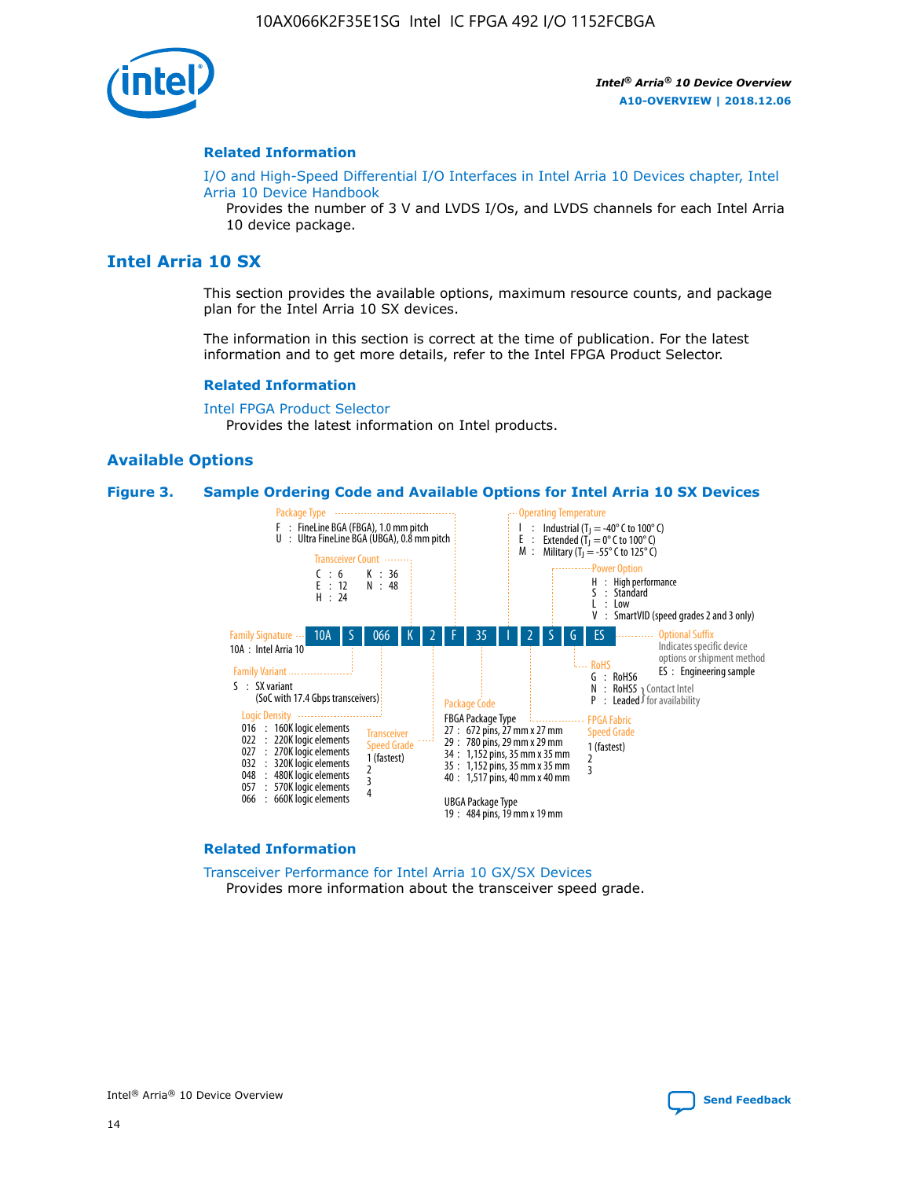## Related Information

I/O and High-Speed Differential I/O Interfaces in Intel Arria 10 Devices chapter, Intel Arria 10 Device Handbook

Provides the number of 3 V and LVDS I/Os, and LVDS channels for each Intel Arria 10 device package.

## Intel Arria 10 SX

This section provides the available options, maximum resource counts, and package plan for the Intel Arria 10 SX devices.

The information in this section is correct at the time of publication. For the latest information and to get more details, refer to the Intel FPGA Product Selector.

### Related Information

Intel FPGA Product Selector

Provides the latest information on Intel products.

### Available Options

**Figure 3. Sample Ordering Code and Available Options for Intel Arria 10 SX Devices**

Ordering code: 10A S 066 K 2 F 35 I 2 S G ES

- **Family Signature**
  - 10A : Intel Arria 10
- **Family Variant**
  - S : SX variant (SoC with 17.4 Gbps transceivers)
- **Logic Density**
  - 016 : 160K logic elements
  - 022 : 220K logic elements
  - 027 : 270K logic elements
  - 032 : 320K logic elements
  - 048 : 480K logic elements
  - 057 : 570K logic elements
  - 066 : 660K logic elements
- **Transceiver Count**
  - C : 6
  - E : 12
  - H : 24
  - K : 36
  - N : 48
- **Transceiver Speed Grade**
  - 1 (fastest)
  - 2
  - 3
  - 4
- **Package Type**
  - F : FineLine BGA (FBGA), 1.0 mm pitch
  - U : Ultra FineLine BGA (UBGA), 0.8 mm pitch
- **Package Code**
  - FBGA Package Type
    - 27 : 672 pins, 27 mm x 27 mm
    - 29 : 780 pins, 29 mm x 29 mm
    - 34 : 1,152 pins, 35 mm x 35 mm
    - 35 : 1,152 pins, 35 mm x 35 mm
    - 40 : 1,517 pins, 40 mm x 40 mm
  - UBGA Package Type
    - 19 : 484 pins, 19 mm x 19 mm
- **Operating Temperature**
  - I : Industrial ($T_J$ = -40° C to 100° C)
  - E : Extended ($T_J$ = 0° C to 100° C)
  - M : Military ($T_J$ = -55° C to 125° C)
- **FPGA Fabric Speed Grade**
  - 1 (fastest)
  - 2
  - 3
- **Power Option**
  - H : High performance
  - S : Standard
  - L : Low
  - V : SmartVID (speed grades 2 and 3 only)
- **RoHS**
  - G : RoHS6
  - N : RoHS5 (Contact Intel for availability)
  - P : Leaded (Contact Intel for availability)
- **Optional Suffix**
  - Indicates specific device options or shipment method
  - ES : Engineering sample

### Related Information

Transceiver Performance for Intel Arria 10 GX/SX Devices

Provides more information about the transceiver speed grade.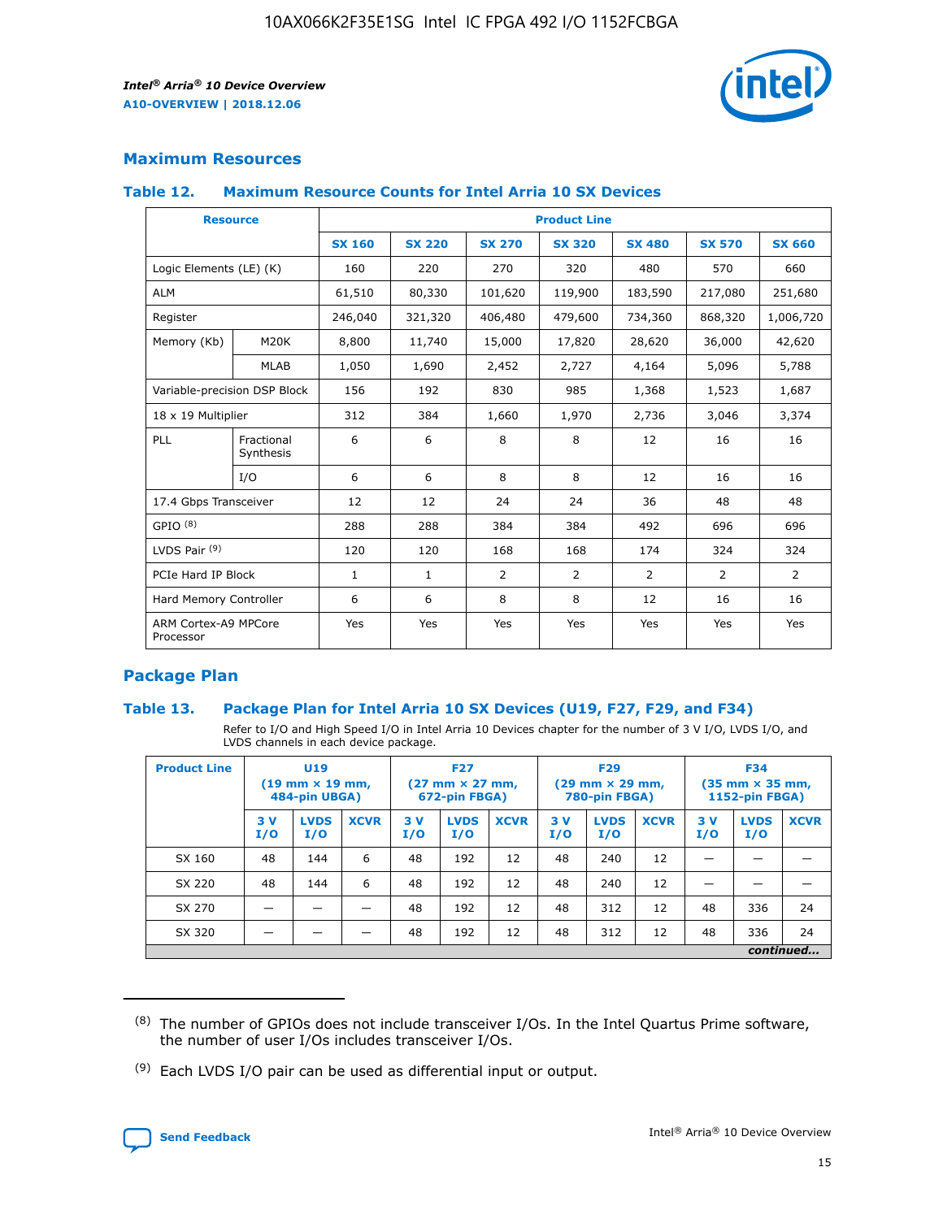## Maximum Resources

### Table 12. Maximum Resource Counts for Intel Arria 10 SX Devices

| Resource | | Product Line | | | | | | |
|---|---|---|---|---|---|---|---|---|
| | | SX 160 | SX 220 | SX 270 | SX 320 | SX 480 | SX 570 | SX 660 |
| Logic Elements (LE) (K) | | 160 | 220 | 270 | 320 | 480 | 570 | 660 |
| ALM | | 61,510 | 80,330 | 101,620 | 119,900 | 183,590 | 217,080 | 251,680 |
| Register | | 246,040 | 321,320 | 406,480 | 479,600 | 734,360 | 868,320 | 1,006,720 |
| Memory (Kb) | M20K | 8,800 | 11,740 | 15,000 | 17,820 | 28,620 | 36,000 | 42,620 |
| | MLAB | 1,050 | 1,690 | 2,452 | 2,727 | 4,164 | 5,096 | 5,788 |
| Variable-precision DSP Block | | 156 | 192 | 830 | 985 | 1,368 | 1,523 | 1,687 |
| 18 x 19 Multiplier | | 312 | 384 | 1,660 | 1,970 | 2,736 | 3,046 | 3,374 |
| PLL | Fractional Synthesis | 6 | 6 | 8 | 8 | 12 | 16 | 16 |
| | I/O | 6 | 6 | 8 | 8 | 12 | 16 | 16 |
| 17.4 Gbps Transceiver | | 12 | 12 | 24 | 24 | 36 | 48 | 48 |
| GPIO [8] | | 288 | 288 | 384 | 384 | 492 | 696 | 696 |
| LVDS Pair [9] | | 120 | 120 | 168 | 168 | 174 | 324 | 324 |
| PCIe Hard IP Block | | 1 | 1 | 2 | 2 | 2 | 2 | 2 |
| Hard Memory Controller | | 6 | 6 | 8 | 8 | 12 | 16 | 16 |
| ARM Cortex-A9 MPCore Processor | | Yes | Yes | Yes | Yes | Yes | Yes | Yes |

## Package Plan

### Table 13. Package Plan for Intel Arria 10 SX Devices (U19, F27, F29, and F34)

Refer to I/O and High Speed I/O in Intel Arria 10 Devices chapter for the number of 3 V I/O, LVDS I/O, and LVDS channels in each device package.

| Product Line | U19 (19 mm × 19 mm, 484-pin UBGA) | | | F27 (27 mm × 27 mm, 672-pin FBGA) | | | F29 (29 mm × 29 mm, 780-pin FBGA) | | | F34 (35 mm × 35 mm, 1152-pin FBGA) | | |
|---|---|---|---|---|---|---|---|---|---|---|---|---|
| | 3 V I/O | LVDS I/O | XCVR | 3 V I/O | LVDS I/O | XCVR | 3 V I/O | LVDS I/O | XCVR | 3 V I/O | LVDS I/O | XCVR |
| SX 160 | 48 | 144 | 6 | 48 | 192 | 12 | 48 | 240 | 12 | — | — | — |
| SX 220 | 48 | 144 | 6 | 48 | 192 | 12 | 48 | 240 | 12 | — | — | — |
| SX 270 | — | — | — | 48 | 192 | 12 | 48 | 312 | 12 | 48 | 336 | 24 |
| SX 320 | — | — | — | 48 | 192 | 12 | 48 | 312 | 12 | 48 | 336 | 24 |

*continued...*

(8) The number of GPIOs does not include transceiver I/Os. In the Intel Quartus Prime software, the number of user I/Os includes transceiver I/Os.

(9) Each LVDS I/O pair can be used as differential input or output.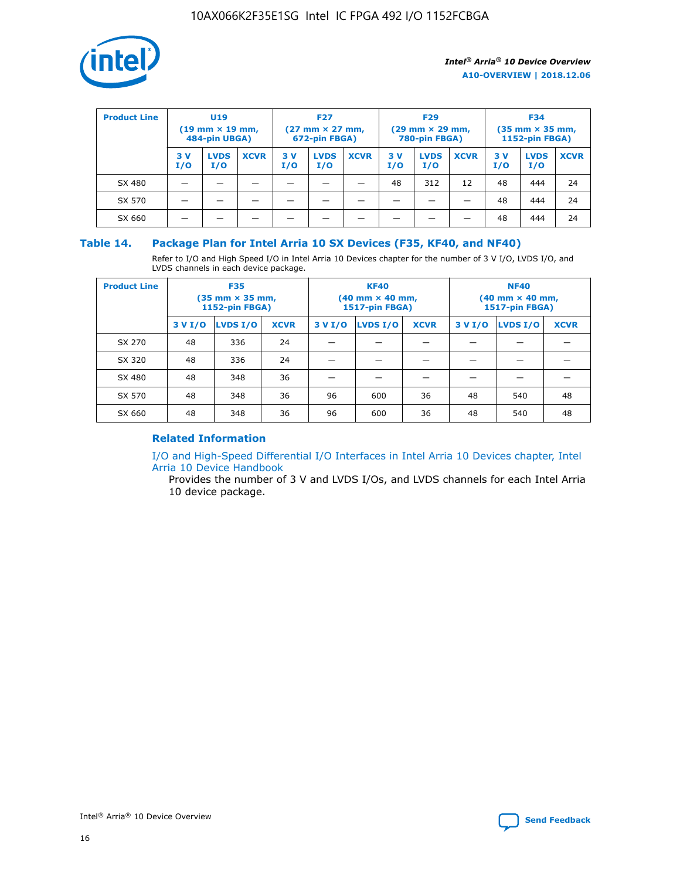| Product Line | U19 (19 mm × 19 mm, 484-pin UBGA) | | | F27 (27 mm × 27 mm, 672-pin FBGA) | | | F29 (29 mm × 29 mm, 780-pin FBGA) | | | F34 (35 mm × 35 mm, 1152-pin FBGA) | | |
|---|---|---|---|---|---|---|---|---|---|---|---|---|
| | 3 V I/O | LVDS I/O | XCVR | 3 V I/O | LVDS I/O | XCVR | 3 V I/O | LVDS I/O | XCVR | 3 V I/O | LVDS I/O | XCVR |
| SX 480 | — | — | — | — | — | — | 48 | 312 | 12 | 48 | 444 | 24 |
| SX 570 | — | — | — | — | — | — | — | — | — | 48 | 444 | 24 |
| SX 660 | — | — | — | — | — | — | — | — | — | 48 | 444 | 24 |

## Table 14. Package Plan for Intel Arria 10 SX Devices (F35, KF40, and NF40)

Refer to I/O and High Speed I/O in Intel Arria 10 Devices chapter for the number of 3 V I/O, LVDS I/O, and LVDS channels in each device package.

| Product Line | F35 (35 mm × 35 mm, 1152-pin FBGA) | | | KF40 (40 mm × 40 mm, 1517-pin FBGA) | | | NF40 (40 mm × 40 mm, 1517-pin FBGA) | | |
|---|---|---|---|---|---|---|---|---|---|
| | 3 V I/O | LVDS I/O | XCVR | 3 V I/O | LVDS I/O | XCVR | 3 V I/O | LVDS I/O | XCVR |
| SX 270 | 48 | 336 | 24 | — | — | — | — | — | — |
| SX 320 | 48 | 336 | 24 | — | — | — | — | — | — |
| SX 480 | 48 | 348 | 36 | — | — | — | — | — | — |
| SX 570 | 48 | 348 | 36 | 96 | 600 | 36 | 48 | 540 | 48 |
| SX 660 | 48 | 348 | 36 | 96 | 600 | 36 | 48 | 540 | 48 |

### Related Information

I/O and High-Speed Differential I/O Interfaces in Intel Arria 10 Devices chapter, Intel Arria 10 Device Handbook

Provides the number of 3 V and LVDS I/Os, and LVDS channels for each Intel Arria 10 device package.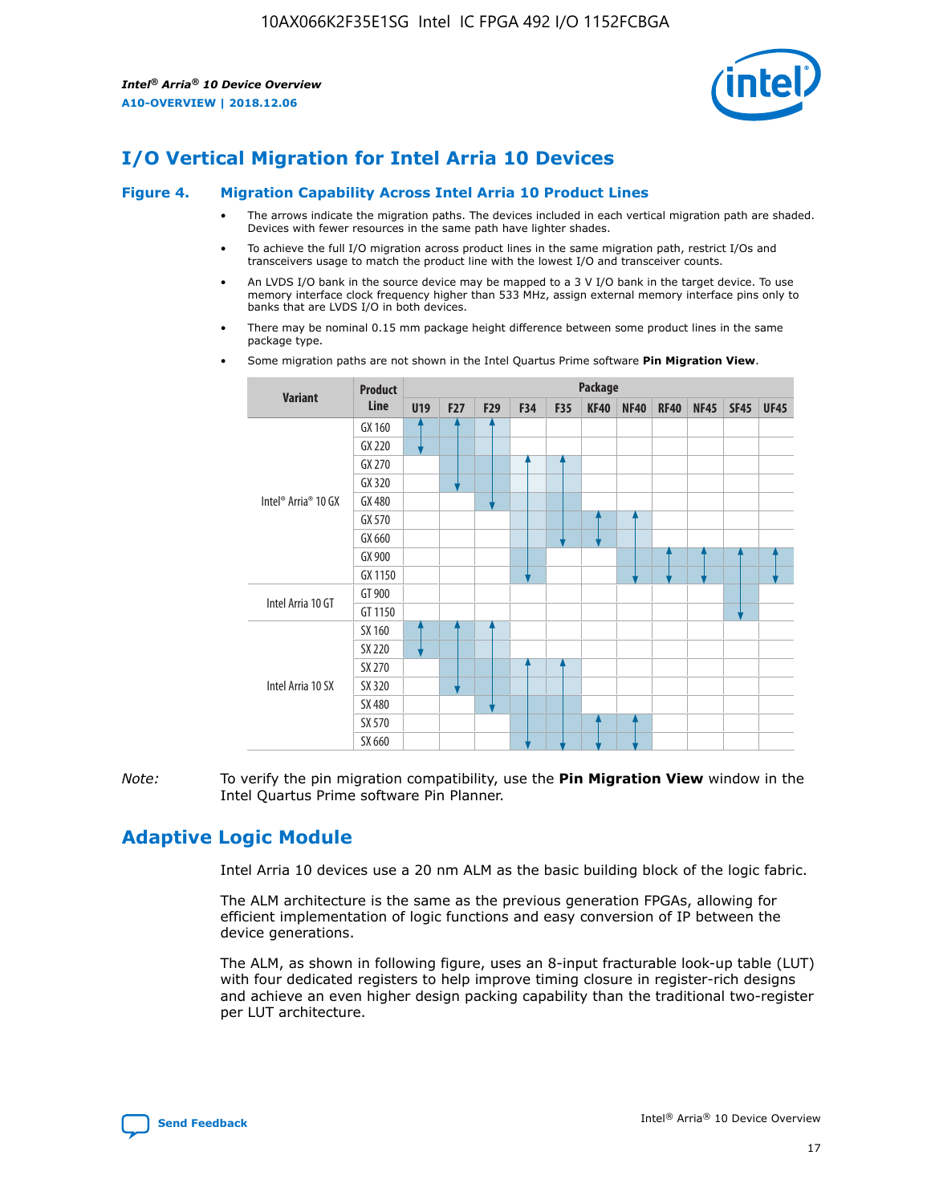# I/O Vertical Migration for Intel Arria 10 Devices

**Figure 4. Migration Capability Across Intel Arria 10 Product Lines**

- The arrows indicate the migration paths. The devices included in each vertical migration path are shaded. Devices with fewer resources in the same path have lighter shades.
- To achieve the full I/O migration across product lines in the same migration path, restrict I/Os and transceivers usage to match the product line with the lowest I/O and transceiver counts.
- An LVDS I/O bank in the source device may be mapped to a 3 V I/O bank in the target device. To use memory interface clock frequency higher than 533 MHz, assign external memory interface pins only to banks that are LVDS I/O in both devices.
- There may be nominal 0.15 mm package height difference between some product lines in the same package type.
- Some migration paths are not shown in the Intel Quartus Prime software **Pin Migration View**.

| Variant | Product Line | Package | | | | | | | | | | |
|---|---|---|---|---|---|---|---|---|---|---|---|---|
| | | U19 | F27 | F29 | F34 | F35 | KF40 | NF40 | RF40 | NF45 | SF45 | UF45 |
| Intel® Arria® 10 GX | GX 160 | | | | | | | | | | | |
| | GX 220 | | | | | | | | | | | |
| | GX 270 | | | | | | | | | | | |
| | GX 320 | | | | | | | | | | | |
| | GX 480 | | | | | | | | | | | |
| | GX 570 | | | | | | | | | | | |
| | GX 660 | | | | | | | | | | | |
| | GX 900 | | | | | | | | | | | |
| | GX 1150 | | | | | | | | | | | |
| Intel Arria 10 GT | GT 900 | | | | | | | | | | | |
| | GT 1150 | | | | | | | | | | | |
| Intel Arria 10 SX | SX 160 | | | | | | | | | | | |
| | SX 220 | | | | | | | | | | | |
| | SX 270 | | | | | | | | | | | |
| | SX 320 | | | | | | | | | | | |
| | SX 480 | | | | | | | | | | | |
| | SX 570 | | | | | | | | | | | |
| | SX 660 | | | | | | | | | | | |

*Note:* To verify the pin migration compatibility, use the **Pin Migration View** window in the Intel Quartus Prime software Pin Planner.

# Adaptive Logic Module

Intel Arria 10 devices use a 20 nm ALM as the basic building block of the logic fabric.

The ALM architecture is the same as the previous generation FPGAs, allowing for efficient implementation of logic functions and easy conversion of IP between the device generations.

The ALM, as shown in following figure, uses an 8-input fracturable look-up table (LUT) with four dedicated registers to help improve timing closure in register-rich designs and achieve an even higher design packing capability than the traditional two-register per LUT architecture.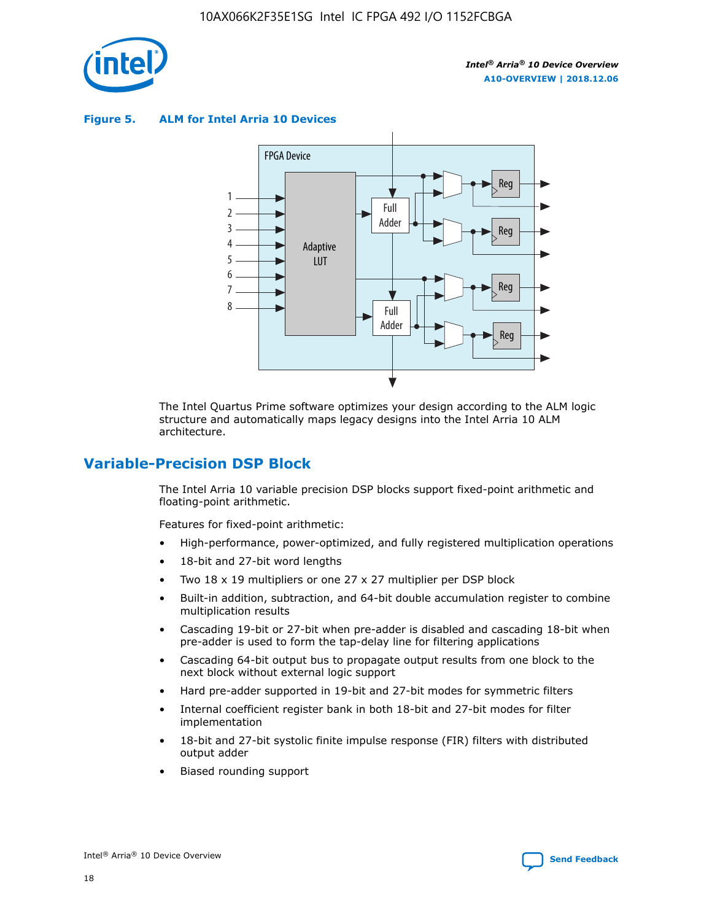**Figure 5. ALM for Intel Arria 10 Devices**

The Intel Quartus Prime software optimizes your design according to the ALM logic structure and automatically maps legacy designs into the Intel Arria 10 ALM architecture.

## Variable-Precision DSP Block

The Intel Arria 10 variable precision DSP blocks support fixed-point arithmetic and floating-point arithmetic.

Features for fixed-point arithmetic:

- High-performance, power-optimized, and fully registered multiplication operations
- 18-bit and 27-bit word lengths
- Two 18 x 19 multipliers or one 27 x 27 multiplier per DSP block
- Built-in addition, subtraction, and 64-bit double accumulation register to combine multiplication results
- Cascading 19-bit or 27-bit when pre-adder is disabled and cascading 18-bit when pre-adder is used to form the tap-delay line for filtering applications
- Cascading 64-bit output bus to propagate output results from one block to the next block without external logic support
- Hard pre-adder supported in 19-bit and 27-bit modes for symmetric filters
- Internal coefficient register bank in both 18-bit and 27-bit modes for filter implementation
- 18-bit and 27-bit systolic finite impulse response (FIR) filters with distributed output adder
- Biased rounding support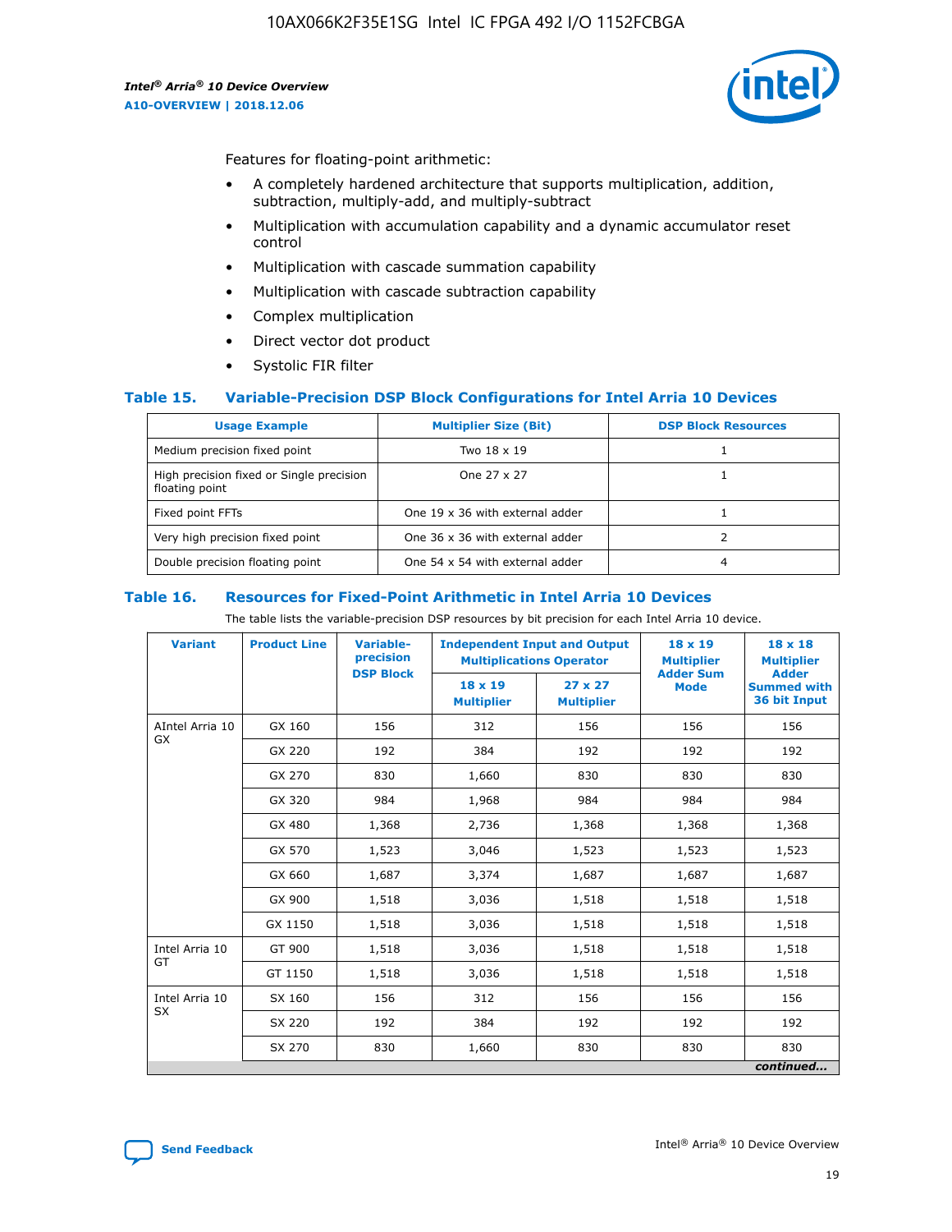Features for floating-point arithmetic:

- A completely hardened architecture that supports multiplication, addition, subtraction, multiply-add, and multiply-subtract
- Multiplication with accumulation capability and a dynamic accumulator reset control
- Multiplication with cascade summation capability
- Multiplication with cascade subtraction capability
- Complex multiplication
- Direct vector dot product
- Systolic FIR filter

### Table 15. Variable-Precision DSP Block Configurations for Intel Arria 10 Devices

| Usage Example | Multiplier Size (Bit) | DSP Block Resources |
|---|---|---|
| Medium precision fixed point | Two 18 x 19 | 1 |
| High precision fixed or Single precision floating point | One 27 x 27 | 1 |
| Fixed point FFTs | One 19 x 36 with external adder | 1 |
| Very high precision fixed point | One 36 x 36 with external adder | 2 |
| Double precision floating point | One 54 x 54 with external adder | 4 |

### Table 16. Resources for Fixed-Point Arithmetic in Intel Arria 10 Devices

The table lists the variable-precision DSP resources by bit precision for each Intel Arria 10 device.

| Variant | Product Line | Variable-precision DSP Block | Independent Input and Output Multiplications Operator | | 18 x 19 Multiplier Adder Sum Mode | 18 x 18 Multiplier Adder Summed with 36 bit Input |
|---|---|---|---|---|---|---|
| | | | 18 x 19 Multiplier | 27 x 27 Multiplier | | |
| AIntel Arria 10 GX | GX 160 | 156 | 312 | 156 | 156 | 156 |
| | GX 220 | 192 | 384 | 192 | 192 | 192 |
| | GX 270 | 830 | 1,660 | 830 | 830 | 830 |
| | GX 320 | 984 | 1,968 | 984 | 984 | 984 |
| | GX 480 | 1,368 | 2,736 | 1,368 | 1,368 | 1,368 |
| | GX 570 | 1,523 | 3,046 | 1,523 | 1,523 | 1,523 |
| | GX 660 | 1,687 | 3,374 | 1,687 | 1,687 | 1,687 |
| | GX 900 | 1,518 | 3,036 | 1,518 | 1,518 | 1,518 |
| | GX 1150 | 1,518 | 3,036 | 1,518 | 1,518 | 1,518 |
| Intel Arria 10 GT | GT 900 | 1,518 | 3,036 | 1,518 | 1,518 | 1,518 |
| | GT 1150 | 1,518 | 3,036 | 1,518 | 1,518 | 1,518 |
| Intel Arria 10 SX | SX 160 | 156 | 312 | 156 | 156 | 156 |
| | SX 220 | 192 | 384 | 192 | 192 | 192 |
| | SX 270 | 830 | 1,660 | 830 | 830 | 830 |

*continued...*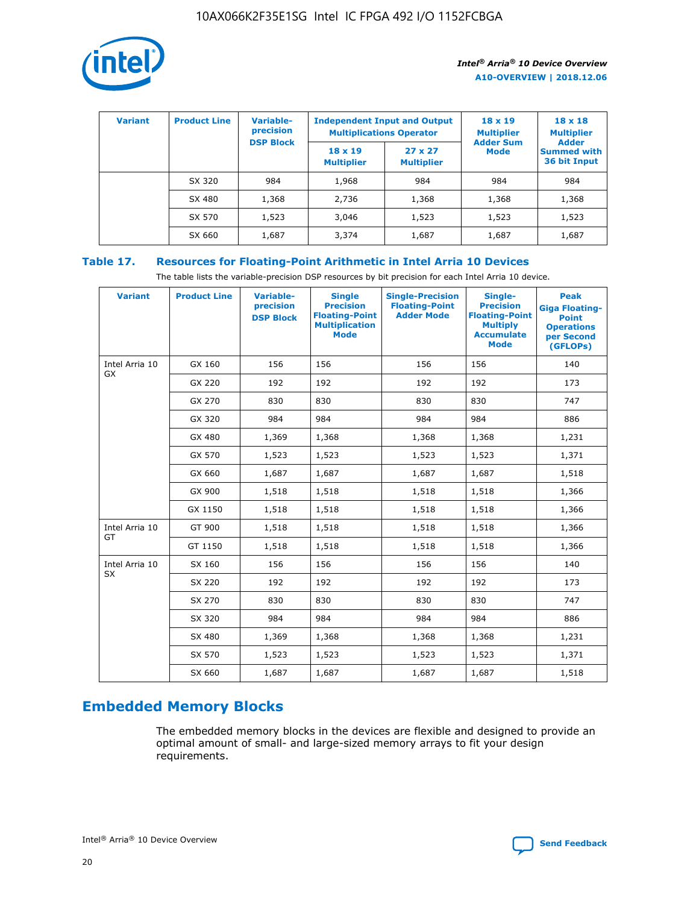| Variant | Product Line | Variable-precision DSP Block | Independent Input and Output Multiplications Operator | | 18 x 19 Multiplier Adder Sum Mode | 18 x 18 Multiplier Adder Summed with 36 bit Input |
|---|---|---|---|---|---|---|
| | | | 18 x 19 Multiplier | 27 x 27 Multiplier | | |
| | SX 320 | 984 | 1,968 | 984 | 984 | 984 |
| | SX 480 | 1,368 | 2,736 | 1,368 | 1,368 | 1,368 |
| | SX 570 | 1,523 | 3,046 | 1,523 | 1,523 | 1,523 |
| | SX 660 | 1,687 | 3,374 | 1,687 | 1,687 | 1,687 |

**Table 17. Resources for Floating-Point Arithmetic in Intel Arria 10 Devices**

The table lists the variable-precision DSP resources by bit precision for each Intel Arria 10 device.

| Variant | Product Line | Variable-precision DSP Block | Single Precision Floating-Point Multiplication Mode | Single-Precision Floating-Point Adder Mode | Single-Precision Floating-Point Multiply Accumulate Mode | Peak Giga Floating-Point Operations per Second (GFLOPs) |
|---|---|---|---|---|---|---|
| Intel Arria 10 GX | GX 160 | 156 | 156 | 156 | 156 | 140 |
| | GX 220 | 192 | 192 | 192 | 192 | 173 |
| | GX 270 | 830 | 830 | 830 | 830 | 747 |
| | GX 320 | 984 | 984 | 984 | 984 | 886 |
| | GX 480 | 1,369 | 1,368 | 1,368 | 1,368 | 1,231 |
| | GX 570 | 1,523 | 1,523 | 1,523 | 1,523 | 1,371 |
| | GX 660 | 1,687 | 1,687 | 1,687 | 1,687 | 1,518 |
| | GX 900 | 1,518 | 1,518 | 1,518 | 1,518 | 1,366 |
| | GX 1150 | 1,518 | 1,518 | 1,518 | 1,518 | 1,366 |
| Intel Arria 10 GT | GT 900 | 1,518 | 1,518 | 1,518 | 1,518 | 1,366 |
| | GT 1150 | 1,518 | 1,518 | 1,518 | 1,518 | 1,366 |
| Intel Arria 10 SX | SX 160 | 156 | 156 | 156 | 156 | 140 |
| | SX 220 | 192 | 192 | 192 | 192 | 173 |
| | SX 270 | 830 | 830 | 830 | 830 | 747 |
| | SX 320 | 984 | 984 | 984 | 984 | 886 |
| | SX 480 | 1,369 | 1,368 | 1,368 | 1,368 | 1,231 |
| | SX 570 | 1,523 | 1,523 | 1,523 | 1,523 | 1,371 |
| | SX 660 | 1,687 | 1,687 | 1,687 | 1,687 | 1,518 |

## Embedded Memory Blocks

The embedded memory blocks in the devices are flexible and designed to provide an optimal amount of small- and large-sized memory arrays to fit your design requirements.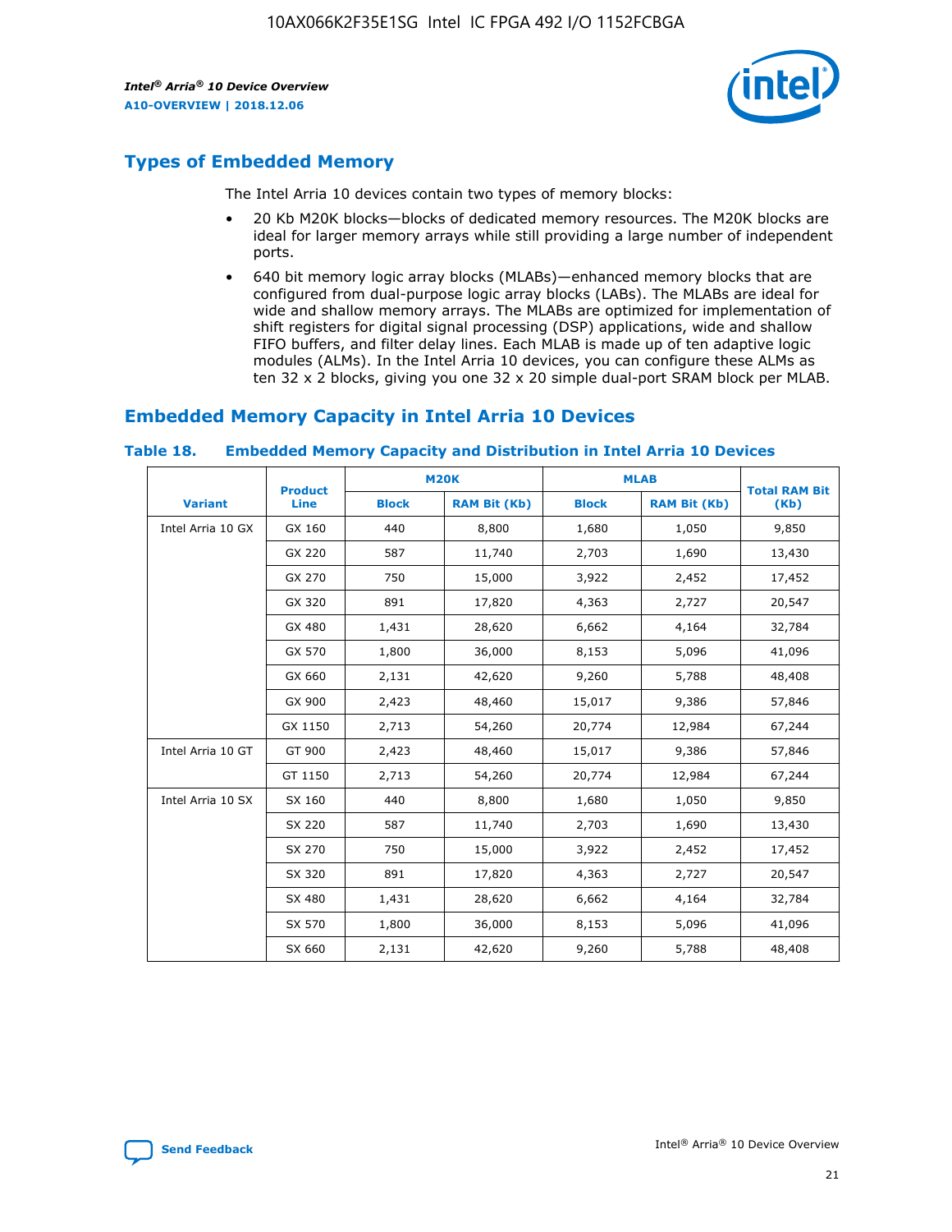## Types of Embedded Memory

The Intel Arria 10 devices contain two types of memory blocks:

- 20 Kb M20K blocks—blocks of dedicated memory resources. The M20K blocks are ideal for larger memory arrays while still providing a large number of independent ports.
- 640 bit memory logic array blocks (MLABs)—enhanced memory blocks that are configured from dual-purpose logic array blocks (LABs). The MLABs are ideal for wide and shallow memory arrays. The MLABs are optimized for implementation of shift registers for digital signal processing (DSP) applications, wide and shallow FIFO buffers, and filter delay lines. Each MLAB is made up of ten adaptive logic modules (ALMs). In the Intel Arria 10 devices, you can configure these ALMs as ten 32 x 2 blocks, giving you one 32 x 20 simple dual-port SRAM block per MLAB.

## Embedded Memory Capacity in Intel Arria 10 Devices

**Table 18. Embedded Memory Capacity and Distribution in Intel Arria 10 Devices**

| Variant | Product Line | M20K | | MLAB | | Total RAM Bit (Kb) |
|---|---|---|---|---|---|---|
| | | Block | RAM Bit (Kb) | Block | RAM Bit (Kb) | |
| Intel Arria 10 GX | GX 160 | 440 | 8,800 | 1,680 | 1,050 | 9,850 |
| | GX 220 | 587 | 11,740 | 2,703 | 1,690 | 13,430 |
| | GX 270 | 750 | 15,000 | 3,922 | 2,452 | 17,452 |
| | GX 320 | 891 | 17,820 | 4,363 | 2,727 | 20,547 |
| | GX 480 | 1,431 | 28,620 | 6,662 | 4,164 | 32,784 |
| | GX 570 | 1,800 | 36,000 | 8,153 | 5,096 | 41,096 |
| | GX 660 | 2,131 | 42,620 | 9,260 | 5,788 | 48,408 |
| | GX 900 | 2,423 | 48,460 | 15,017 | 9,386 | 57,846 |
| | GX 1150 | 2,713 | 54,260 | 20,774 | 12,984 | 67,244 |
| Intel Arria 10 GT | GT 900 | 2,423 | 48,460 | 15,017 | 9,386 | 57,846 |
| | GT 1150 | 2,713 | 54,260 | 20,774 | 12,984 | 67,244 |
| Intel Arria 10 SX | SX 160 | 440 | 8,800 | 1,680 | 1,050 | 9,850 |
| | SX 220 | 587 | 11,740 | 2,703 | 1,690 | 13,430 |
| | SX 270 | 750 | 15,000 | 3,922 | 2,452 | 17,452 |
| | SX 320 | 891 | 17,820 | 4,363 | 2,727 | 20,547 |
| | SX 480 | 1,431 | 28,620 | 6,662 | 4,164 | 32,784 |
| | SX 570 | 1,800 | 36,000 | 8,153 | 5,096 | 41,096 |
| | SX 660 | 2,131 | 42,620 | 9,260 | 5,788 | 48,408 |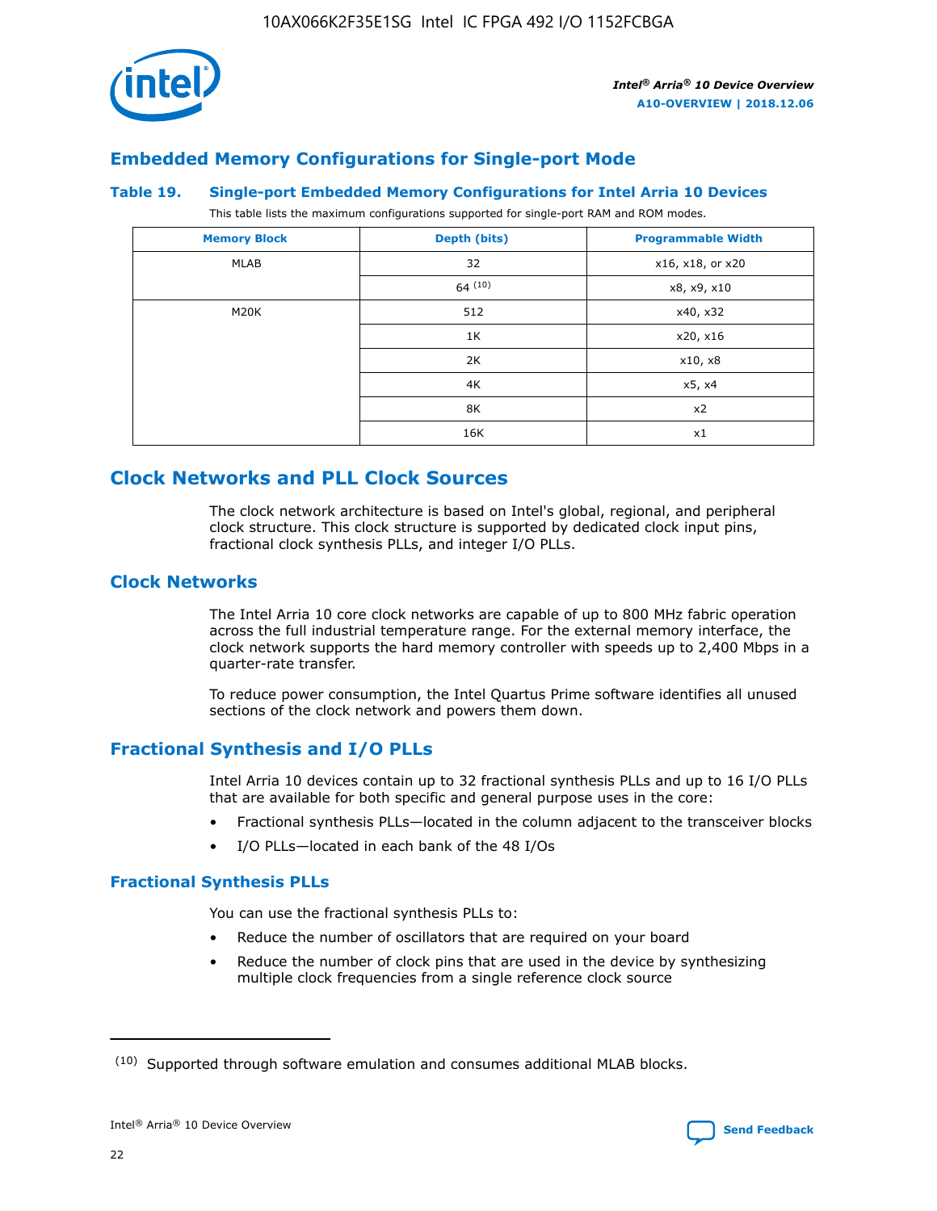## Embedded Memory Configurations for Single-port Mode

### Table 19. Single-port Embedded Memory Configurations for Intel Arria 10 Devices

This table lists the maximum configurations supported for single-port RAM and ROM modes.

| Memory Block | Depth (bits) | Programmable Width |
|---|---|---|
| MLAB | 32 | x16, x18, or x20 |
| | 64 [10] | x8, x9, x10 |
| M20K | 512 | x40, x32 |
| | 1K | x20, x16 |
| | 2K | x10, x8 |
| | 4K | x5, x4 |
| | 8K | x2 |
| | 16K | x1 |

# Clock Networks and PLL Clock Sources

The clock network architecture is based on Intel's global, regional, and peripheral clock structure. This clock structure is supported by dedicated clock input pins, fractional clock synthesis PLLs, and integer I/O PLLs.

## Clock Networks

The Intel Arria 10 core clock networks are capable of up to 800 MHz fabric operation across the full industrial temperature range. For the external memory interface, the clock network supports the hard memory controller with speeds up to 2,400 Mbps in a quarter-rate transfer.

To reduce power consumption, the Intel Quartus Prime software identifies all unused sections of the clock network and powers them down.

## Fractional Synthesis and I/O PLLs

Intel Arria 10 devices contain up to 32 fractional synthesis PLLs and up to 16 I/O PLLs that are available for both specific and general purpose uses in the core:

- Fractional synthesis PLLs—located in the column adjacent to the transceiver blocks
- I/O PLLs—located in each bank of the 48 I/Os

### Fractional Synthesis PLLs

You can use the fractional synthesis PLLs to:

- Reduce the number of oscillators that are required on your board
- Reduce the number of clock pins that are used in the device by synthesizing multiple clock frequencies from a single reference clock source

(10) Supported through software emulation and consumes additional MLAB blocks.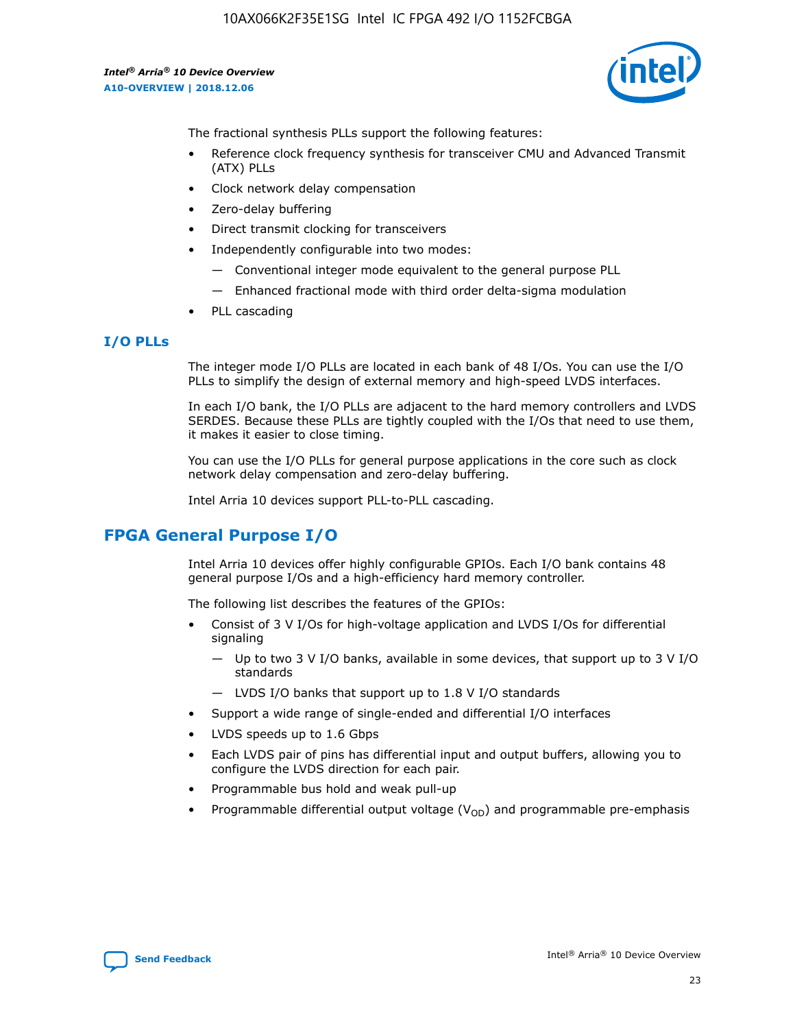The fractional synthesis PLLs support the following features:

- Reference clock frequency synthesis for transceiver CMU and Advanced Transmit (ATX) PLLs
- Clock network delay compensation
- Zero-delay buffering
- Direct transmit clocking for transceivers
- Independently configurable into two modes:
  - — Conventional integer mode equivalent to the general purpose PLL
  - — Enhanced fractional mode with third order delta-sigma modulation
- PLL cascading

### I/O PLLs

The integer mode I/O PLLs are located in each bank of 48 I/Os. You can use the I/O PLLs to simplify the design of external memory and high-speed LVDS interfaces.

In each I/O bank, the I/O PLLs are adjacent to the hard memory controllers and LVDS SERDES. Because these PLLs are tightly coupled with the I/Os that need to use them, it makes it easier to close timing.

You can use the I/O PLLs for general purpose applications in the core such as clock network delay compensation and zero-delay buffering.

Intel Arria 10 devices support PLL-to-PLL cascading.

## FPGA General Purpose I/O

Intel Arria 10 devices offer highly configurable GPIOs. Each I/O bank contains 48 general purpose I/Os and a high-efficiency hard memory controller.

The following list describes the features of the GPIOs:

- Consist of 3 V I/Os for high-voltage application and LVDS I/Os for differential signaling
  - — Up to two 3 V I/O banks, available in some devices, that support up to 3 V I/O standards
  - — LVDS I/O banks that support up to 1.8 V I/O standards
- Support a wide range of single-ended and differential I/O interfaces
- LVDS speeds up to 1.6 Gbps
- Each LVDS pair of pins has differential input and output buffers, allowing you to configure the LVDS direction for each pair.
- Programmable bus hold and weak pull-up
- Programmable differential output voltage ($V_{OD}$) and programmable pre-emphasis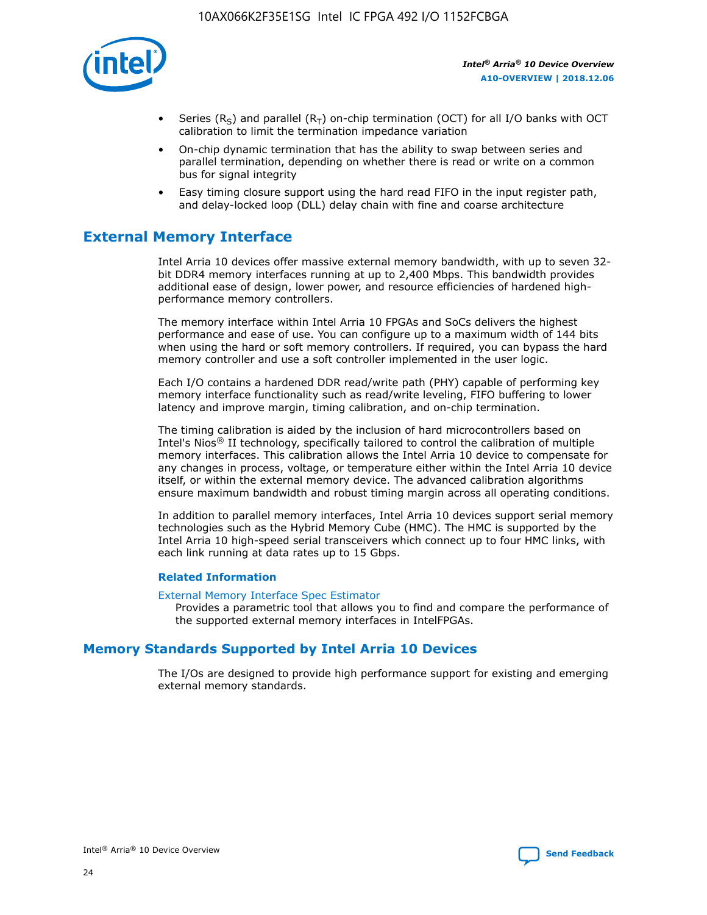- Series ($R_S$) and parallel ($R_T$) on-chip termination (OCT) for all I/O banks with OCT calibration to limit the termination impedance variation
- On-chip dynamic termination that has the ability to swap between series and parallel termination, depending on whether there is read or write on a common bus for signal integrity
- Easy timing closure support using the hard read FIFO in the input register path, and delay-locked loop (DLL) delay chain with fine and coarse architecture

## External Memory Interface

Intel Arria 10 devices offer massive external memory bandwidth, with up to seven 32-bit DDR4 memory interfaces running at up to 2,400 Mbps. This bandwidth provides additional ease of design, lower power, and resource efficiencies of hardened high-performance memory controllers.

The memory interface within Intel Arria 10 FPGAs and SoCs delivers the highest performance and ease of use. You can configure up to a maximum width of 144 bits when using the hard or soft memory controllers. If required, you can bypass the hard memory controller and use a soft controller implemented in the user logic.

Each I/O contains a hardened DDR read/write path (PHY) capable of performing key memory interface functionality such as read/write leveling, FIFO buffering to lower latency and improve margin, timing calibration, and on-chip termination.

The timing calibration is aided by the inclusion of hard microcontrollers based on Intel's Nios® II technology, specifically tailored to control the calibration of multiple memory interfaces. This calibration allows the Intel Arria 10 device to compensate for any changes in process, voltage, or temperature either within the Intel Arria 10 device itself, or within the external memory device. The advanced calibration algorithms ensure maximum bandwidth and robust timing margin across all operating conditions.

In addition to parallel memory interfaces, Intel Arria 10 devices support serial memory technologies such as the Hybrid Memory Cube (HMC). The HMC is supported by the Intel Arria 10 high-speed serial transceivers which connect up to four HMC links, with each link running at data rates up to 15 Gbps.

### Related Information

External Memory Interface Spec Estimator

Provides a parametric tool that allows you to find and compare the performance of the supported external memory interfaces in IntelFPGAs.

## Memory Standards Supported by Intel Arria 10 Devices

The I/Os are designed to provide high performance support for existing and emerging external memory standards.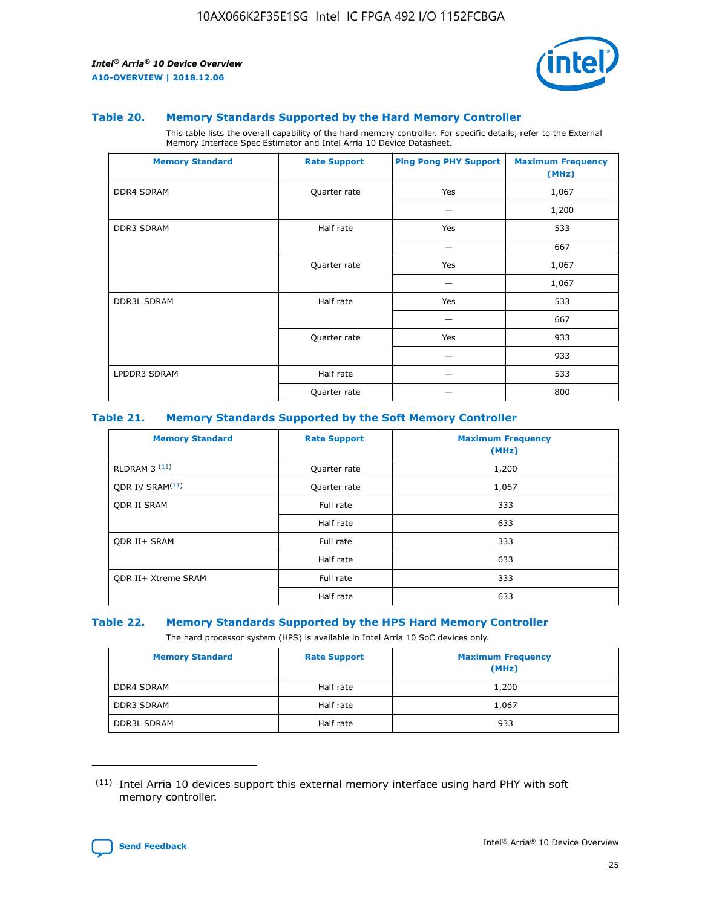### Table 20. Memory Standards Supported by the Hard Memory Controller

This table lists the overall capability of the hard memory controller. For specific details, refer to the External Memory Interface Spec Estimator and Intel Arria 10 Device Datasheet.

| Memory Standard | Rate Support | Ping Pong PHY Support | Maximum Frequency (MHz) |
|---|---|---|---|
| DDR4 SDRAM | Quarter rate | Yes | 1,067 |
| | | — | 1,200 |
| DDR3 SDRAM | Half rate | Yes | 533 |
| | | — | 667 |
| | Quarter rate | Yes | 1,067 |
| | | — | 1,067 |
| DDR3L SDRAM | Half rate | Yes | 533 |
| | | — | 667 |
| | Quarter rate | Yes | 933 |
| | | — | 933 |
| LPDDR3 SDRAM | Half rate | — | 533 |
| | Quarter rate | — | 800 |

### Table 21. Memory Standards Supported by the Soft Memory Controller

| Memory Standard | Rate Support | Maximum Frequency (MHz) |
|---|---|---|
| RLDRAM 3 [11] | Quarter rate | 1,200 |
| QDR IV SRAM[11] | Quarter rate | 1,067 |
| QDR II SRAM | Full rate | 333 |
| | Half rate | 633 |
| QDR II+ SRAM | Full rate | 333 |
| | Half rate | 633 |
| QDR II+ Xtreme SRAM | Full rate | 333 |
| | Half rate | 633 |

### Table 22. Memory Standards Supported by the HPS Hard Memory Controller

The hard processor system (HPS) is available in Intel Arria 10 SoC devices only.

| Memory Standard | Rate Support | Maximum Frequency (MHz) |
|---|---|---|
| DDR4 SDRAM | Half rate | 1,200 |
| DDR3 SDRAM | Half rate | 1,067 |
| DDR3L SDRAM | Half rate | 933 |

(11) Intel Arria 10 devices support this external memory interface using hard PHY with soft memory controller.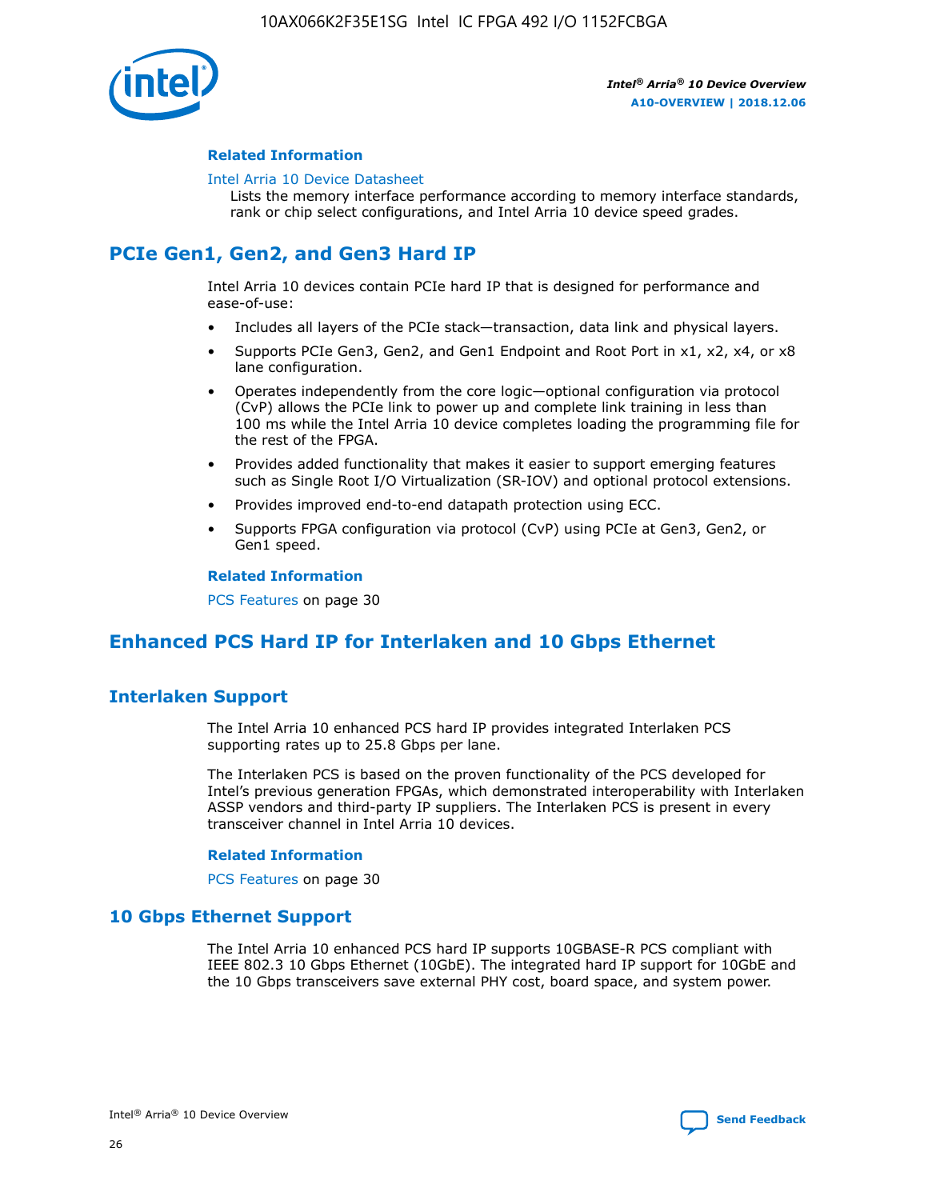### Related Information

Intel Arria 10 Device Datasheet

Lists the memory interface performance according to memory interface standards, rank or chip select configurations, and Intel Arria 10 device speed grades.

## PCIe Gen1, Gen2, and Gen3 Hard IP

Intel Arria 10 devices contain PCIe hard IP that is designed for performance and ease-of-use:

- Includes all layers of the PCIe stack—transaction, data link and physical layers.
- Supports PCIe Gen3, Gen2, and Gen1 Endpoint and Root Port in x1, x2, x4, or x8 lane configuration.
- Operates independently from the core logic—optional configuration via protocol (CvP) allows the PCIe link to power up and complete link training in less than 100 ms while the Intel Arria 10 device completes loading the programming file for the rest of the FPGA.
- Provides added functionality that makes it easier to support emerging features such as Single Root I/O Virtualization (SR-IOV) and optional protocol extensions.
- Provides improved end-to-end datapath protection using ECC.
- Supports FPGA configuration via protocol (CvP) using PCIe at Gen3, Gen2, or Gen1 speed.

### Related Information

PCS Features on page 30

## Enhanced PCS Hard IP for Interlaken and 10 Gbps Ethernet

## Interlaken Support

The Intel Arria 10 enhanced PCS hard IP provides integrated Interlaken PCS supporting rates up to 25.8 Gbps per lane.

The Interlaken PCS is based on the proven functionality of the PCS developed for Intel's previous generation FPGAs, which demonstrated interoperability with Interlaken ASSP vendors and third-party IP suppliers. The Interlaken PCS is present in every transceiver channel in Intel Arria 10 devices.

### Related Information

PCS Features on page 30

## 10 Gbps Ethernet Support

The Intel Arria 10 enhanced PCS hard IP supports 10GBASE-R PCS compliant with IEEE 802.3 10 Gbps Ethernet (10GbE). The integrated hard IP support for 10GbE and the 10 Gbps transceivers save external PHY cost, board space, and system power.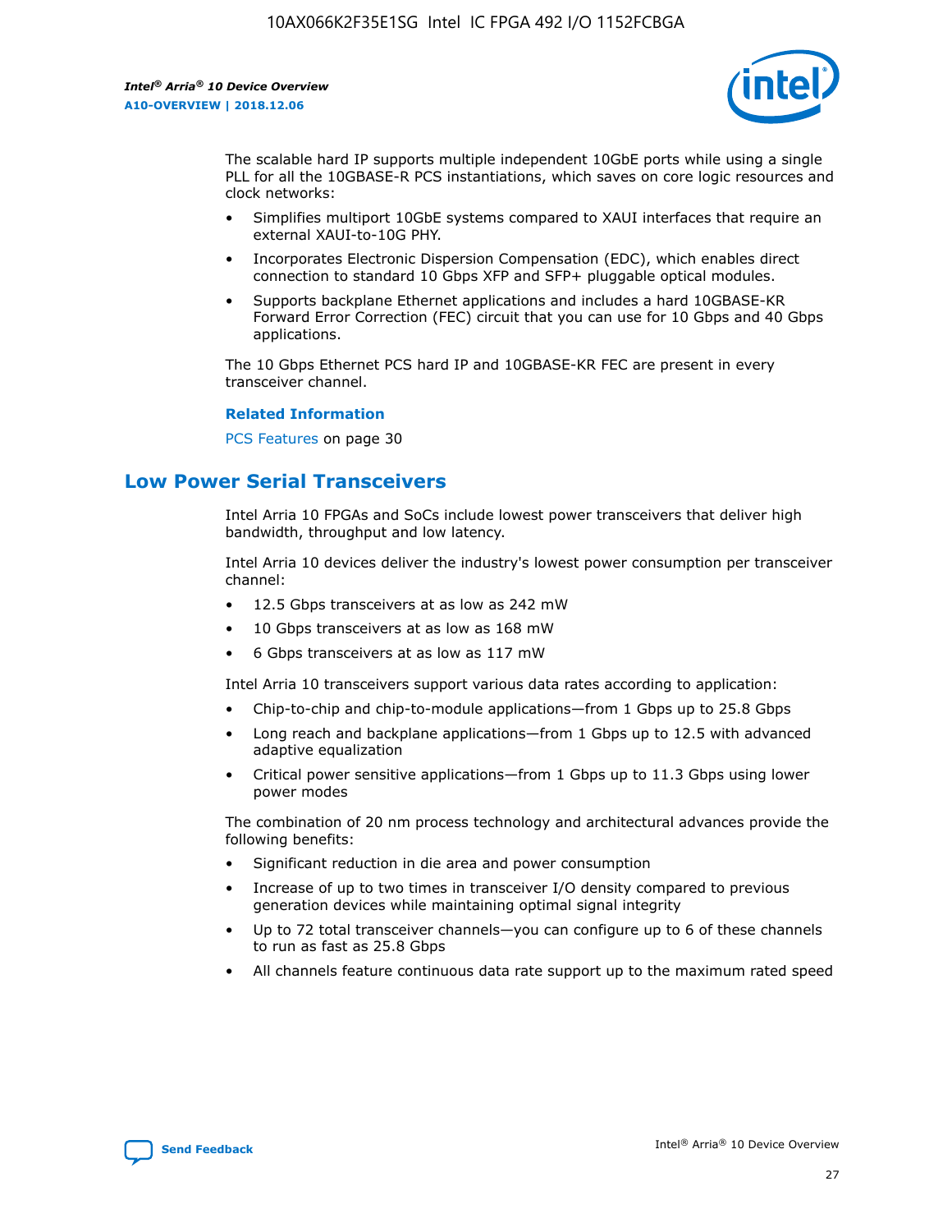The scalable hard IP supports multiple independent 10GbE ports while using a single PLL for all the 10GBASE-R PCS instantiations, which saves on core logic resources and clock networks:

- Simplifies multiport 10GbE systems compared to XAUI interfaces that require an external XAUI-to-10G PHY.
- Incorporates Electronic Dispersion Compensation (EDC), which enables direct connection to standard 10 Gbps XFP and SFP+ pluggable optical modules.
- Supports backplane Ethernet applications and includes a hard 10GBASE-KR Forward Error Correction (FEC) circuit that you can use for 10 Gbps and 40 Gbps applications.

The 10 Gbps Ethernet PCS hard IP and 10GBASE-KR FEC are present in every transceiver channel.

**Related Information**

PCS Features on page 30

## Low Power Serial Transceivers

Intel Arria 10 FPGAs and SoCs include lowest power transceivers that deliver high bandwidth, throughput and low latency.

Intel Arria 10 devices deliver the industry's lowest power consumption per transceiver channel:

- 12.5 Gbps transceivers at as low as 242 mW
- 10 Gbps transceivers at as low as 168 mW
- 6 Gbps transceivers at as low as 117 mW

Intel Arria 10 transceivers support various data rates according to application:

- Chip-to-chip and chip-to-module applications—from 1 Gbps up to 25.8 Gbps
- Long reach and backplane applications—from 1 Gbps up to 12.5 with advanced adaptive equalization
- Critical power sensitive applications—from 1 Gbps up to 11.3 Gbps using lower power modes

The combination of 20 nm process technology and architectural advances provide the following benefits:

- Significant reduction in die area and power consumption
- Increase of up to two times in transceiver I/O density compared to previous generation devices while maintaining optimal signal integrity
- Up to 72 total transceiver channels—you can configure up to 6 of these channels to run as fast as 25.8 Gbps
- All channels feature continuous data rate support up to the maximum rated speed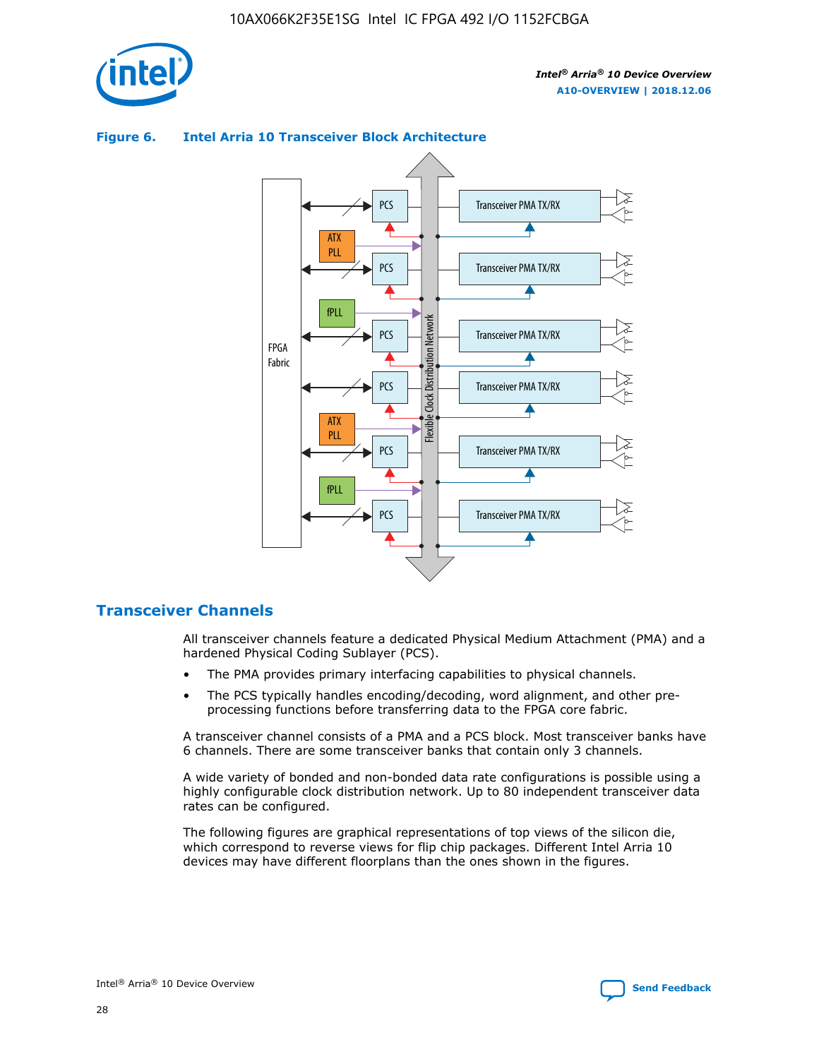**Figure 6. Intel Arria 10 Transceiver Block Architecture**

## Transceiver Channels

All transceiver channels feature a dedicated Physical Medium Attachment (PMA) and a hardened Physical Coding Sublayer (PCS).

- The PMA provides primary interfacing capabilities to physical channels.
- The PCS typically handles encoding/decoding, word alignment, and other pre-processing functions before transferring data to the FPGA core fabric.

A transceiver channel consists of a PMA and a PCS block. Most transceiver banks have 6 channels. There are some transceiver banks that contain only 3 channels.

A wide variety of bonded and non-bonded data rate configurations is possible using a highly configurable clock distribution network. Up to 80 independent transceiver data rates can be configured.

The following figures are graphical representations of top views of the silicon die, which correspond to reverse views for flip chip packages. Different Intel Arria 10 devices may have different floorplans than the ones shown in the figures.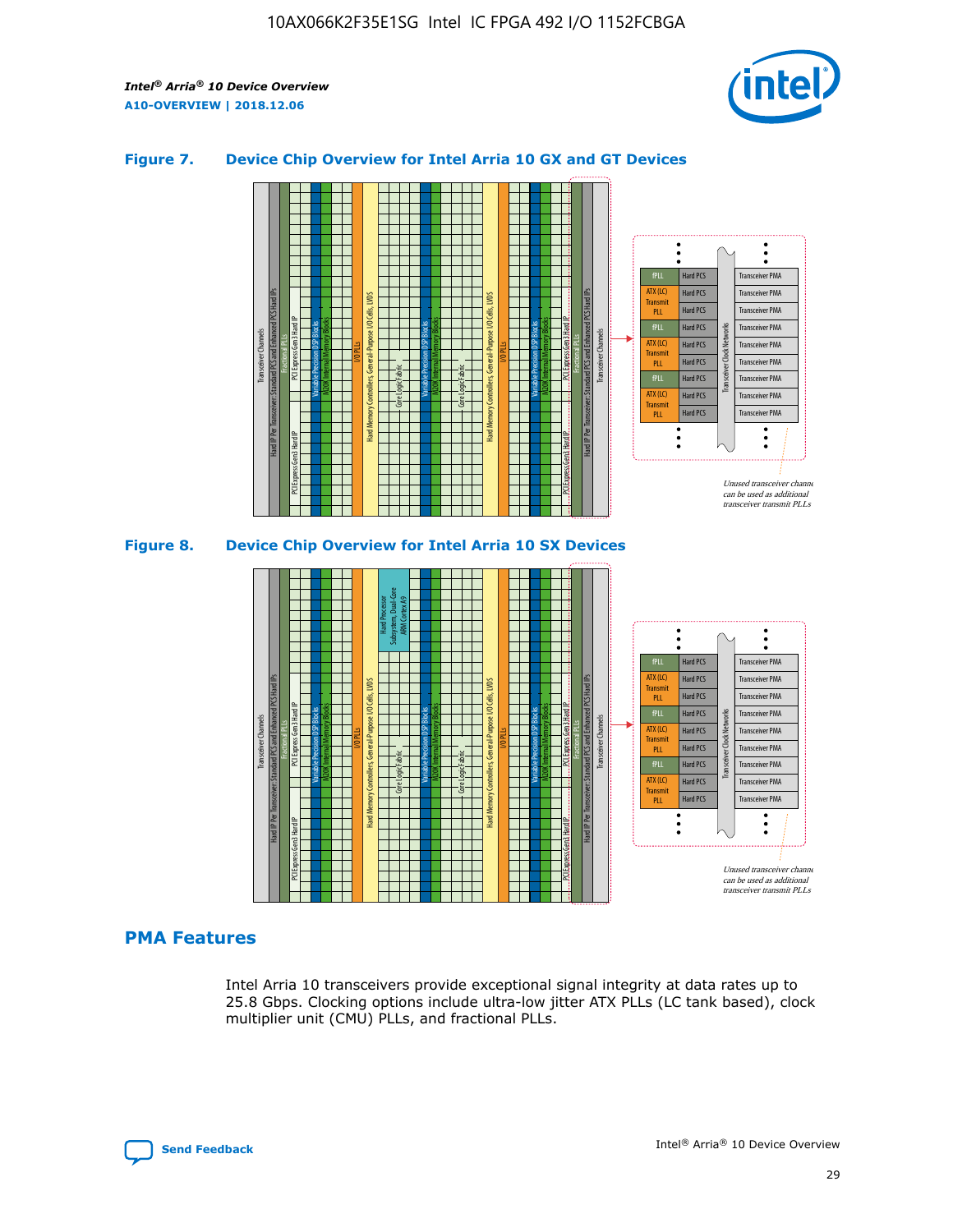## Figure 7. Device Chip Overview for Intel Arria 10 GX and GT Devices

## Figure 8. Device Chip Overview for Intel Arria 10 SX Devices

## PMA Features

Intel Arria 10 transceivers provide exceptional signal integrity at data rates up to 25.8 Gbps. Clocking options include ultra-low jitter ATX PLLs (LC tank based), clock multiplier unit (CMU) PLLs, and fractional PLLs.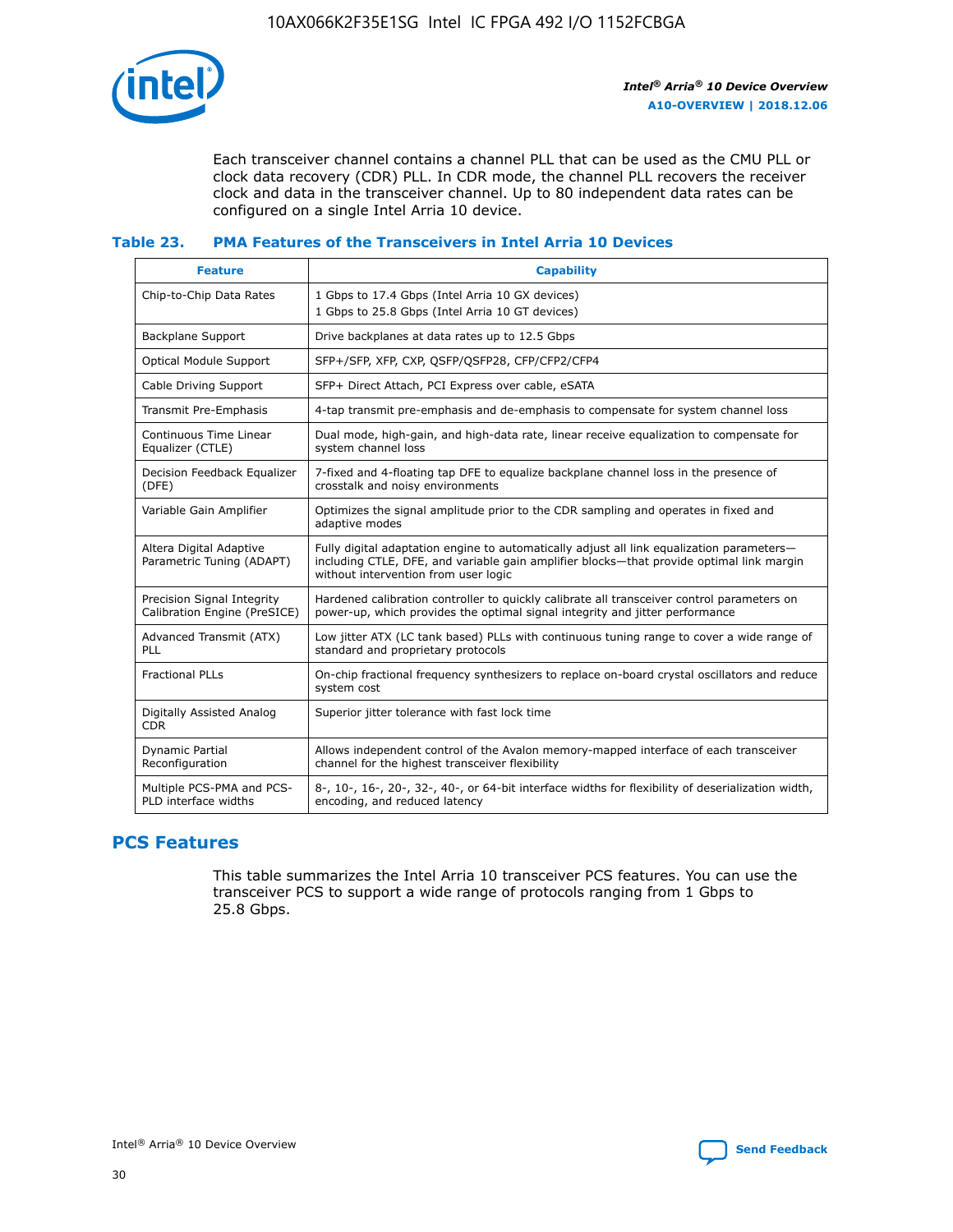Each transceiver channel contains a channel PLL that can be used as the CMU PLL or clock data recovery (CDR) PLL. In CDR mode, the channel PLL recovers the receiver clock and data in the transceiver channel. Up to 80 independent data rates can be configured on a single Intel Arria 10 device.

**Table 23. PMA Features of the Transceivers in Intel Arria 10 Devices**

| Feature | Capability |
|---|---|
| Chip-to-Chip Data Rates | 1 Gbps to 17.4 Gbps (Intel Arria 10 GX devices)<br>1 Gbps to 25.8 Gbps (Intel Arria 10 GT devices) |
| Backplane Support | Drive backplanes at data rates up to 12.5 Gbps |
| Optical Module Support | SFP+/SFP, XFP, CXP, QSFP/QSFP28, CFP/CFP2/CFP4 |
| Cable Driving Support | SFP+ Direct Attach, PCI Express over cable, eSATA |
| Transmit Pre-Emphasis | 4-tap transmit pre-emphasis and de-emphasis to compensate for system channel loss |
| Continuous Time Linear Equalizer (CTLE) | Dual mode, high-gain, and high-data rate, linear receive equalization to compensate for system channel loss |
| Decision Feedback Equalizer (DFE) | 7-fixed and 4-floating tap DFE to equalize backplane channel loss in the presence of crosstalk and noisy environments |
| Variable Gain Amplifier | Optimizes the signal amplitude prior to the CDR sampling and operates in fixed and adaptive modes |
| Altera Digital Adaptive Parametric Tuning (ADAPT) | Fully digital adaptation engine to automatically adjust all link equalization parameters—including CTLE, DFE, and variable gain amplifier blocks—that provide optimal link margin without intervention from user logic |
| Precision Signal Integrity Calibration Engine (PreSICE) | Hardened calibration controller to quickly calibrate all transceiver control parameters on power-up, which provides the optimal signal integrity and jitter performance |
| Advanced Transmit (ATX) PLL | Low jitter ATX (LC tank based) PLLs with continuous tuning range to cover a wide range of standard and proprietary protocols |
| Fractional PLLs | On-chip fractional frequency synthesizers to replace on-board crystal oscillators and reduce system cost |
| Digitally Assisted Analog CDR | Superior jitter tolerance with fast lock time |
| Dynamic Partial Reconfiguration | Allows independent control of the Avalon memory-mapped interface of each transceiver channel for the highest transceiver flexibility |
| Multiple PCS-PMA and PCS-PLD interface widths | 8-, 10-, 16-, 20-, 32-, 40-, or 64-bit interface widths for flexibility of deserialization width, encoding, and reduced latency |

## PCS Features

This table summarizes the Intel Arria 10 transceiver PCS features. You can use the transceiver PCS to support a wide range of protocols ranging from 1 Gbps to 25.8 Gbps.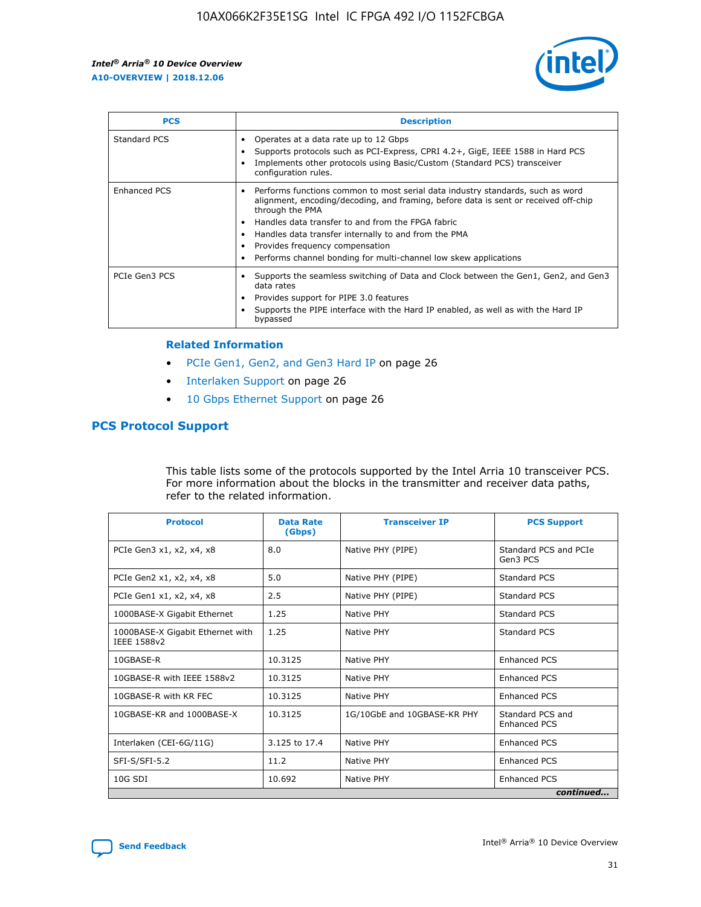| PCS | Description |
| --- | --- |
| Standard PCS | • Operates at a data rate up to 12 Gbps<br>• Supports protocols such as PCI-Express, CPRI 4.2+, GigE, IEEE 1588 in Hard PCS<br>• Implements other protocols using Basic/Custom (Standard PCS) transceiver configuration rules. |
| Enhanced PCS | • Performs functions common to most serial data industry standards, such as word alignment, encoding/decoding, and framing, before data is sent or received off-chip through the PMA<br>• Handles data transfer to and from the FPGA fabric<br>• Handles data transfer internally to and from the PMA<br>• Provides frequency compensation<br>• Performs channel bonding for multi-channel low skew applications |
| PCIe Gen3 PCS | • Supports the seamless switching of Data and Clock between the Gen1, Gen2, and Gen3 data rates<br>• Provides support for PIPE 3.0 features<br>• Supports the PIPE interface with the Hard IP enabled, as well as with the Hard IP bypassed |

### Related Information

- PCIe Gen1, Gen2, and Gen3 Hard IP on page 26
- Interlaken Support on page 26
- 10 Gbps Ethernet Support on page 26

## PCS Protocol Support

This table lists some of the protocols supported by the Intel Arria 10 transceiver PCS. For more information about the blocks in the transmitter and receiver data paths, refer to the related information.

| Protocol | Data Rate (Gbps) | Transceiver IP | PCS Support |
| --- | --- | --- | --- |
| PCIe Gen3 x1, x2, x4, x8 | 8.0 | Native PHY (PIPE) | Standard PCS and PCIe Gen3 PCS |
| PCIe Gen2 x1, x2, x4, x8 | 5.0 | Native PHY (PIPE) | Standard PCS |
| PCIe Gen1 x1, x2, x4, x8 | 2.5 | Native PHY (PIPE) | Standard PCS |
| 1000BASE-X Gigabit Ethernet | 1.25 | Native PHY | Standard PCS |
| 1000BASE-X Gigabit Ethernet with IEEE 1588v2 | 1.25 | Native PHY | Standard PCS |
| 10GBASE-R | 10.3125 | Native PHY | Enhanced PCS |
| 10GBASE-R with IEEE 1588v2 | 10.3125 | Native PHY | Enhanced PCS |
| 10GBASE-R with KR FEC | 10.3125 | Native PHY | Enhanced PCS |
| 10GBASE-KR and 1000BASE-X | 10.3125 | 1G/10GbE and 10GBASE-KR PHY | Standard PCS and Enhanced PCS |
| Interlaken (CEI-6G/11G) | 3.125 to 17.4 | Native PHY | Enhanced PCS |
| SFI-S/SFI-5.2 | 11.2 | Native PHY | Enhanced PCS |
| 10G SDI | 10.692 | Native PHY | Enhanced PCS |

*continued...*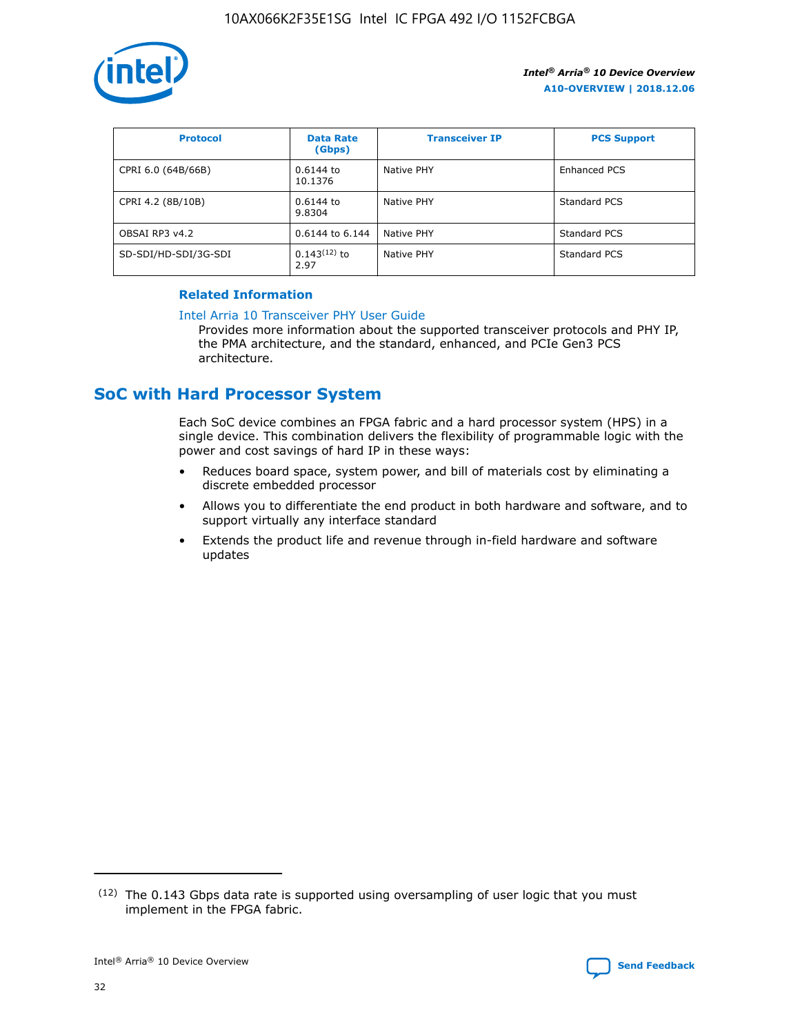| Protocol | Data Rate (Gbps) | Transceiver IP | PCS Support |
| --- | --- | --- | --- |
| CPRI 6.0 (64B/66B) | 0.6144 to 10.1376 | Native PHY | Enhanced PCS |
| CPRI 4.2 (8B/10B) | 0.6144 to 9.8304 | Native PHY | Standard PCS |
| OBSAI RP3 v4.2 | 0.6144 to 6.144 | Native PHY | Standard PCS |
| SD-SDI/HD-SDI/3G-SDI | 0.143[12] to 2.97 | Native PHY | Standard PCS |

**Related Information**

Intel Arria 10 Transceiver PHY User Guide
: Provides more information about the supported transceiver protocols and PHY IP, the PMA architecture, and the standard, enhanced, and PCIe Gen3 PCS architecture.

## SoC with Hard Processor System

Each SoC device combines an FPGA fabric and a hard processor system (HPS) in a single device. This combination delivers the flexibility of programmable logic with the power and cost savings of hard IP in these ways:

- Reduces board space, system power, and bill of materials cost by eliminating a discrete embedded processor
- Allows you to differentiate the end product in both hardware and software, and to support virtually any interface standard
- Extends the product life and revenue through in-field hardware and software updates

(12) The 0.143 Gbps data rate is supported using oversampling of user logic that you must implement in the FPGA fabric.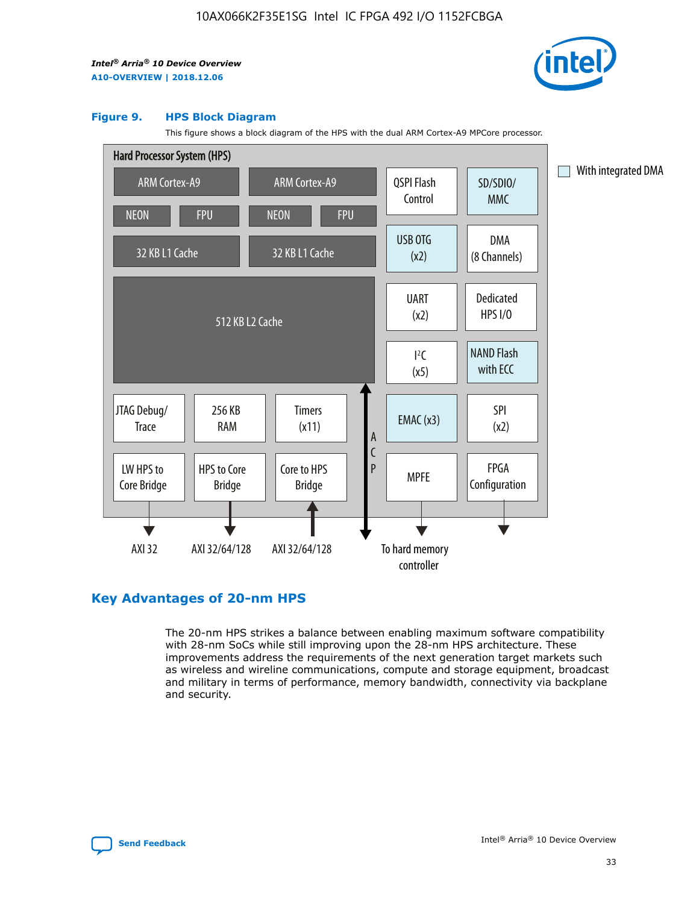**Figure 9. HPS Block Diagram**

This figure shows a block diagram of the HPS with the dual ARM Cortex-A9 MPCore processor.

Hard Processor System (HPS)

ARM Cortex-A9 | ARM Cortex-A9
NEON | FPU | NEON | FPU
32 KB L1 Cache | 32 KB L1 Cache
512 KB L2 Cache

QSPI Flash Control | SD/SDIO/MMC
USB OTG (x2) | DMA (8 Channels)
UART (x2) | Dedicated HPS I/O
I²C (x5) | NAND Flash with ECC
JTAG Debug/Trace | 256 KB RAM | Timers (x11) | EMAC (x3) | SPI (x2)
LW HPS to Core Bridge | HPS to Core Bridge | Core to HPS Bridge | ACP | MPFE | FPGA Configuration

AXI 32 | AXI 32/64/128 | AXI 32/64/128 | To hard memory controller

With integrated DMA

## Key Advantages of 20-nm HPS

The 20-nm HPS strikes a balance between enabling maximum software compatibility with 28-nm SoCs while still improving upon the 28-nm HPS architecture. These improvements address the requirements of the next generation target markets such as wireless and wireline communications, compute and storage equipment, broadcast and military in terms of performance, memory bandwidth, connectivity via backplane and security.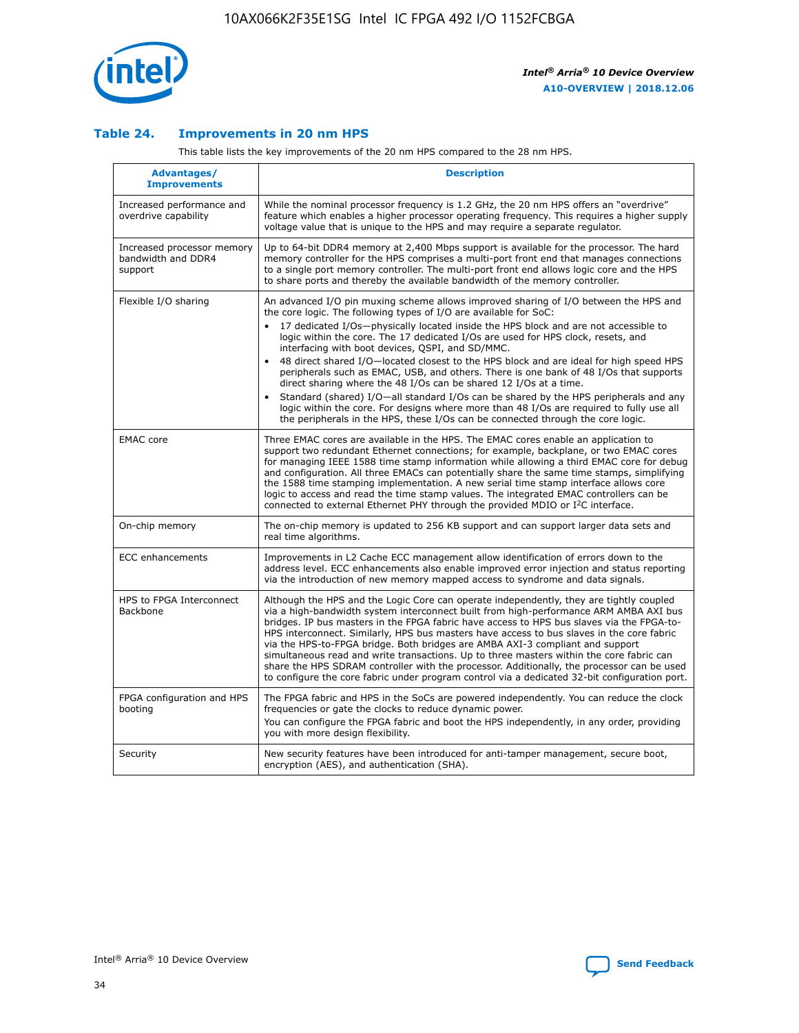### Table 24. Improvements in 20 nm HPS

This table lists the key improvements of the 20 nm HPS compared to the 28 nm HPS.

| Advantages/ Improvements | Description |
| --- | --- |
| Increased performance and overdrive capability | While the nominal processor frequency is 1.2 GHz, the 20 nm HPS offers an "overdrive" feature which enables a higher processor operating frequency. This requires a higher supply voltage value that is unique to the HPS and may require a separate regulator. |
| Increased processor memory bandwidth and DDR4 support | Up to 64-bit DDR4 memory at 2,400 Mbps support is available for the processor. The hard memory controller for the HPS comprises a multi-port front end that manages connections to a single port memory controller. The multi-port front end allows logic core and the HPS to share ports and thereby the available bandwidth of the memory controller. |
| Flexible I/O sharing | An advanced I/O pin muxing scheme allows improved sharing of I/O between the HPS and the core logic. The following types of I/O are available for SoC:<br>• 17 dedicated I/Os—physically located inside the HPS block and are not accessible to logic within the core. The 17 dedicated I/Os are used for HPS clock, resets, and interfacing with boot devices, QSPI, and SD/MMC.<br>• 48 direct shared I/O—located closest to the HPS block and are ideal for high speed HPS peripherals such as EMAC, USB, and others. There is one bank of 48 I/Os that supports direct sharing where the 48 I/Os can be shared 12 I/Os at a time.<br>• Standard (shared) I/O—all standard I/Os can be shared by the HPS peripherals and any logic within the core. For designs where more than 48 I/Os are required to fully use all the peripherals in the HPS, these I/Os can be connected through the core logic. |
| EMAC core | Three EMAC cores are available in the HPS. The EMAC cores enable an application to support two redundant Ethernet connections; for example, backplane, or two EMAC cores for managing IEEE 1588 time stamp information while allowing a third EMAC core for debug and configuration. All three EMACs can potentially share the same time stamps, simplifying the 1588 time stamping implementation. A new serial time stamp interface allows core logic to access and read the time stamp values. The integrated EMAC controllers can be connected to external Ethernet PHY through the provided MDIO or I²C interface. |
| On-chip memory | The on-chip memory is updated to 256 KB support and can support larger data sets and real time algorithms. |
| ECC enhancements | Improvements in L2 Cache ECC management allow identification of errors down to the address level. ECC enhancements also enable improved error injection and status reporting via the introduction of new memory mapped access to syndrome and data signals. |
| HPS to FPGA Interconnect Backbone | Although the HPS and the Logic Core can operate independently, they are tightly coupled via a high-bandwidth system interconnect built from high-performance ARM AMBA AXI bus bridges. IP bus masters in the FPGA fabric have access to HPS bus slaves via the FPGA-to-HPS interconnect. Similarly, HPS bus masters have access to bus slaves in the core fabric via the HPS-to-FPGA bridge. Both bridges are AMBA AXI-3 compliant and support simultaneous read and write transactions. Up to three masters within the core fabric can share the HPS SDRAM controller with the processor. Additionally, the processor can be used to configure the core fabric under program control via a dedicated 32-bit configuration port. |
| FPGA configuration and HPS booting | The FPGA fabric and HPS in the SoCs are powered independently. You can reduce the clock frequencies or gate the clocks to reduce dynamic power.<br>You can configure the FPGA fabric and boot the HPS independently, in any order, providing you with more design flexibility. |
| Security | New security features have been introduced for anti-tamper management, secure boot, encryption (AES), and authentication (SHA). |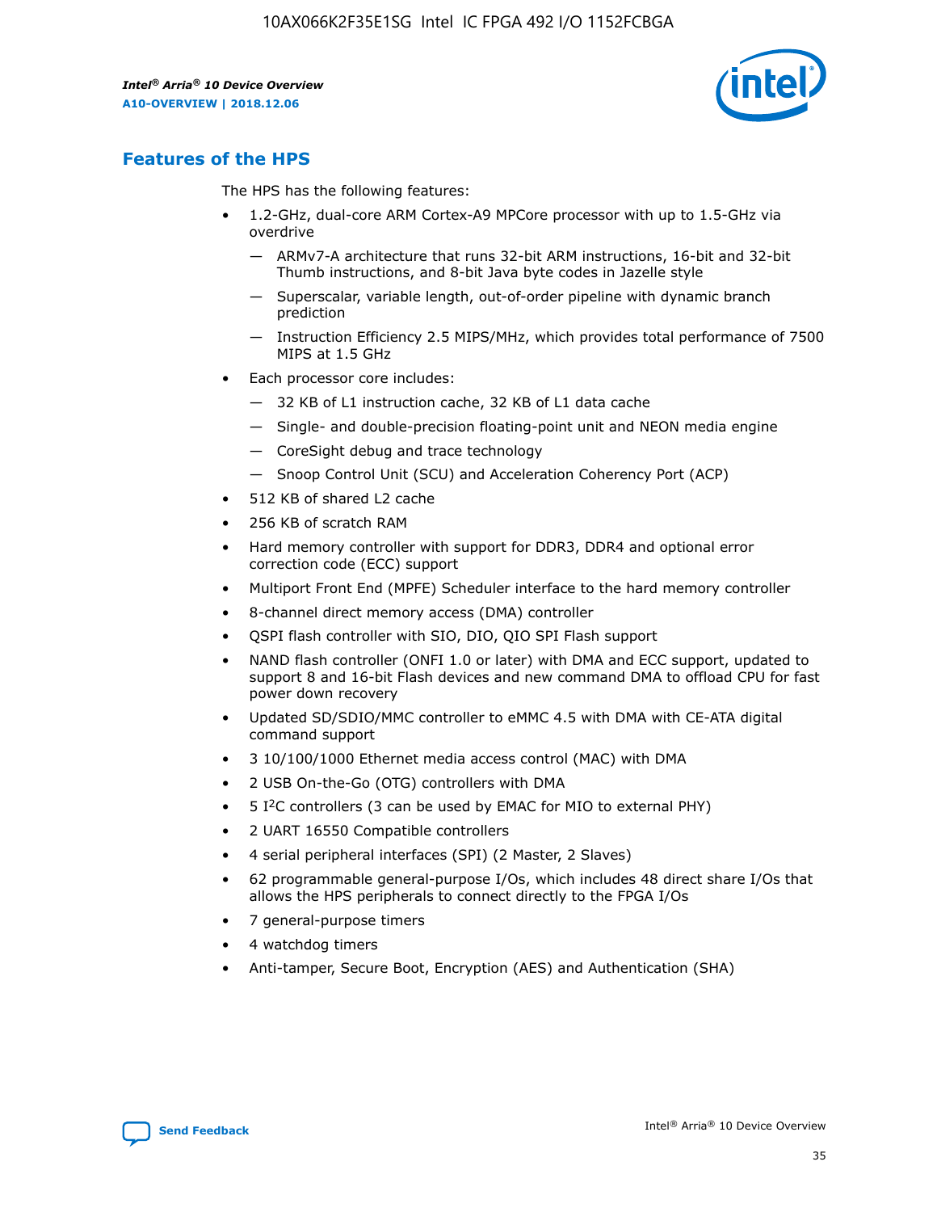## Features of the HPS

The HPS has the following features:

- 1.2-GHz, dual-core ARM Cortex-A9 MPCore processor with up to 1.5-GHz via overdrive
  - — ARMv7-A architecture that runs 32-bit ARM instructions, 16-bit and 32-bit Thumb instructions, and 8-bit Java byte codes in Jazelle style
  - — Superscalar, variable length, out-of-order pipeline with dynamic branch prediction
  - — Instruction Efficiency 2.5 MIPS/MHz, which provides total performance of 7500 MIPS at 1.5 GHz
- Each processor core includes:
  - — 32 KB of L1 instruction cache, 32 KB of L1 data cache
  - — Single- and double-precision floating-point unit and NEON media engine
  - — CoreSight debug and trace technology
  - — Snoop Control Unit (SCU) and Acceleration Coherency Port (ACP)
- 512 KB of shared L2 cache
- 256 KB of scratch RAM
- Hard memory controller with support for DDR3, DDR4 and optional error correction code (ECC) support
- Multiport Front End (MPFE) Scheduler interface to the hard memory controller
- 8-channel direct memory access (DMA) controller
- QSPI flash controller with SIO, DIO, QIO SPI Flash support
- NAND flash controller (ONFI 1.0 or later) with DMA and ECC support, updated to support 8 and 16-bit Flash devices and new command DMA to offload CPU for fast power down recovery
- Updated SD/SDIO/MMC controller to eMMC 4.5 with DMA with CE-ATA digital command support
- 3 10/100/1000 Ethernet media access control (MAC) with DMA
- 2 USB On-the-Go (OTG) controllers with DMA
- 5 I²C controllers (3 can be used by EMAC for MIO to external PHY)
- 2 UART 16550 Compatible controllers
- 4 serial peripheral interfaces (SPI) (2 Master, 2 Slaves)
- 62 programmable general-purpose I/Os, which includes 48 direct share I/Os that allows the HPS peripherals to connect directly to the FPGA I/Os
- 7 general-purpose timers
- 4 watchdog timers
- Anti-tamper, Secure Boot, Encryption (AES) and Authentication (SHA)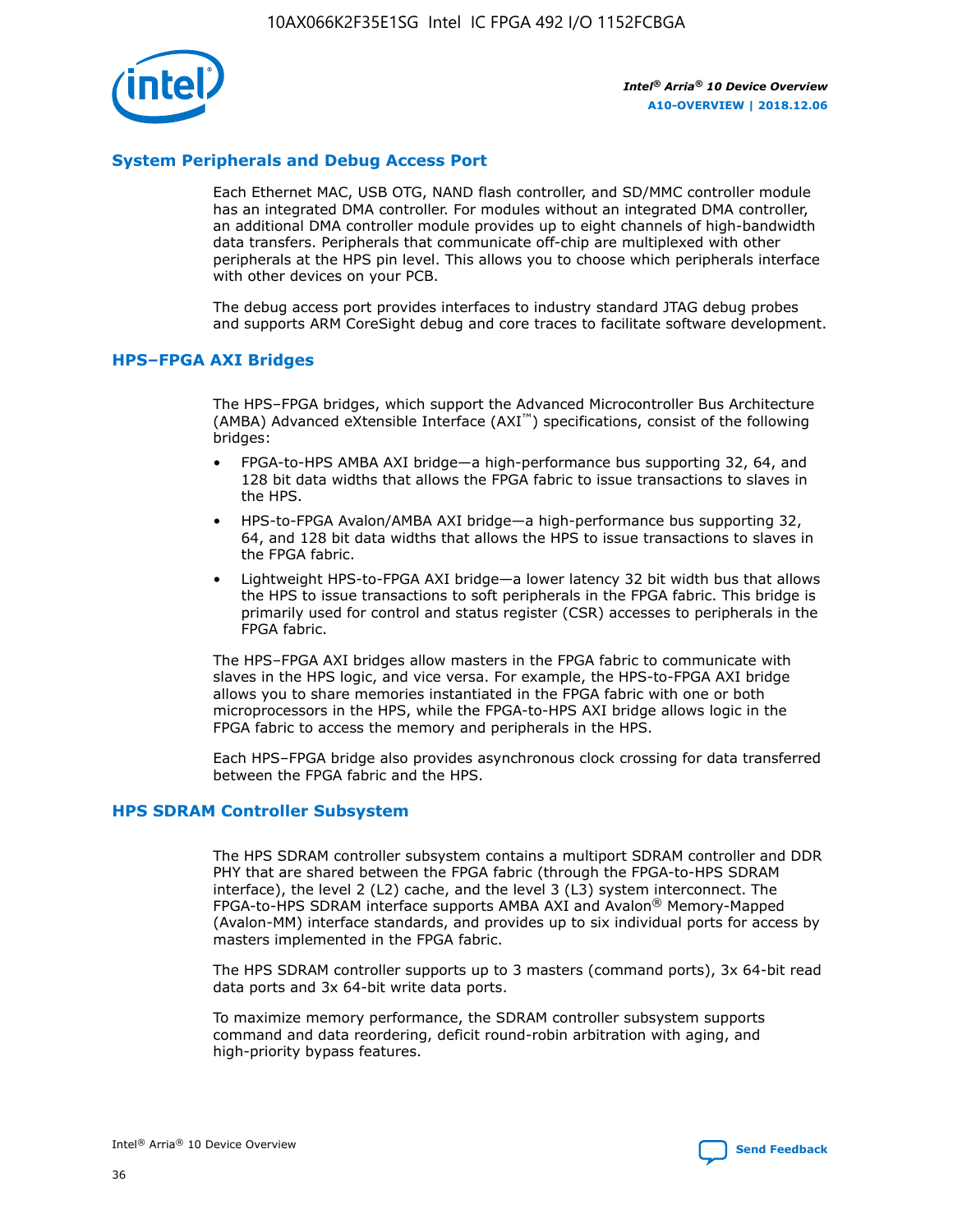## System Peripherals and Debug Access Port

Each Ethernet MAC, USB OTG, NAND flash controller, and SD/MMC controller module has an integrated DMA controller. For modules without an integrated DMA controller, an additional DMA controller module provides up to eight channels of high-bandwidth data transfers. Peripherals that communicate off-chip are multiplexed with other peripherals at the HPS pin level. This allows you to choose which peripherals interface with other devices on your PCB.

The debug access port provides interfaces to industry standard JTAG debug probes and supports ARM CoreSight debug and core traces to facilitate software development.

## HPS–FPGA AXI Bridges

The HPS–FPGA bridges, which support the Advanced Microcontroller Bus Architecture (AMBA) Advanced eXtensible Interface (AXI™) specifications, consist of the following bridges:

- FPGA-to-HPS AMBA AXI bridge—a high-performance bus supporting 32, 64, and 128 bit data widths that allows the FPGA fabric to issue transactions to slaves in the HPS.
- HPS-to-FPGA Avalon/AMBA AXI bridge—a high-performance bus supporting 32, 64, and 128 bit data widths that allows the HPS to issue transactions to slaves in the FPGA fabric.
- Lightweight HPS-to-FPGA AXI bridge—a lower latency 32 bit width bus that allows the HPS to issue transactions to soft peripherals in the FPGA fabric. This bridge is primarily used for control and status register (CSR) accesses to peripherals in the FPGA fabric.

The HPS–FPGA AXI bridges allow masters in the FPGA fabric to communicate with slaves in the HPS logic, and vice versa. For example, the HPS-to-FPGA AXI bridge allows you to share memories instantiated in the FPGA fabric with one or both microprocessors in the HPS, while the FPGA-to-HPS AXI bridge allows logic in the FPGA fabric to access the memory and peripherals in the HPS.

Each HPS–FPGA bridge also provides asynchronous clock crossing for data transferred between the FPGA fabric and the HPS.

## HPS SDRAM Controller Subsystem

The HPS SDRAM controller subsystem contains a multiport SDRAM controller and DDR PHY that are shared between the FPGA fabric (through the FPGA-to-HPS SDRAM interface), the level 2 (L2) cache, and the level 3 (L3) system interconnect. The FPGA-to-HPS SDRAM interface supports AMBA AXI and Avalon® Memory-Mapped (Avalon-MM) interface standards, and provides up to six individual ports for access by masters implemented in the FPGA fabric.

The HPS SDRAM controller supports up to 3 masters (command ports), 3x 64-bit read data ports and 3x 64-bit write data ports.

To maximize memory performance, the SDRAM controller subsystem supports command and data reordering, deficit round-robin arbitration with aging, and high-priority bypass features.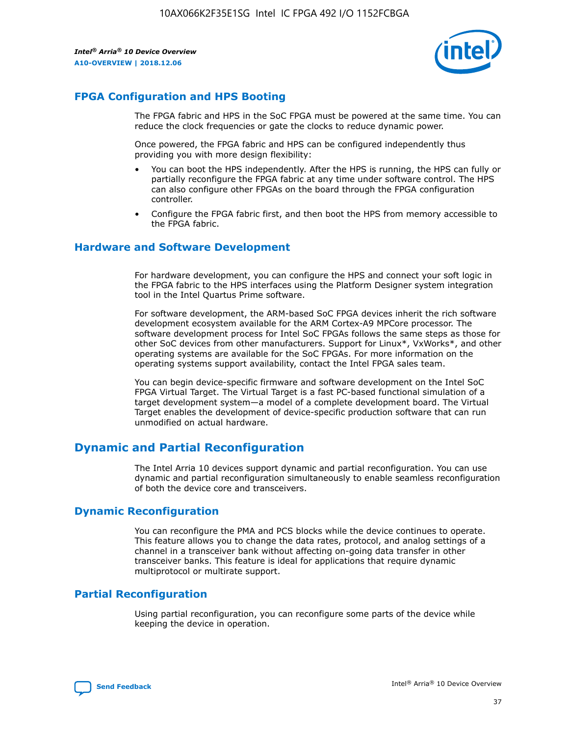## FPGA Configuration and HPS Booting

The FPGA fabric and HPS in the SoC FPGA must be powered at the same time. You can reduce the clock frequencies or gate the clocks to reduce dynamic power.

Once powered, the FPGA fabric and HPS can be configured independently thus providing you with more design flexibility:

- You can boot the HPS independently. After the HPS is running, the HPS can fully or partially reconfigure the FPGA fabric at any time under software control. The HPS can also configure other FPGAs on the board through the FPGA configuration controller.
- Configure the FPGA fabric first, and then boot the HPS from memory accessible to the FPGA fabric.

## Hardware and Software Development

For hardware development, you can configure the HPS and connect your soft logic in the FPGA fabric to the HPS interfaces using the Platform Designer system integration tool in the Intel Quartus Prime software.

For software development, the ARM-based SoC FPGA devices inherit the rich software development ecosystem available for the ARM Cortex-A9 MPCore processor. The software development process for Intel SoC FPGAs follows the same steps as those for other SoC devices from other manufacturers. Support for Linux*, VxWorks*, and other operating systems are available for the SoC FPGAs. For more information on the operating systems support availability, contact the Intel FPGA sales team.

You can begin device-specific firmware and software development on the Intel SoC FPGA Virtual Target. The Virtual Target is a fast PC-based functional simulation of a target development system—a model of a complete development board. The Virtual Target enables the development of device-specific production software that can run unmodified on actual hardware.

# Dynamic and Partial Reconfiguration

The Intel Arria 10 devices support dynamic and partial reconfiguration. You can use dynamic and partial reconfiguration simultaneously to enable seamless reconfiguration of both the device core and transceivers.

## Dynamic Reconfiguration

You can reconfigure the PMA and PCS blocks while the device continues to operate. This feature allows you to change the data rates, protocol, and analog settings of a channel in a transceiver bank without affecting on-going data transfer in other transceiver banks. This feature is ideal for applications that require dynamic multiprotocol or multirate support.

## Partial Reconfiguration

Using partial reconfiguration, you can reconfigure some parts of the device while keeping the device in operation.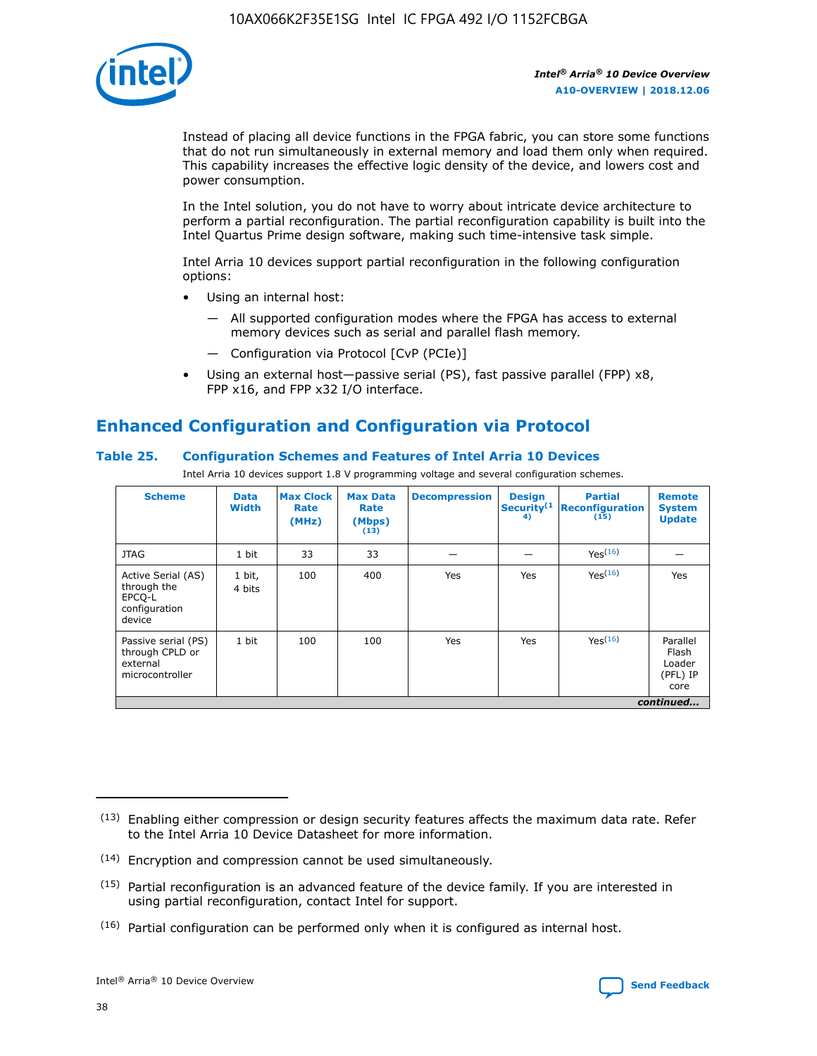Instead of placing all device functions in the FPGA fabric, you can store some functions that do not run simultaneously in external memory and load them only when required. This capability increases the effective logic density of the device, and lowers cost and power consumption.

In the Intel solution, you do not have to worry about intricate device architecture to perform a partial reconfiguration. The partial reconfiguration capability is built into the Intel Quartus Prime design software, making such time-intensive task simple.

Intel Arria 10 devices support partial reconfiguration in the following configuration options:

- Using an internal host:
  - — All supported configuration modes where the FPGA has access to external memory devices such as serial and parallel flash memory.
  - — Configuration via Protocol [CvP (PCIe)]
- Using an external host—passive serial (PS), fast passive parallel (FPP) x8, FPP x16, and FPP x32 I/O interface.

## Enhanced Configuration and Configuration via Protocol

### Table 25. Configuration Schemes and Features of Intel Arria 10 Devices

Intel Arria 10 devices support 1.8 V programming voltage and several configuration schemes.

| Scheme | Data Width | Max Clock Rate (MHz) | Max Data Rate (Mbps) (13) | Decompression | Design Security (14) | Partial Reconfiguration (15) | Remote System Update |
|---|---|---|---|---|---|---|---|
| JTAG | 1 bit | 33 | 33 | — | — | Yes (16) | — |
| Active Serial (AS) through the EPCQ-L configuration device | 1 bit, 4 bits | 100 | 400 | Yes | Yes | Yes (16) | Yes |
| Passive serial (PS) through CPLD or external microcontroller | 1 bit | 100 | 100 | Yes | Yes | Yes (16) | Parallel Flash Loader (PFL) IP core |

*continued...*

(13) Enabling either compression or design security features affects the maximum data rate. Refer to the Intel Arria 10 Device Datasheet for more information.

(14) Encryption and compression cannot be used simultaneously.

(15) Partial reconfiguration is an advanced feature of the device family. If you are interested in using partial reconfiguration, contact Intel for support.

(16) Partial configuration can be performed only when it is configured as internal host.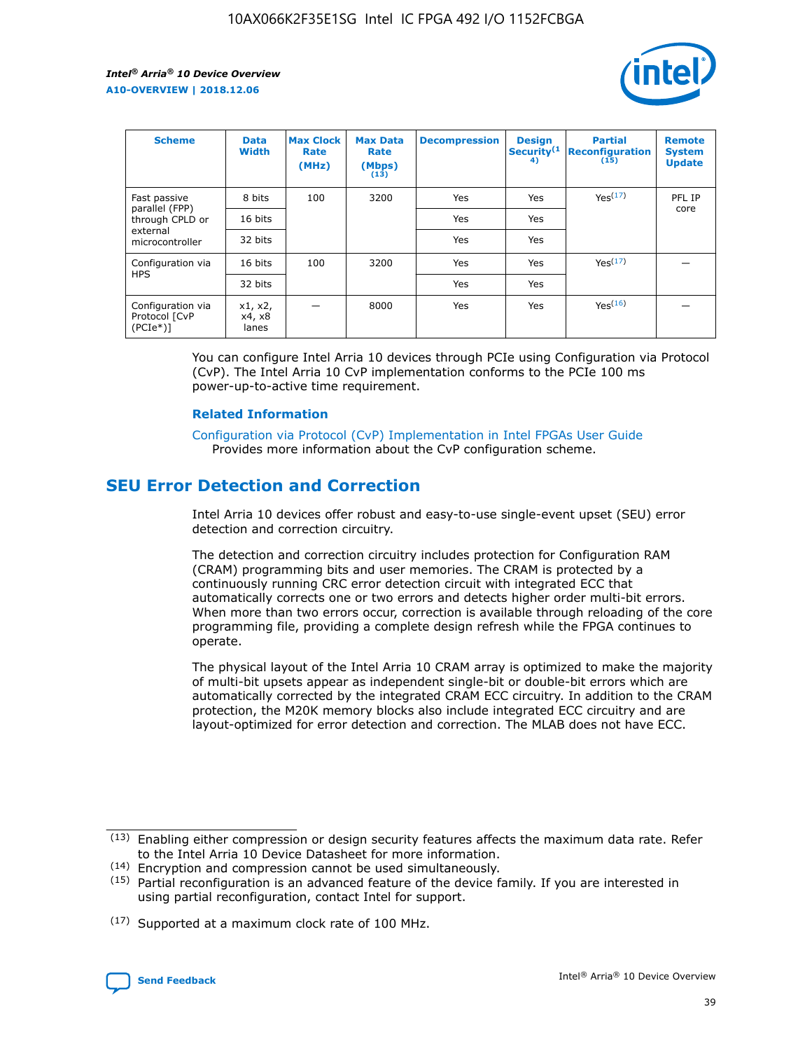| Scheme | Data Width | Max Clock Rate (MHz) | Max Data Rate (Mbps) (13) | Decompression | Design Security(14) | Partial Reconfiguration (15) | Remote System Update |
|---|---|---|---|---|---|---|---|
| Fast passive parallel (FPP) through CPLD or external microcontroller | 8 bits | 100 | 3200 | Yes | Yes | Yes(17) | PFL IP core |
| | 16 bits | | | Yes | Yes | | |
| | 32 bits | | | Yes | Yes | | |
| Configuration via HPS | 16 bits | 100 | 3200 | Yes | Yes | Yes(17) | — |
| | 32 bits | | | Yes | Yes | | |
| Configuration via Protocol [CvP (PCIe*)] | x1, x2, x4, x8 lanes | — | 8000 | Yes | Yes | Yes(16) | — |

You can configure Intel Arria 10 devices through PCIe using Configuration via Protocol (CvP). The Intel Arria 10 CvP implementation conforms to the PCIe 100 ms power-up-to-active time requirement.

**Related Information**

Configuration via Protocol (CvP) Implementation in Intel FPGAs User Guide
Provides more information about the CvP configuration scheme.

## SEU Error Detection and Correction

Intel Arria 10 devices offer robust and easy-to-use single-event upset (SEU) error detection and correction circuitry.

The detection and correction circuitry includes protection for Configuration RAM (CRAM) programming bits and user memories. The CRAM is protected by a continuously running CRC error detection circuit with integrated ECC that automatically corrects one or two errors and detects higher order multi-bit errors. When more than two errors occur, correction is available through reloading of the core programming file, providing a complete design refresh while the FPGA continues to operate.

The physical layout of the Intel Arria 10 CRAM array is optimized to make the majority of multi-bit upsets appear as independent single-bit or double-bit errors which are automatically corrected by the integrated CRAM ECC circuitry. In addition to the CRAM protection, the M20K memory blocks also include integrated ECC circuitry and are layout-optimized for error detection and correction. The MLAB does not have ECC.

(13) Enabling either compression or design security features affects the maximum data rate. Refer to the Intel Arria 10 Device Datasheet for more information.

(14) Encryption and compression cannot be used simultaneously.

(15) Partial reconfiguration is an advanced feature of the device family. If you are interested in using partial reconfiguration, contact Intel for support.

(17) Supported at a maximum clock rate of 100 MHz.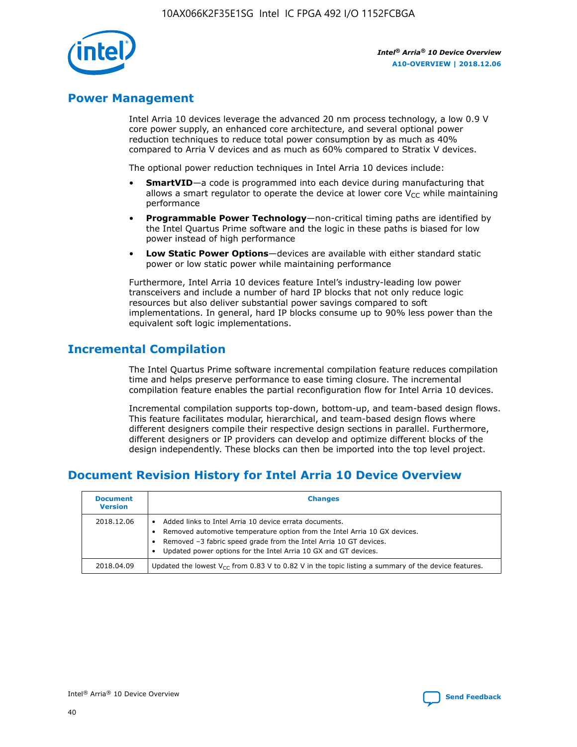## Power Management

Intel Arria 10 devices leverage the advanced 20 nm process technology, a low 0.9 V core power supply, an enhanced core architecture, and several optional power reduction techniques to reduce total power consumption by as much as 40% compared to Arria V devices and as much as 60% compared to Stratix V devices.

The optional power reduction techniques in Intel Arria 10 devices include:

- **SmartVID**—a code is programmed into each device during manufacturing that allows a smart regulator to operate the device at lower core $V_{CC}$ while maintaining performance
- **Programmable Power Technology**—non-critical timing paths are identified by the Intel Quartus Prime software and the logic in these paths is biased for low power instead of high performance
- **Low Static Power Options**—devices are available with either standard static power or low static power while maintaining performance

Furthermore, Intel Arria 10 devices feature Intel's industry-leading low power transceivers and include a number of hard IP blocks that not only reduce logic resources but also deliver substantial power savings compared to soft implementations. In general, hard IP blocks consume up to 90% less power than the equivalent soft logic implementations.

## Incremental Compilation

The Intel Quartus Prime software incremental compilation feature reduces compilation time and helps preserve performance to ease timing closure. The incremental compilation feature enables the partial reconfiguration flow for Intel Arria 10 devices.

Incremental compilation supports top-down, bottom-up, and team-based design flows. This feature facilitates modular, hierarchical, and team-based design flows where different designers compile their respective design sections in parallel. Furthermore, different designers or IP providers can develop and optimize different blocks of the design independently. These blocks can then be imported into the top level project.

## Document Revision History for Intel Arria 10 Device Overview

| Document Version | Changes |
|---|---|
| 2018.12.06 | • Added links to Intel Arria 10 device errata documents.<br>• Removed automotive temperature option from the Intel Arria 10 GX devices.<br>• Removed –3 fabric speed grade from the Intel Arria 10 GT devices.<br>• Updated power options for the Intel Arria 10 GX and GT devices. |
| 2018.04.09 | Updated the lowest $V_{CC}$ from 0.83 V to 0.82 V in the topic listing a summary of the device features. |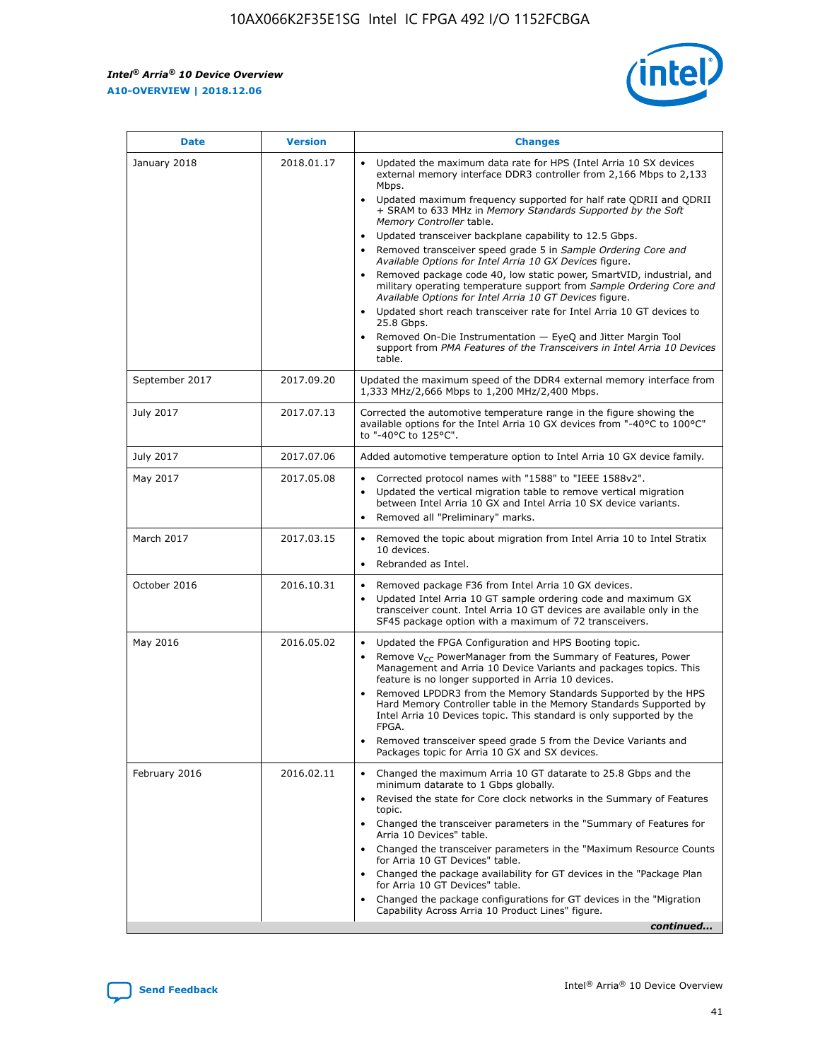| Date | Version | Changes |
| --- | --- | --- |
| January 2018 | 2018.01.17 | • Updated the maximum data rate for HPS (Intel Arria 10 SX devices external memory interface DDR3 controller from 2,166 Mbps to 2,133 Mbps.<br>• Updated maximum frequency supported for half rate QDRII and QDRII + SRAM to 633 MHz in *Memory Standards Supported by the Soft Memory Controller* table.<br>• Updated transceiver backplane capability to 12.5 Gbps.<br>• Removed transceiver speed grade 5 in *Sample Ordering Core and Available Options for Intel Arria 10 GX Devices* figure.<br>• Removed package code 40, low static power, SmartVID, industrial, and military operating temperature support from *Sample Ordering Core and Available Options for Intel Arria 10 GT Devices* figure.<br>• Updated short reach transceiver rate for Intel Arria 10 GT devices to 25.8 Gbps.<br>• Removed On-Die Instrumentation — EyeQ and Jitter Margin Tool support from *PMA Features of the Transceivers in Intel Arria 10 Devices* table. |
| September 2017 | 2017.09.20 | Updated the maximum speed of the DDR4 external memory interface from 1,333 MHz/2,666 Mbps to 1,200 MHz/2,400 Mbps. |
| July 2017 | 2017.07.13 | Corrected the automotive temperature range in the figure showing the available options for the Intel Arria 10 GX devices from "-40°C to 100°C" to "-40°C to 125°C". |
| July 2017 | 2017.07.06 | Added automotive temperature option to Intel Arria 10 GX device family. |
| May 2017 | 2017.05.08 | • Corrected protocol names with "1588" to "IEEE 1588v2".<br>• Updated the vertical migration table to remove vertical migration between Intel Arria 10 GX and Intel Arria 10 SX device variants.<br>• Removed all "Preliminary" marks. |
| March 2017 | 2017.03.15 | • Removed the topic about migration from Intel Arria 10 to Intel Stratix 10 devices.<br>• Rebranded as Intel. |
| October 2016 | 2016.10.31 | • Removed package F36 from Intel Arria 10 GX devices.<br>• Updated Intel Arria 10 GT sample ordering code and maximum GX transceiver count. Intel Arria 10 GT devices are available only in the SF45 package option with a maximum of 72 transceivers. |
| May 2016 | 2016.05.02 | • Updated the FPGA Configuration and HPS Booting topic.<br>• Remove $V_{CC}$ PowerManager from the Summary of Features, Power Management and Arria 10 Device Variants and packages topics. This feature is no longer supported in Arria 10 devices.<br>• Removed LPDDR3 from the Memory Standards Supported by the HPS Hard Memory Controller table in the Memory Standards Supported by Intel Arria 10 Devices topic. This standard is only supported by the FPGA.<br>• Removed transceiver speed grade 5 from the Device Variants and Packages topic for Arria 10 GX and SX devices. |
| February 2016 | 2016.02.11 | • Changed the maximum Arria 10 GT datarate to 25.8 Gbps and the minimum datarate to 1 Gbps globally.<br>• Revised the state for Core clock networks in the Summary of Features topic.<br>• Changed the transceiver parameters in the "Summary of Features for Arria 10 Devices" table.<br>• Changed the transceiver parameters in the "Maximum Resource Counts for Arria 10 GT Devices" table.<br>• Changed the package availability for GT devices in the "Package Plan for Arria 10 GT Devices" table.<br>• Changed the package configurations for GT devices in the "Migration Capability Across Arria 10 Product Lines" figure. |

*continued...*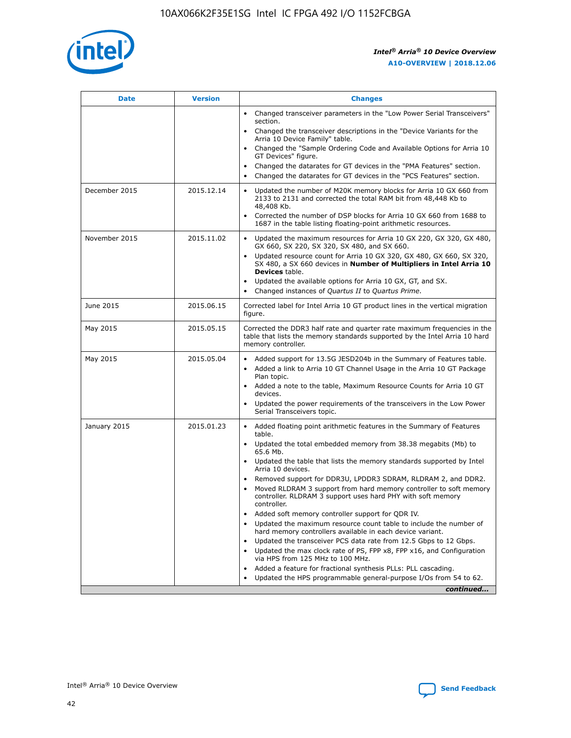| Date | Version | Changes |
| --- | --- | --- |
| | | • Changed transceiver parameters in the "Low Power Serial Transceivers" section.<br>• Changed the transceiver descriptions in the "Device Variants for the Arria 10 Device Family" table.<br>• Changed the "Sample Ordering Code and Available Options for Arria 10 GT Devices" figure.<br>• Changed the datarates for GT devices in the "PMA Features" section.<br>• Changed the datarates for GT devices in the "PCS Features" section. |
| December 2015 | 2015.12.14 | • Updated the number of M20K memory blocks for Arria 10 GX 660 from 2133 to 2131 and corrected the total RAM bit from 48,448 Kb to 48,408 Kb.<br>• Corrected the number of DSP blocks for Arria 10 GX 660 from 1688 to 1687 in the table listing floating-point arithmetic resources. |
| November 2015 | 2015.11.02 | • Updated the maximum resources for Arria 10 GX 220, GX 320, GX 480, GX 660, SX 220, SX 320, SX 480, and SX 660.<br>• Updated resource count for Arria 10 GX 320, GX 480, GX 660, SX 320, SX 480, a SX 660 devices in **Number of Multipliers in Intel Arria 10 Devices** table.<br>• Updated the available options for Arria 10 GX, GT, and SX.<br>• Changed instances of *Quartus II* to *Quartus Prime*. |
| June 2015 | 2015.06.15 | Corrected label for Intel Arria 10 GT product lines in the vertical migration figure. |
| May 2015 | 2015.05.15 | Corrected the DDR3 half rate and quarter rate maximum frequencies in the table that lists the memory standards supported by the Intel Arria 10 hard memory controller. |
| May 2015 | 2015.05.04 | • Added support for 13.5G JESD204b in the Summary of Features table.<br>• Added a link to Arria 10 GT Channel Usage in the Arria 10 GT Package Plan topic.<br>• Added a note to the table, Maximum Resource Counts for Arria 10 GT devices.<br>• Updated the power requirements of the transceivers in the Low Power Serial Transceivers topic. |
| January 2015 | 2015.01.23 | • Added floating point arithmetic features in the Summary of Features table.<br>• Updated the total embedded memory from 38.38 megabits (Mb) to 65.6 Mb.<br>• Updated the table that lists the memory standards supported by Intel Arria 10 devices.<br>• Removed support for DDR3U, LPDDR3 SDRAM, RLDRAM 2, and DDR2.<br>• Moved RLDRAM 3 support from hard memory controller to soft memory controller. RLDRAM 3 support uses hard PHY with soft memory controller.<br>• Added soft memory controller support for QDR IV.<br>• Updated the maximum resource count table to include the number of hard memory controllers available in each device variant.<br>• Updated the transceiver PCS data rate from 12.5 Gbps to 12 Gbps.<br>• Updated the max clock rate of PS, FPP x8, FPP x16, and Configuration via HPS from 125 MHz to 100 MHz.<br>• Added a feature for fractional synthesis PLLs: PLL cascading.<br>• Updated the HPS programmable general-purpose I/Os from 54 to 62. |
| | | *continued...* |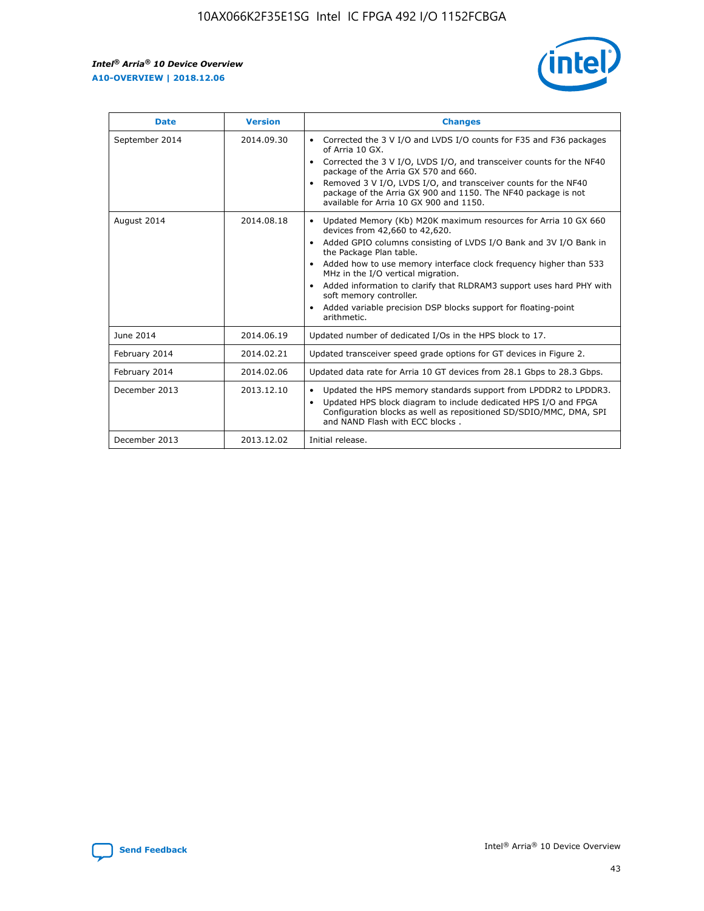| Date | Version | Changes |
| --- | --- | --- |
| September 2014 | 2014.09.30 | • Corrected the 3 V I/O and LVDS I/O counts for F35 and F36 packages of Arria 10 GX. • Corrected the 3 V I/O, LVDS I/O, and transceiver counts for the NF40 package of the Arria GX 570 and 660. • Removed 3 V I/O, LVDS I/O, and transceiver counts for the NF40 package of the Arria GX 900 and 1150. The NF40 package is not available for Arria 10 GX 900 and 1150. |
| August 2014 | 2014.08.18 | • Updated Memory (Kb) M20K maximum resources for Arria 10 GX 660 devices from 42,660 to 42,620. • Added GPIO columns consisting of LVDS I/O Bank and 3V I/O Bank in the Package Plan table. • Added how to use memory interface clock frequency higher than 533 MHz in the I/O vertical migration. • Added information to clarify that RLDRAM3 support uses hard PHY with soft memory controller. • Added variable precision DSP blocks support for floating-point arithmetic. |
| June 2014 | 2014.06.19 | Updated number of dedicated I/Os in the HPS block to 17. |
| February 2014 | 2014.02.21 | Updated transceiver speed grade options for GT devices in Figure 2. |
| February 2014 | 2014.02.06 | Updated data rate for Arria 10 GT devices from 28.1 Gbps to 28.3 Gbps. |
| December 2013 | 2013.12.10 | • Updated the HPS memory standards support from LPDDR2 to LPDDR3. • Updated HPS block diagram to include dedicated HPS I/O and FPGA Configuration blocks as well as repositioned SD/SDIO/MMC, DMA, SPI and NAND Flash with ECC blocks . |
| December 2013 | 2013.12.02 | Initial release. |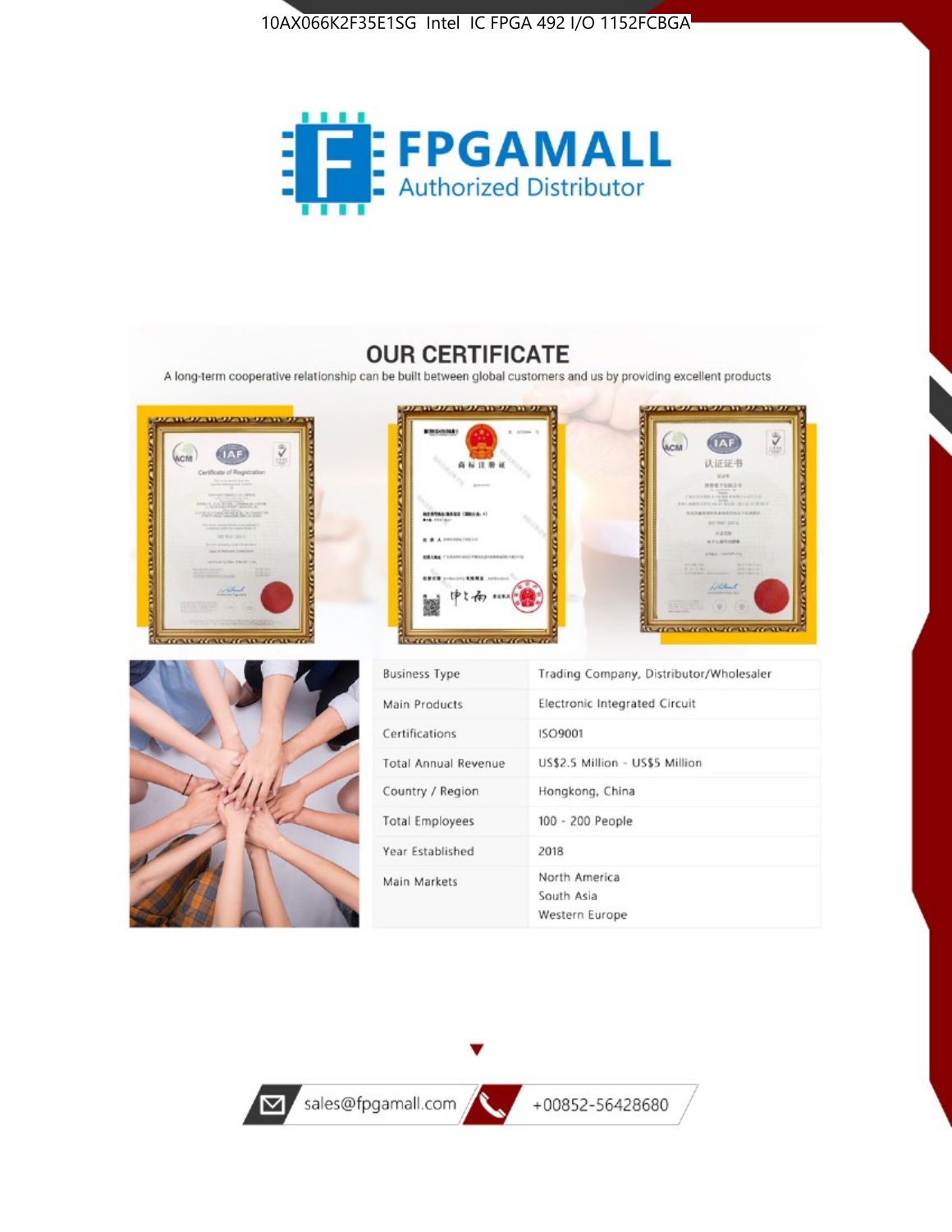FPGAMALL
Authorized Distributor

## OUR CERTIFICATE

A long-term cooperative relationship can be built between global customers and us by providing excellent products

| | |
|---|---|
| Business Type | Trading Company, Distributor/Wholesaler |
| Main Products | Electronic Integrated Circuit |
| Certifications | ISO9001 |
| Total Annual Revenue | US$2.5 Million - US$5 Million |
| Country / Region | Hongkong, China |
| Total Employees | 100 - 200 People |
| Year Established | 2018 |
| Main Markets | North America<br>South Asia<br>Western Europe |

sales@fpgamall.com

+00852-56428680